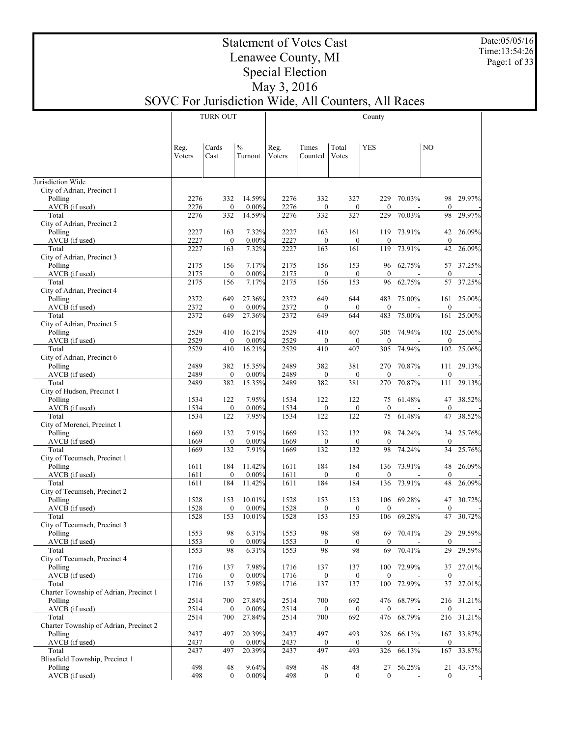# Statement of Votes Cast
# Lenawee County, MI
# Special Election
# May 3, 2016
# SOVC For Jurisdiction Wide, All Counters, All Races

Date:05/05/16
Time:13:54:26

| | TURN OUT | | | County | | | | | | |
|---|---|---|---|---|---|---|---|---|---|---|
| | Reg. Voters | Cards Cast | % Turnout | Reg. Voters | Times Counted | Total Votes | YES | | NO | |
| Jurisdiction Wide | | | | | | | | | | |
| City of Adrian, Precinct 1 | | | | | | | | | | |
| Polling | 2276 | 332 | 14.59% | 2276 | 332 | 327 | 229 | 70.03% | 98 | 29.97% |
| AVCB (if used) | 2276 | 0 | 0.00% | 2276 | 0 | 0 | 0 | - | 0 | - |
| Total | 2276 | 332 | 14.59% | 2276 | 332 | 327 | 229 | 70.03% | 98 | 29.97% |
| City of Adrian, Precinct 2 | | | | | | | | | | |
| Polling | 2227 | 163 | 7.32% | 2227 | 163 | 161 | 119 | 73.91% | 42 | 26.09% |
| AVCB (if used) | 2227 | 0 | 0.00% | 2227 | 0 | 0 | 0 | - | 0 | - |
| Total | 2227 | 163 | 7.32% | 2227 | 163 | 161 | 119 | 73.91% | 42 | 26.09% |
| City of Adrian, Precinct 3 | | | | | | | | | | |
| Polling | 2175 | 156 | 7.17% | 2175 | 156 | 153 | 96 | 62.75% | 57 | 37.25% |
| AVCB (if used) | 2175 | 0 | 0.00% | 2175 | 0 | 0 | 0 | - | 0 | - |
| Total | 2175 | 156 | 7.17% | 2175 | 156 | 153 | 96 | 62.75% | 57 | 37.25% |
| City of Adrian, Precinct 4 | | | | | | | | | | |
| Polling | 2372 | 649 | 27.36% | 2372 | 649 | 644 | 483 | 75.00% | 161 | 25.00% |
| AVCB (if used) | 2372 | 0 | 0.00% | 2372 | 0 | 0 | 0 | - | 0 | - |
| Total | 2372 | 649 | 27.36% | 2372 | 649 | 644 | 483 | 75.00% | 161 | 25.00% |
| City of Adrian, Precinct 5 | | | | | | | | | | |
| Polling | 2529 | 410 | 16.21% | 2529 | 410 | 407 | 305 | 74.94% | 102 | 25.06% |
| AVCB (if used) | 2529 | 0 | 0.00% | 2529 | 0 | 0 | 0 | - | 0 | - |
| Total | 2529 | 410 | 16.21% | 2529 | 410 | 407 | 305 | 74.94% | 102 | 25.06% |
| City of Adrian, Precinct 6 | | | | | | | | | | |
| Polling | 2489 | 382 | 15.35% | 2489 | 382 | 381 | 270 | 70.87% | 111 | 29.13% |
| AVCB (if used) | 2489 | 0 | 0.00% | 2489 | 0 | 0 | 0 | - | 0 | - |
| Total | 2489 | 382 | 15.35% | 2489 | 382 | 381 | 270 | 70.87% | 111 | 29.13% |
| City of Hudson, Precinct 1 | | | | | | | | | | |
| Polling | 1534 | 122 | 7.95% | 1534 | 122 | 122 | 75 | 61.48% | 47 | 38.52% |
| AVCB (if used) | 1534 | 0 | 0.00% | 1534 | 0 | 0 | 0 | - | 0 | - |
| Total | 1534 | 122 | 7.95% | 1534 | 122 | 122 | 75 | 61.48% | 47 | 38.52% |
| City of Morenci, Precinct 1 | | | | | | | | | | |
| Polling | 1669 | 132 | 7.91% | 1669 | 132 | 132 | 98 | 74.24% | 34 | 25.76% |
| AVCB (if used) | 1669 | 0 | 0.00% | 1669 | 0 | 0 | 0 | - | 0 | - |
| Total | 1669 | 132 | 7.91% | 1669 | 132 | 132 | 98 | 74.24% | 34 | 25.76% |
| City of Tecumseh, Precinct 1 | | | | | | | | | | |
| Polling | 1611 | 184 | 11.42% | 1611 | 184 | 184 | 136 | 73.91% | 48 | 26.09% |
| AVCB (if used) | 1611 | 0 | 0.00% | 1611 | 0 | 0 | 0 | - | 0 | - |
| Total | 1611 | 184 | 11.42% | 1611 | 184 | 184 | 136 | 73.91% | 48 | 26.09% |
| City of Tecumseh, Precinct 2 | | | | | | | | | | |
| Polling | 1528 | 153 | 10.01% | 1528 | 153 | 153 | 106 | 69.28% | 47 | 30.72% |
| AVCB (if used) | 1528 | 0 | 0.00% | 1528 | 0 | 0 | 0 | - | 0 | - |
| Total | 1528 | 153 | 10.01% | 1528 | 153 | 153 | 106 | 69.28% | 47 | 30.72% |
| City of Tecumseh, Precinct 3 | | | | | | | | | | |
| Polling | 1553 | 98 | 6.31% | 1553 | 98 | 98 | 69 | 70.41% | 29 | 29.59% |
| AVCB (if used) | 1553 | 0 | 0.00% | 1553 | 0 | 0 | 0 | - | 0 | - |
| Total | 1553 | 98 | 6.31% | 1553 | 98 | 98 | 69 | 70.41% | 29 | 29.59% |
| City of Tecumseh, Precinct 4 | | | | | | | | | | |
| Polling | 1716 | 137 | 7.98% | 1716 | 137 | 137 | 100 | 72.99% | 37 | 27.01% |
| AVCB (if used) | 1716 | 0 | 0.00% | 1716 | 0 | 0 | 0 | - | 0 | - |
| Total | 1716 | 137 | 7.98% | 1716 | 137 | 137 | 100 | 72.99% | 37 | 27.01% |
| Charter Township of Adrian, Precinct 1 | | | | | | | | | | |
| Polling | 2514 | 700 | 27.84% | 2514 | 700 | 692 | 476 | 68.79% | 216 | 31.21% |
| AVCB (if used) | 2514 | 0 | 0.00% | 2514 | 0 | 0 | 0 | - | 0 | - |
| Total | 2514 | 700 | 27.84% | 2514 | 700 | 692 | 476 | 68.79% | 216 | 31.21% |
| Charter Township of Adrian, Precinct 2 | | | | | | | | | | |
| Polling | 2437 | 497 | 20.39% | 2437 | 497 | 493 | 326 | 66.13% | 167 | 33.87% |
| AVCB (if used) | 2437 | 0 | 0.00% | 2437 | 0 | 0 | 0 | - | 0 | - |
| Total | 2437 | 497 | 20.39% | 2437 | 497 | 493 | 326 | 66.13% | 167 | 33.87% |
| Blissfield Township, Precinct 1 | | | | | | | | | | |
| Polling | 498 | 48 | 9.64% | 498 | 48 | 48 | 27 | 56.25% | 21 | 43.75% |
| AVCB (if used) | 498 | 0 | 0.00% | 498 | 0 | 0 | 0 | - | 0 | - |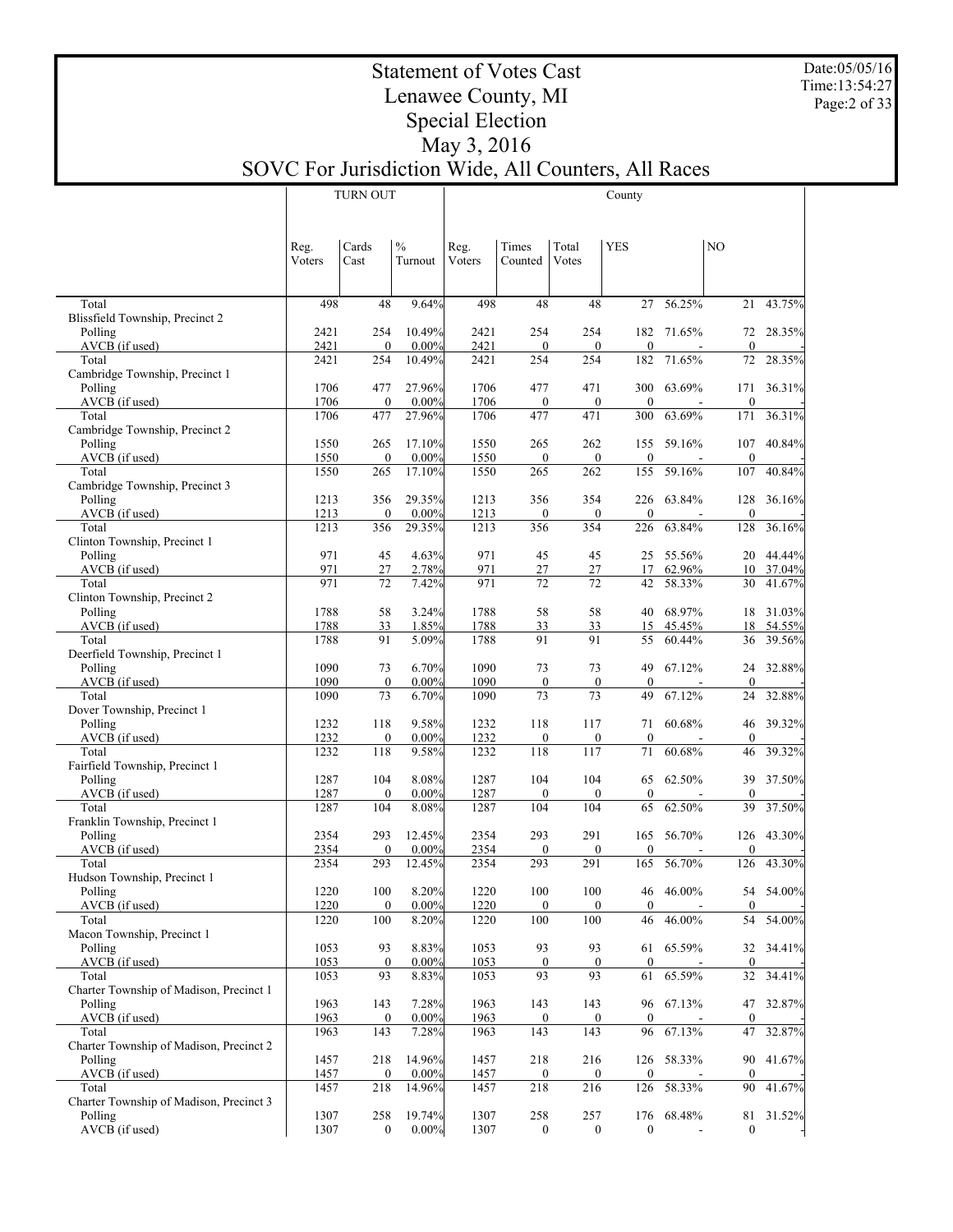# Statement of Votes Cast
# Lenawee County, MI
# Special Election
# May 3, 2016
# SOVC For Jurisdiction Wide, All Counters, All Races

Date:05/05/16
Time:13:54:27

| | TURN OUT | | | County | | | | | | |
|---|---|---|---|---|---|---|---|---|---|---|
| | Reg. Voters | Cards Cast | % Turnout | Reg. Voters | Times Counted | Total Votes | YES | | NO | |
| Total | 498 | 48 | 9.64% | 498 | 48 | 48 | 27 | 56.25% | 21 | 43.75% |
| Blissfield Township, Precinct 2 | | | | | | | | | | |
| Polling | 2421 | 254 | 10.49% | 2421 | 254 | 254 | 182 | 71.65% | 72 | 28.35% |
| AVCB (if used) | 2421 | 0 | 0.00% | 2421 | 0 | 0 | 0 | - | 0 | - |
| Total | 2421 | 254 | 10.49% | 2421 | 254 | 254 | 182 | 71.65% | 72 | 28.35% |
| Cambridge Township, Precinct 1 | | | | | | | | | | |
| Polling | 1706 | 477 | 27.96% | 1706 | 477 | 471 | 300 | 63.69% | 171 | 36.31% |
| AVCB (if used) | 1706 | 0 | 0.00% | 1706 | 0 | 0 | 0 | - | 0 | - |
| Total | 1706 | 477 | 27.96% | 1706 | 477 | 471 | 300 | 63.69% | 171 | 36.31% |
| Cambridge Township, Precinct 2 | | | | | | | | | | |
| Polling | 1550 | 265 | 17.10% | 1550 | 265 | 262 | 155 | 59.16% | 107 | 40.84% |
| AVCB (if used) | 1550 | 0 | 0.00% | 1550 | 0 | 0 | 0 | - | 0 | - |
| Total | 1550 | 265 | 17.10% | 1550 | 265 | 262 | 155 | 59.16% | 107 | 40.84% |
| Cambridge Township, Precinct 3 | | | | | | | | | | |
| Polling | 1213 | 356 | 29.35% | 1213 | 356 | 354 | 226 | 63.84% | 128 | 36.16% |
| AVCB (if used) | 1213 | 0 | 0.00% | 1213 | 0 | 0 | 0 | - | 0 | - |
| Total | 1213 | 356 | 29.35% | 1213 | 356 | 354 | 226 | 63.84% | 128 | 36.16% |
| Clinton Township, Precinct 1 | | | | | | | | | | |
| Polling | 971 | 45 | 4.63% | 971 | 45 | 45 | 25 | 55.56% | 20 | 44.44% |
| AVCB (if used) | 971 | 27 | 2.78% | 971 | 27 | 27 | 17 | 62.96% | 10 | 37.04% |
| Total | 971 | 72 | 7.42% | 971 | 72 | 72 | 42 | 58.33% | 30 | 41.67% |
| Clinton Township, Precinct 2 | | | | | | | | | | |
| Polling | 1788 | 58 | 3.24% | 1788 | 58 | 58 | 40 | 68.97% | 18 | 31.03% |
| AVCB (if used) | 1788 | 33 | 1.85% | 1788 | 33 | 33 | 15 | 45.45% | 18 | 54.55% |
| Total | 1788 | 91 | 5.09% | 1788 | 91 | 91 | 55 | 60.44% | 36 | 39.56% |
| Deerfield Township, Precinct 1 | | | | | | | | | | |
| Polling | 1090 | 73 | 6.70% | 1090 | 73 | 73 | 49 | 67.12% | 24 | 32.88% |
| AVCB (if used) | 1090 | 0 | 0.00% | 1090 | 0 | 0 | 0 | - | 0 | - |
| Total | 1090 | 73 | 6.70% | 1090 | 73 | 73 | 49 | 67.12% | 24 | 32.88% |
| Dover Township, Precinct 1 | | | | | | | | | | |
| Polling | 1232 | 118 | 9.58% | 1232 | 118 | 117 | 71 | 60.68% | 46 | 39.32% |
| AVCB (if used) | 1232 | 0 | 0.00% | 1232 | 0 | 0 | 0 | - | 0 | - |
| Total | 1232 | 118 | 9.58% | 1232 | 118 | 117 | 71 | 60.68% | 46 | 39.32% |
| Fairfield Township, Precinct 1 | | | | | | | | | | |
| Polling | 1287 | 104 | 8.08% | 1287 | 104 | 104 | 65 | 62.50% | 39 | 37.50% |
| AVCB (if used) | 1287 | 0 | 0.00% | 1287 | 0 | 0 | 0 | - | 0 | - |
| Total | 1287 | 104 | 8.08% | 1287 | 104 | 104 | 65 | 62.50% | 39 | 37.50% |
| Franklin Township, Precinct 1 | | | | | | | | | | |
| Polling | 2354 | 293 | 12.45% | 2354 | 293 | 291 | 165 | 56.70% | 126 | 43.30% |
| AVCB (if used) | 2354 | 0 | 0.00% | 2354 | 0 | 0 | 0 | - | 0 | - |
| Total | 2354 | 293 | 12.45% | 2354 | 293 | 291 | 165 | 56.70% | 126 | 43.30% |
| Hudson Township, Precinct 1 | | | | | | | | | | |
| Polling | 1220 | 100 | 8.20% | 1220 | 100 | 100 | 46 | 46.00% | 54 | 54.00% |
| AVCB (if used) | 1220 | 0 | 0.00% | 1220 | 0 | 0 | 0 | - | 0 | - |
| Total | 1220 | 100 | 8.20% | 1220 | 100 | 100 | 46 | 46.00% | 54 | 54.00% |
| Macon Township, Precinct 1 | | | | | | | | | | |
| Polling | 1053 | 93 | 8.83% | 1053 | 93 | 93 | 61 | 65.59% | 32 | 34.41% |
| AVCB (if used) | 1053 | 0 | 0.00% | 1053 | 0 | 0 | 0 | - | 0 | - |
| Total | 1053 | 93 | 8.83% | 1053 | 93 | 93 | 61 | 65.59% | 32 | 34.41% |
| Charter Township of Madison, Precinct 1 | | | | | | | | | | |
| Polling | 1963 | 143 | 7.28% | 1963 | 143 | 143 | 96 | 67.13% | 47 | 32.87% |
| AVCB (if used) | 1963 | 0 | 0.00% | 1963 | 0 | 0 | 0 | - | 0 | - |
| Total | 1963 | 143 | 7.28% | 1963 | 143 | 143 | 96 | 67.13% | 47 | 32.87% |
| Charter Township of Madison, Precinct 2 | | | | | | | | | | |
| Polling | 1457 | 218 | 14.96% | 1457 | 218 | 216 | 126 | 58.33% | 90 | 41.67% |
| AVCB (if used) | 1457 | 0 | 0.00% | 1457 | 0 | 0 | 0 | - | 0 | - |
| Total | 1457 | 218 | 14.96% | 1457 | 218 | 216 | 126 | 58.33% | 90 | 41.67% |
| Charter Township of Madison, Precinct 3 | | | | | | | | | | |
| Polling | 1307 | 258 | 19.74% | 1307 | 258 | 257 | 176 | 68.48% | 81 | 31.52% |
| AVCB (if used) | 1307 | 0 | 0.00% | 1307 | 0 | 0 | 0 | - | 0 | - |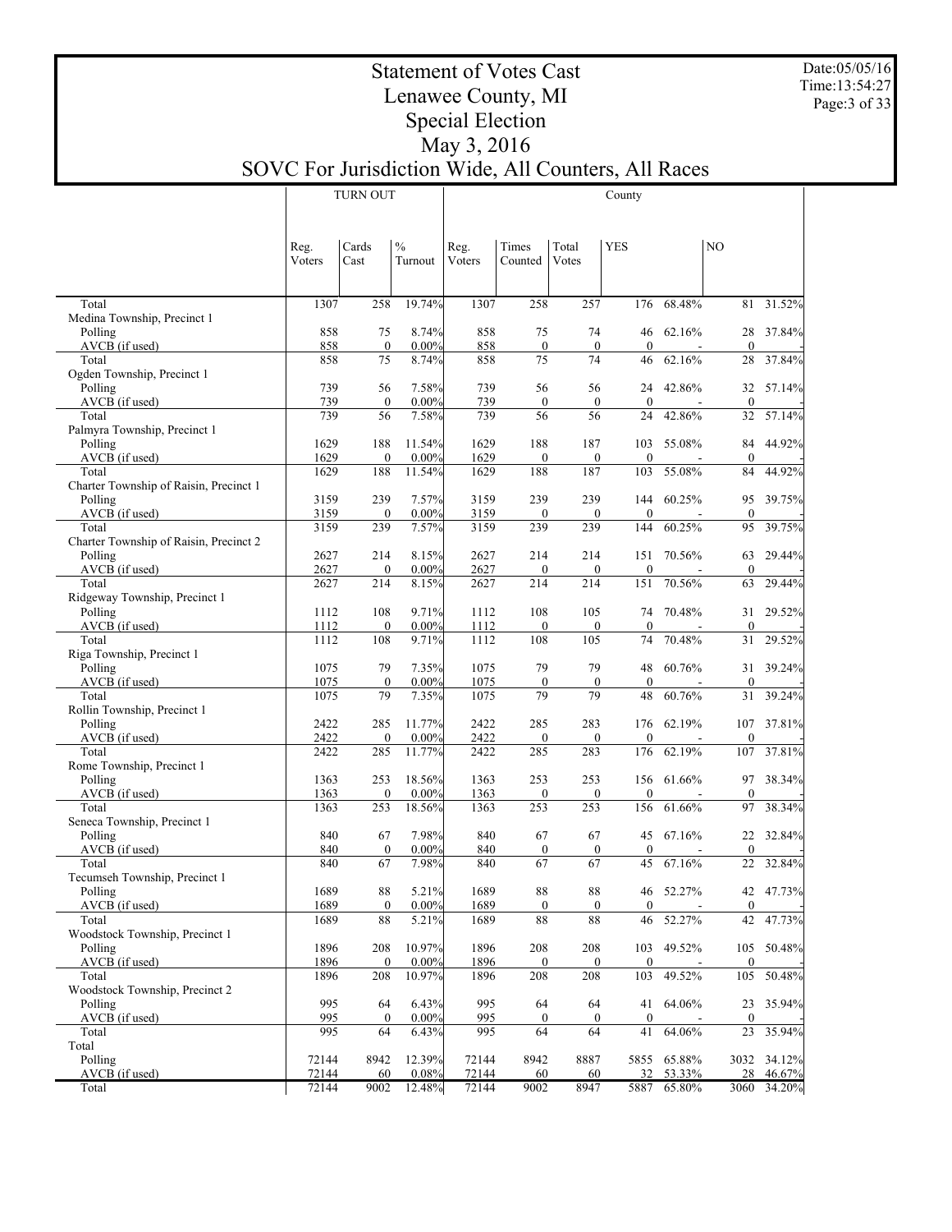# Statement of Votes Cast
## Lenawee County, MI
## Special Election
## May 3, 2016
## SOVC For Jurisdiction Wide, All Counters, All Races

Date:05/05/16
Time:13:54:27

| | TURN OUT | | | County | | | | | | |
|---|---|---|---|---|---|---|---|---|---|---|
| | Reg. Voters | Cards Cast | % Turnout | Reg. Voters | Times Counted | Total Votes | YES | | NO | |
| Total | 1307 | 258 | 19.74% | 1307 | 258 | 257 | 176 | 68.48% | 81 | 31.52% |
| Medina Township, Precinct 1 | | | | | | | | | | |
| Polling | 858 | 75 | 8.74% | 858 | 75 | 74 | 46 | 62.16% | 28 | 37.84% |
| AVCB (if used) | 858 | 0 | 0.00% | 858 | 0 | 0 | 0 | - | 0 | - |
| Total | 858 | 75 | 8.74% | 858 | 75 | 74 | 46 | 62.16% | 28 | 37.84% |
| Ogden Township, Precinct 1 | | | | | | | | | | |
| Polling | 739 | 56 | 7.58% | 739 | 56 | 56 | 24 | 42.86% | 32 | 57.14% |
| AVCB (if used) | 739 | 0 | 0.00% | 739 | 0 | 0 | 0 | - | 0 | - |
| Total | 739 | 56 | 7.58% | 739 | 56 | 56 | 24 | 42.86% | 32 | 57.14% |
| Palmyra Township, Precinct 1 | | | | | | | | | | |
| Polling | 1629 | 188 | 11.54% | 1629 | 188 | 187 | 103 | 55.08% | 84 | 44.92% |
| AVCB (if used) | 1629 | 0 | 0.00% | 1629 | 0 | 0 | 0 | - | 0 | - |
| Total | 1629 | 188 | 11.54% | 1629 | 188 | 187 | 103 | 55.08% | 84 | 44.92% |
| Charter Township of Raisin, Precinct 1 | | | | | | | | | | |
| Polling | 3159 | 239 | 7.57% | 3159 | 239 | 239 | 144 | 60.25% | 95 | 39.75% |
| AVCB (if used) | 3159 | 0 | 0.00% | 3159 | 0 | 0 | 0 | - | 0 | - |
| Total | 3159 | 239 | 7.57% | 3159 | 239 | 239 | 144 | 60.25% | 95 | 39.75% |
| Charter Township of Raisin, Precinct 2 | | | | | | | | | | |
| Polling | 2627 | 214 | 8.15% | 2627 | 214 | 214 | 151 | 70.56% | 63 | 29.44% |
| AVCB (if used) | 2627 | 0 | 0.00% | 2627 | 0 | 0 | 0 | - | 0 | - |
| Total | 2627 | 214 | 8.15% | 2627 | 214 | 214 | 151 | 70.56% | 63 | 29.44% |
| Ridgeway Township, Precinct 1 | | | | | | | | | | |
| Polling | 1112 | 108 | 9.71% | 1112 | 108 | 105 | 74 | 70.48% | 31 | 29.52% |
| AVCB (if used) | 1112 | 0 | 0.00% | 1112 | 0 | 0 | 0 | - | 0 | - |
| Total | 1112 | 108 | 9.71% | 1112 | 108 | 105 | 74 | 70.48% | 31 | 29.52% |
| Riga Township, Precinct 1 | | | | | | | | | | |
| Polling | 1075 | 79 | 7.35% | 1075 | 79 | 79 | 48 | 60.76% | 31 | 39.24% |
| AVCB (if used) | 1075 | 0 | 0.00% | 1075 | 0 | 0 | 0 | - | 0 | - |
| Total | 1075 | 79 | 7.35% | 1075 | 79 | 79 | 48 | 60.76% | 31 | 39.24% |
| Rollin Township, Precinct 1 | | | | | | | | | | |
| Polling | 2422 | 285 | 11.77% | 2422 | 285 | 283 | 176 | 62.19% | 107 | 37.81% |
| AVCB (if used) | 2422 | 0 | 0.00% | 2422 | 0 | 0 | 0 | - | 0 | - |
| Total | 2422 | 285 | 11.77% | 2422 | 285 | 283 | 176 | 62.19% | 107 | 37.81% |
| Rome Township, Precinct 1 | | | | | | | | | | |
| Polling | 1363 | 253 | 18.56% | 1363 | 253 | 253 | 156 | 61.66% | 97 | 38.34% |
| AVCB (if used) | 1363 | 0 | 0.00% | 1363 | 0 | 0 | 0 | - | 0 | - |
| Total | 1363 | 253 | 18.56% | 1363 | 253 | 253 | 156 | 61.66% | 97 | 38.34% |
| Seneca Township, Precinct 1 | | | | | | | | | | |
| Polling | 840 | 67 | 7.98% | 840 | 67 | 67 | 45 | 67.16% | 22 | 32.84% |
| AVCB (if used) | 840 | 0 | 0.00% | 840 | 0 | 0 | 0 | - | 0 | - |
| Total | 840 | 67 | 7.98% | 840 | 67 | 67 | 45 | 67.16% | 22 | 32.84% |
| Tecumseh Township, Precinct 1 | | | | | | | | | | |
| Polling | 1689 | 88 | 5.21% | 1689 | 88 | 88 | 46 | 52.27% | 42 | 47.73% |
| AVCB (if used) | 1689 | 0 | 0.00% | 1689 | 0 | 0 | 0 | - | 0 | - |
| Total | 1689 | 88 | 5.21% | 1689 | 88 | 88 | 46 | 52.27% | 42 | 47.73% |
| Woodstock Township, Precinct 1 | | | | | | | | | | |
| Polling | 1896 | 208 | 10.97% | 1896 | 208 | 208 | 103 | 49.52% | 105 | 50.48% |
| AVCB (if used) | 1896 | 0 | 0.00% | 1896 | 0 | 0 | 0 | - | 0 | - |
| Total | 1896 | 208 | 10.97% | 1896 | 208 | 208 | 103 | 49.52% | 105 | 50.48% |
| Woodstock Township, Precinct 2 | | | | | | | | | | |
| Polling | 995 | 64 | 6.43% | 995 | 64 | 64 | 41 | 64.06% | 23 | 35.94% |
| AVCB (if used) | 995 | 0 | 0.00% | 995 | 0 | 0 | 0 | - | 0 | - |
| Total | 995 | 64 | 6.43% | 995 | 64 | 64 | 41 | 64.06% | 23 | 35.94% |
| Total | | | | | | | | | | |
| Polling | 72144 | 8942 | 12.39% | 72144 | 8942 | 8887 | 5855 | 65.88% | 3032 | 34.12% |
| AVCB (if used) | 72144 | 60 | 0.08% | 72144 | 60 | 60 | 32 | 53.33% | 28 | 46.67% |
| Total | 72144 | 9002 | 12.48% | 72144 | 9002 | 8947 | 5887 | 65.80% | 3060 | 34.20% |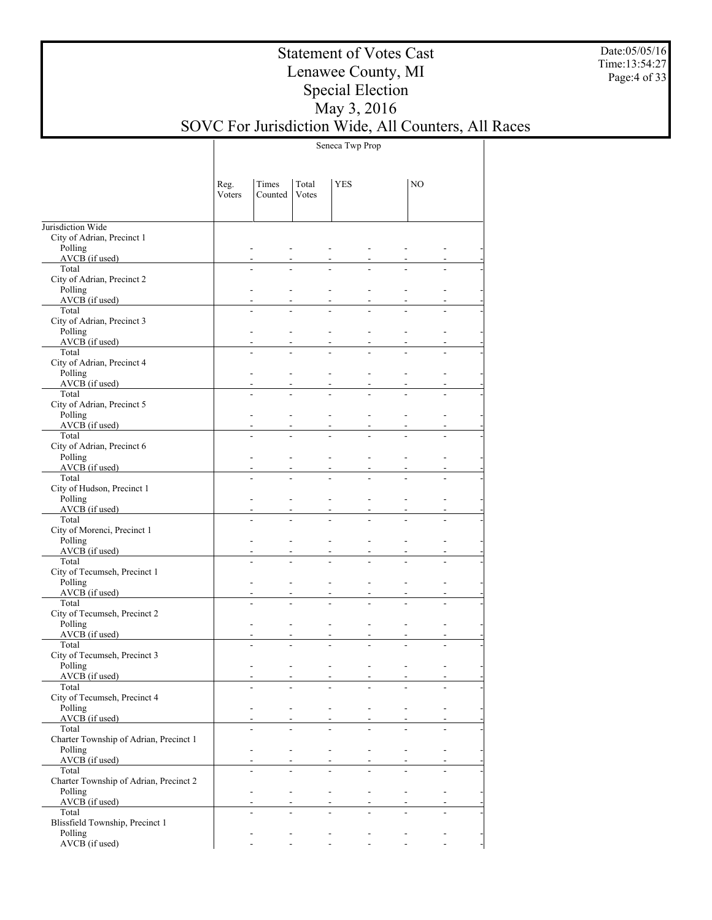# Statement of Votes Cast
## Lenawee County, MI
## Special Election
## May 3, 2016
## SOVC For Jurisdiction Wide, All Counters, All Races

Date:05/05/16
Time:13:54:27

| | Seneca Twp Prop | | | | | | |
|---|---|---|---|---|---|---|---|
| | Reg. Voters | Times Counted | Total Votes | YES | | NO | |
| Jurisdiction Wide | | | | | | | |
| City of Adrian, Precinct 1 | | | | | | | |
| Polling | - | - | - | - | - | - | - |
| AVCB (if used) | - | - | - | - | - | - | - |
| Total | - | - | - | - | - | - | - |
| City of Adrian, Precinct 2 | | | | | | | |
| Polling | - | - | - | - | - | - | - |
| AVCB (if used) | - | - | - | - | - | - | - |
| Total | - | - | - | - | - | - | - |
| City of Adrian, Precinct 3 | | | | | | | |
| Polling | - | - | - | - | - | - | - |
| AVCB (if used) | - | - | - | - | - | - | - |
| Total | - | - | - | - | - | - | - |
| City of Adrian, Precinct 4 | | | | | | | |
| Polling | - | - | - | - | - | - | - |
| AVCB (if used) | - | - | - | - | - | - | - |
| Total | - | - | - | - | - | - | - |
| City of Adrian, Precinct 5 | | | | | | | |
| Polling | - | - | - | - | - | - | - |
| AVCB (if used) | - | - | - | - | - | - | - |
| Total | - | - | - | - | - | - | - |
| City of Adrian, Precinct 6 | | | | | | | |
| Polling | - | - | - | - | - | - | - |
| AVCB (if used) | - | - | - | - | - | - | - |
| Total | - | - | - | - | - | - | - |
| City of Hudson, Precinct 1 | | | | | | | |
| Polling | - | - | - | - | - | - | - |
| AVCB (if used) | - | - | - | - | - | - | - |
| Total | - | - | - | - | - | - | - |
| City of Morenci, Precinct 1 | | | | | | | |
| Polling | - | - | - | - | - | - | - |
| AVCB (if used) | - | - | - | - | - | - | - |
| Total | - | - | - | - | - | - | - |
| City of Tecumseh, Precinct 1 | | | | | | | |
| Polling | - | - | - | - | - | - | - |
| AVCB (if used) | - | - | - | - | - | - | - |
| Total | - | - | - | - | - | - | - |
| City of Tecumseh, Precinct 2 | | | | | | | |
| Polling | - | - | - | - | - | - | - |
| AVCB (if used) | - | - | - | - | - | - | - |
| Total | - | - | - | - | - | - | - |
| City of Tecumseh, Precinct 3 | | | | | | | |
| Polling | - | - | - | - | - | - | - |
| AVCB (if used) | - | - | - | - | - | - | - |
| Total | - | - | - | - | - | - | - |
| City of Tecumseh, Precinct 4 | | | | | | | |
| Polling | - | - | - | - | - | - | - |
| AVCB (if used) | - | - | - | - | - | - | - |
| Total | - | - | - | - | - | - | - |
| Charter Township of Adrian, Precinct 1 | | | | | | | |
| Polling | - | - | - | - | - | - | - |
| AVCB (if used) | - | - | - | - | - | - | - |
| Total | - | - | - | - | - | - | - |
| Charter Township of Adrian, Precinct 2 | | | | | | | |
| Polling | - | - | - | - | - | - | - |
| AVCB (if used) | - | - | - | - | - | - | - |
| Total | - | - | - | - | - | - | - |
| Blissfield Township, Precinct 1 | | | | | | | |
| Polling | - | - | - | - | - | - | - |
| AVCB (if used) | - | - | - | - | - | - | - |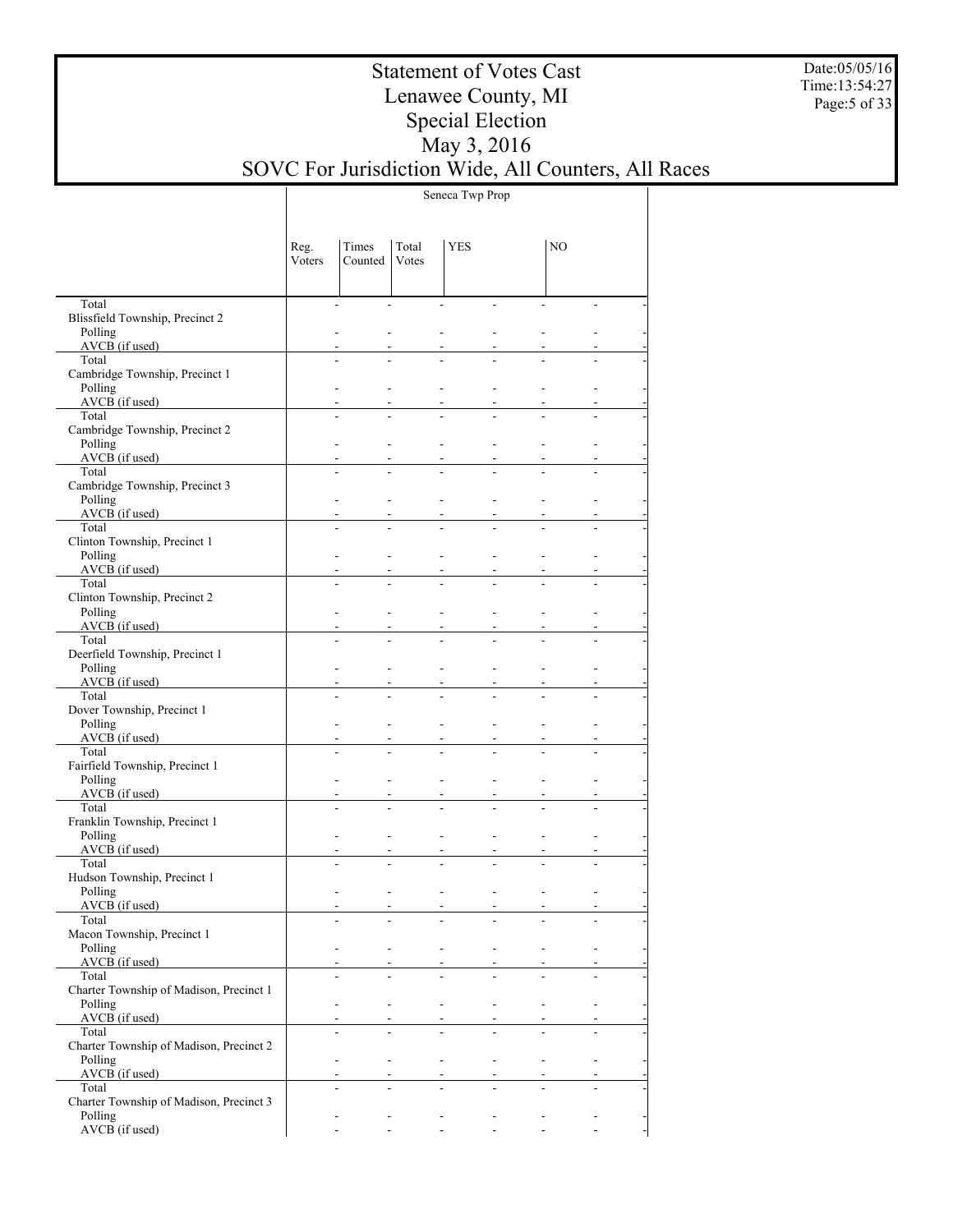# Statement of Votes Cast
# Lenawee County, MI
# Special Election
# May 3, 2016
# SOVC For Jurisdiction Wide, All Counters, All Races

Date:05/05/16
Time:13:54:27

| | Seneca Twp Prop | | | | | | |
|---|---|---|---|---|---|---|---|
| | Reg. Voters | Times Counted | Total Votes | YES | | NO | |
| Total | - | - | - | - | - | - | - |
| Blissfield Township, Precinct 2 | | | | | | | |
| Polling | - | - | - | - | - | - | - |
| AVCB (if used) | - | - | - | - | - | - | - |
| Total | - | - | - | - | - | - | - |
| Cambridge Township, Precinct 1 | | | | | | | |
| Polling | - | - | - | - | - | - | - |
| AVCB (if used) | - | - | - | - | - | - | - |
| Total | - | - | - | - | - | - | - |
| Cambridge Township, Precinct 2 | | | | | | | |
| Polling | - | - | - | - | - | - | - |
| AVCB (if used) | - | - | - | - | - | - | - |
| Total | - | - | - | - | - | - | - |
| Cambridge Township, Precinct 3 | | | | | | | |
| Polling | - | - | - | - | - | - | - |
| AVCB (if used) | - | - | - | - | - | - | - |
| Total | - | - | - | - | - | - | - |
| Clinton Township, Precinct 1 | | | | | | | |
| Polling | - | - | - | - | - | - | - |
| AVCB (if used) | - | - | - | - | - | - | - |
| Total | - | - | - | - | - | - | - |
| Clinton Township, Precinct 2 | | | | | | | |
| Polling | - | - | - | - | - | - | - |
| AVCB (if used) | - | - | - | - | - | - | - |
| Total | - | - | - | - | - | - | - |
| Deerfield Township, Precinct 1 | | | | | | | |
| Polling | - | - | - | - | - | - | - |
| AVCB (if used) | - | - | - | - | - | - | - |
| Total | - | - | - | - | - | - | - |
| Dover Township, Precinct 1 | | | | | | | |
| Polling | - | - | - | - | - | - | - |
| AVCB (if used) | - | - | - | - | - | - | - |
| Total | - | - | - | - | - | - | - |
| Fairfield Township, Precinct 1 | | | | | | | |
| Polling | - | - | - | - | - | - | - |
| AVCB (if used) | - | - | - | - | - | - | - |
| Total | - | - | - | - | - | - | - |
| Franklin Township, Precinct 1 | | | | | | | |
| Polling | - | - | - | - | - | - | - |
| AVCB (if used) | - | - | - | - | - | - | - |
| Total | - | - | - | - | - | - | - |
| Hudson Township, Precinct 1 | | | | | | | |
| Polling | - | - | - | - | - | - | - |
| AVCB (if used) | - | - | - | - | - | - | - |
| Total | - | - | - | - | - | - | - |
| Macon Township, Precinct 1 | | | | | | | |
| Polling | - | - | - | - | - | - | - |
| AVCB (if used) | - | - | - | - | - | - | - |
| Total | - | - | - | - | - | - | - |
| Charter Township of Madison, Precinct 1 | | | | | | | |
| Polling | - | - | - | - | - | - | - |
| AVCB (if used) | - | - | - | - | - | - | - |
| Total | - | - | - | - | - | - | - |
| Charter Township of Madison, Precinct 2 | | | | | | | |
| Polling | - | - | - | - | - | - | - |
| AVCB (if used) | - | - | - | - | - | - | - |
| Total | - | - | - | - | - | - | - |
| Charter Township of Madison, Precinct 3 | | | | | | | |
| Polling | - | - | - | - | - | - | - |
| AVCB (if used) | - | - | - | - | - | - | - |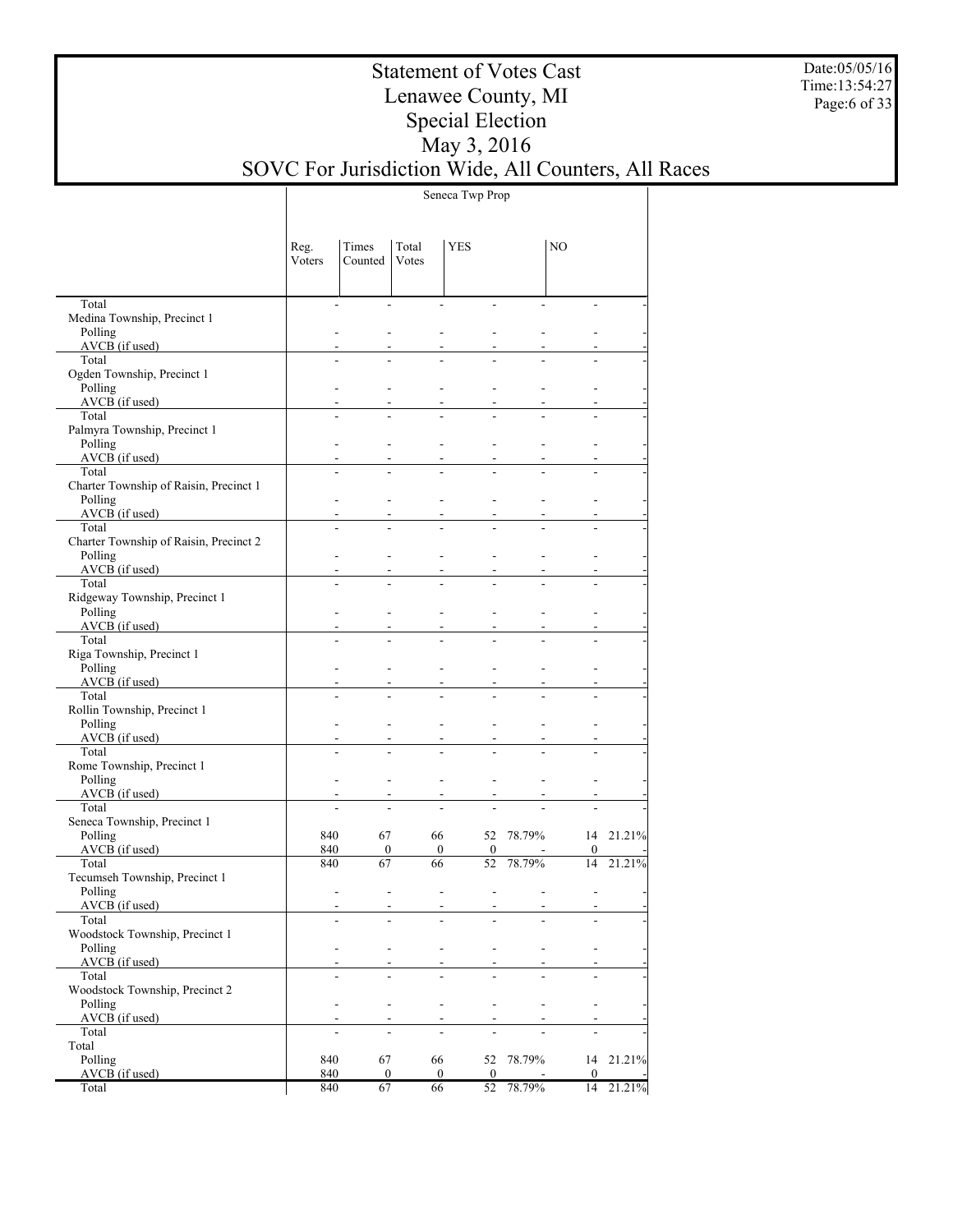# Statement of Votes Cast
## Lenawee County, MI
## Special Election
## May 3, 2016
## SOVC For Jurisdiction Wide, All Counters, All Races

Date:05/05/16
Time:13:54:27

| | Seneca Twp Prop | | | | | | |
|---|---|---|---|---|---|---|---|
| | Reg. Voters | Times Counted | Total Votes | YES | | NO | |
| Total | - | - | - | - | - | - | - |
| Medina Township, Precinct 1 | | | | | | | |
| Polling | - | - | - | - | - | - | - |
| AVCB (if used) | - | - | - | - | - | - | - |
| Total | - | - | - | - | - | - | - |
| Ogden Township, Precinct 1 | | | | | | | |
| Polling | - | - | - | - | - | - | - |
| AVCB (if used) | - | - | - | - | - | - | - |
| Total | - | - | - | - | - | - | - |
| Palmyra Township, Precinct 1 | | | | | | | |
| Polling | - | - | - | - | - | - | - |
| AVCB (if used) | - | - | - | - | - | - | - |
| Total | - | - | - | - | - | - | - |
| Charter Township of Raisin, Precinct 1 | | | | | | | |
| Polling | - | - | - | - | - | - | - |
| AVCB (if used) | - | - | - | - | - | - | - |
| Total | - | - | - | - | - | - | - |
| Charter Township of Raisin, Precinct 2 | | | | | | | |
| Polling | - | - | - | - | - | - | - |
| AVCB (if used) | - | - | - | - | - | - | - |
| Total | - | - | - | - | - | - | - |
| Ridgeway Township, Precinct 1 | | | | | | | |
| Polling | - | - | - | - | - | - | - |
| AVCB (if used) | - | - | - | - | - | - | - |
| Total | - | - | - | - | - | - | - |
| Riga Township, Precinct 1 | | | | | | | |
| Polling | - | - | - | - | - | - | - |
| AVCB (if used) | - | - | - | - | - | - | - |
| Total | - | - | - | - | - | - | - |
| Rollin Township, Precinct 1 | | | | | | | |
| Polling | - | - | - | - | - | - | - |
| AVCB (if used) | - | - | - | - | - | - | - |
| Total | - | - | - | - | - | - | - |
| Rome Township, Precinct 1 | | | | | | | |
| Polling | - | - | - | - | - | - | - |
| AVCB (if used) | - | - | - | - | - | - | - |
| Total | - | - | - | - | - | - | - |
| Seneca Township, Precinct 1 | | | | | | | |
| Polling | 840 | 67 | 66 | 52 | 78.79% | 14 | 21.21% |
| AVCB (if used) | 840 | 0 | 0 | 0 | - | 0 | - |
| Total | 840 | 67 | 66 | 52 | 78.79% | 14 | 21.21% |
| Tecumseh Township, Precinct 1 | | | | | | | |
| Polling | - | - | - | - | - | - | - |
| AVCB (if used) | - | - | - | - | - | - | - |
| Total | - | - | - | - | - | - | - |
| Woodstock Township, Precinct 1 | | | | | | | |
| Polling | - | - | - | - | - | - | - |
| AVCB (if used) | - | - | - | - | - | - | - |
| Total | - | - | - | - | - | - | - |
| Woodstock Township, Precinct 2 | | | | | | | |
| Polling | - | - | - | - | - | - | - |
| AVCB (if used) | - | - | - | - | - | - | - |
| Total | - | - | - | - | - | - | - |
| Total | | | | | | | |
| Polling | 840 | 67 | 66 | 52 | 78.79% | 14 | 21.21% |
| AVCB (if used) | 840 | 0 | 0 | 0 | - | 0 | - |
| Total | 840 | 67 | 66 | 52 | 78.79% | 14 | 21.21% |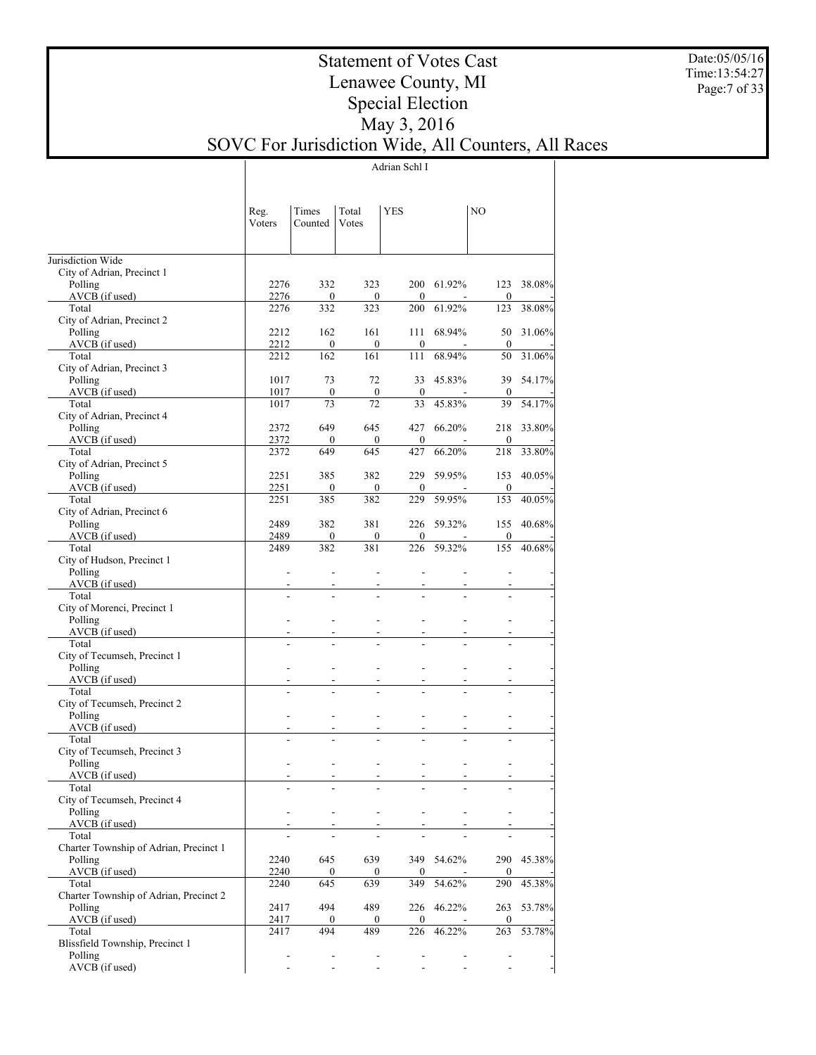# Statement of Votes Cast
# Lenawee County, MI
# Special Election
# May 3, 2016
# SOVC For Jurisdiction Wide, All Counters, All Races

Date:05/05/16
Time:13:54:27

| | Adrian Schl I | | | | | | |
|---|---|---|---|---|---|---|---|
| | Reg. Voters | Times Counted | Total Votes | YES | | NO | |
| Jurisdiction Wide | | | | | | | |
| City of Adrian, Precinct 1 | | | | | | | |
| Polling | 2276 | 332 | 323 | 200 | 61.92% | 123 | 38.08% |
| AVCB (if used) | 2276 | 0 | 0 | 0 | - | 0 | - |
| Total | 2276 | 332 | 323 | 200 | 61.92% | 123 | 38.08% |
| City of Adrian, Precinct 2 | | | | | | | |
| Polling | 2212 | 162 | 161 | 111 | 68.94% | 50 | 31.06% |
| AVCB (if used) | 2212 | 0 | 0 | 0 | - | 0 | - |
| Total | 2212 | 162 | 161 | 111 | 68.94% | 50 | 31.06% |
| City of Adrian, Precinct 3 | | | | | | | |
| Polling | 1017 | 73 | 72 | 33 | 45.83% | 39 | 54.17% |
| AVCB (if used) | 1017 | 0 | 0 | 0 | - | 0 | - |
| Total | 1017 | 73 | 72 | 33 | 45.83% | 39 | 54.17% |
| City of Adrian, Precinct 4 | | | | | | | |
| Polling | 2372 | 649 | 645 | 427 | 66.20% | 218 | 33.80% |
| AVCB (if used) | 2372 | 0 | 0 | 0 | - | 0 | - |
| Total | 2372 | 649 | 645 | 427 | 66.20% | 218 | 33.80% |
| City of Adrian, Precinct 5 | | | | | | | |
| Polling | 2251 | 385 | 382 | 229 | 59.95% | 153 | 40.05% |
| AVCB (if used) | 2251 | 0 | 0 | 0 | - | 0 | - |
| Total | 2251 | 385 | 382 | 229 | 59.95% | 153 | 40.05% |
| City of Adrian, Precinct 6 | | | | | | | |
| Polling | 2489 | 382 | 381 | 226 | 59.32% | 155 | 40.68% |
| AVCB (if used) | 2489 | 0 | 0 | 0 | - | 0 | - |
| Total | 2489 | 382 | 381 | 226 | 59.32% | 155 | 40.68% |
| City of Hudson, Precinct 1 | | | | | | | |
| Polling | - | - | - | - | - | - | - |
| AVCB (if used) | - | - | - | - | - | - | - |
| Total | - | - | - | - | - | - | - |
| City of Morenci, Precinct 1 | | | | | | | |
| Polling | - | - | - | - | - | - | - |
| AVCB (if used) | - | - | - | - | - | - | - |
| Total | - | - | - | - | - | - | - |
| City of Tecumseh, Precinct 1 | | | | | | | |
| Polling | - | - | - | - | - | - | - |
| AVCB (if used) | - | - | - | - | - | - | - |
| Total | - | - | - | - | - | - | - |
| City of Tecumseh, Precinct 2 | | | | | | | |
| Polling | - | - | - | - | - | - | - |
| AVCB (if used) | - | - | - | - | - | - | - |
| Total | - | - | - | - | - | - | - |
| City of Tecumseh, Precinct 3 | | | | | | | |
| Polling | - | - | - | - | - | - | - |
| AVCB (if used) | - | - | - | - | - | - | - |
| Total | - | - | - | - | - | - | - |
| City of Tecumseh, Precinct 4 | | | | | | | |
| Polling | - | - | - | - | - | - | - |
| AVCB (if used) | - | - | - | - | - | - | - |
| Total | - | - | - | - | - | - | - |
| Charter Township of Adrian, Precinct 1 | | | | | | | |
| Polling | 2240 | 645 | 639 | 349 | 54.62% | 290 | 45.38% |
| AVCB (if used) | 2240 | 0 | 0 | 0 | - | 0 | - |
| Total | 2240 | 645 | 639 | 349 | 54.62% | 290 | 45.38% |
| Charter Township of Adrian, Precinct 2 | | | | | | | |
| Polling | 2417 | 494 | 489 | 226 | 46.22% | 263 | 53.78% |
| AVCB (if used) | 2417 | 0 | 0 | 0 | - | 0 | - |
| Total | 2417 | 494 | 489 | 226 | 46.22% | 263 | 53.78% |
| Blissfield Township, Precinct 1 | | | | | | | |
| Polling | - | - | - | - | - | - | - |
| AVCB (if used) | - | - | - | - | - | - | - |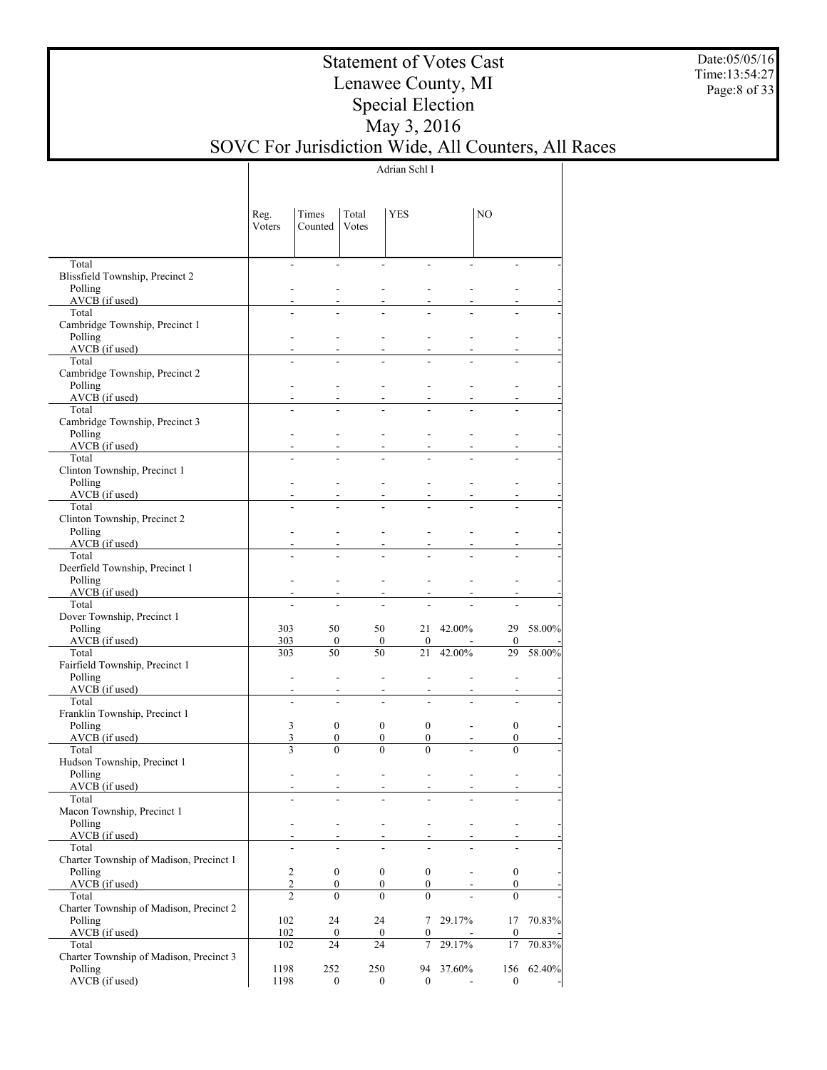# Statement of Votes Cast
## Lenawee County, MI
## Special Election
## May 3, 2016
## SOVC For Jurisdiction Wide, All Counters, All Races

Date:05/05/16
Time:13:54:27

Adrian Schl I

| | Reg. Voters | Times Counted | Total Votes | YES | | NO | |
|---|---|---|---|---|---|---|---|
| Total | - | - | - | - | - | - | - |
| Blissfield Township, Precinct 2 | | | | | | | |
| Polling | - | - | - | - | - | - | - |
| AVCB (if used) | - | - | - | - | - | - | - |
| Total | - | - | - | - | - | - | - |
| Cambridge Township, Precinct 1 | | | | | | | |
| Polling | - | - | - | - | - | - | - |
| AVCB (if used) | - | - | - | - | - | - | - |
| Total | - | - | - | - | - | - | - |
| Cambridge Township, Precinct 2 | | | | | | | |
| Polling | - | - | - | - | - | - | - |
| AVCB (if used) | - | - | - | - | - | - | - |
| Total | - | - | - | - | - | - | - |
| Cambridge Township, Precinct 3 | | | | | | | |
| Polling | - | - | - | - | - | - | - |
| AVCB (if used) | - | - | - | - | - | - | - |
| Total | - | - | - | - | - | - | - |
| Clinton Township, Precinct 1 | | | | | | | |
| Polling | - | - | - | - | - | - | - |
| AVCB (if used) | - | - | - | - | - | - | - |
| Total | - | - | - | - | - | - | - |
| Clinton Township, Precinct 2 | | | | | | | |
| Polling | - | - | - | - | - | - | - |
| AVCB (if used) | - | - | - | - | - | - | - |
| Total | - | - | - | - | - | - | - |
| Deerfield Township, Precinct 1 | | | | | | | |
| Polling | - | - | - | - | - | - | - |
| AVCB (if used) | - | - | - | - | - | - | - |
| Total | - | - | - | - | - | - | - |
| Dover Township, Precinct 1 | | | | | | | |
| Polling | 303 | 50 | 50 | 21 | 42.00% | 29 | 58.00% |
| AVCB (if used) | 303 | 0 | 0 | 0 | - | 0 | - |
| Total | 303 | 50 | 50 | 21 | 42.00% | 29 | 58.00% |
| Fairfield Township, Precinct 1 | | | | | | | |
| Polling | - | - | - | - | - | - | - |
| AVCB (if used) | - | - | - | - | - | - | - |
| Total | - | - | - | - | - | - | - |
| Franklin Township, Precinct 1 | | | | | | | |
| Polling | 3 | 0 | 0 | 0 | - | 0 | - |
| AVCB (if used) | 3 | 0 | 0 | 0 | - | 0 | - |
| Total | 3 | 0 | 0 | 0 | - | 0 | - |
| Hudson Township, Precinct 1 | | | | | | | |
| Polling | - | - | - | - | - | - | - |
| AVCB (if used) | - | - | - | - | - | - | - |
| Total | - | - | - | - | - | - | - |
| Macon Township, Precinct 1 | | | | | | | |
| Polling | - | - | - | - | - | - | - |
| AVCB (if used) | - | - | - | - | - | - | - |
| Total | - | - | - | - | - | - | - |
| Charter Township of Madison, Precinct 1 | | | | | | | |
| Polling | 2 | 0 | 0 | 0 | - | 0 | - |
| AVCB (if used) | 2 | 0 | 0 | 0 | - | 0 | - |
| Total | 2 | 0 | 0 | 0 | - | 0 | - |
| Charter Township of Madison, Precinct 2 | | | | | | | |
| Polling | 102 | 24 | 24 | 7 | 29.17% | 17 | 70.83% |
| AVCB (if used) | 102 | 0 | 0 | 0 | - | 0 | - |
| Total | 102 | 24 | 24 | 7 | 29.17% | 17 | 70.83% |
| Charter Township of Madison, Precinct 3 | | | | | | | |
| Polling | 1198 | 252 | 250 | 94 | 37.60% | 156 | 62.40% |
| AVCB (if used) | 1198 | 0 | 0 | 0 | - | 0 | - |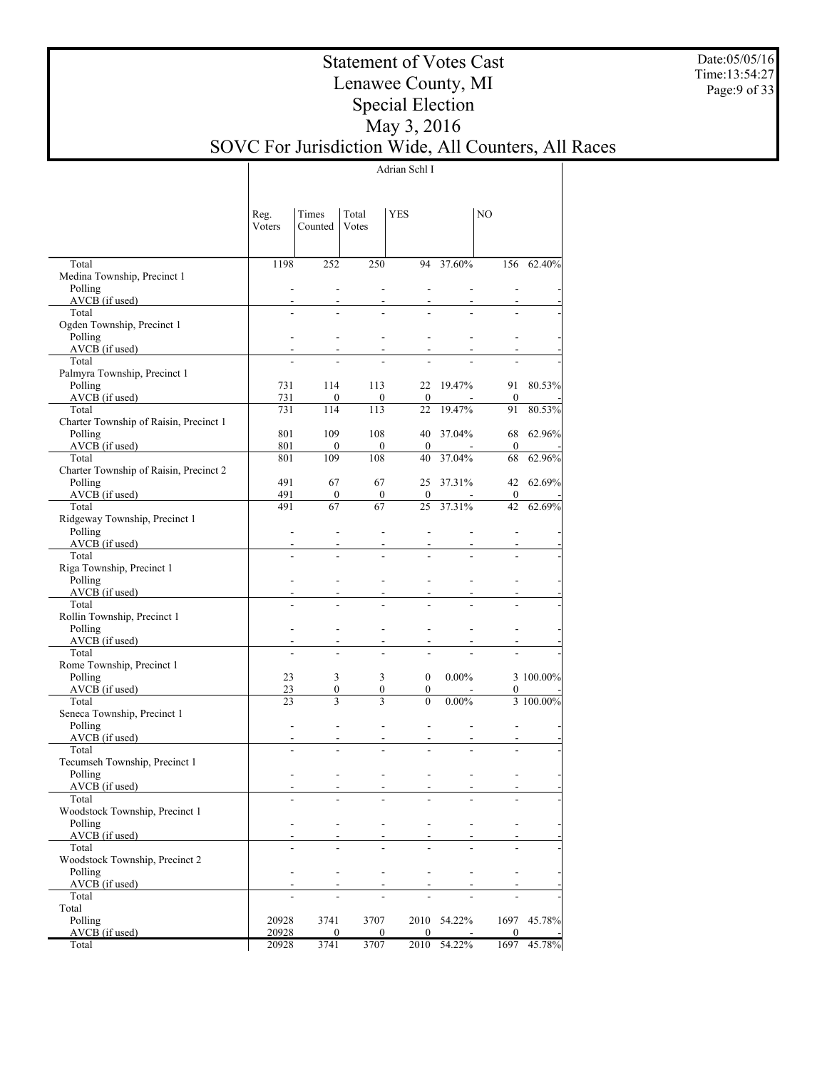# Statement of Votes Cast
## Lenawee County, MI
## Special Election
## May 3, 2016
## SOVC For Jurisdiction Wide, All Counters, All Races

Date:05/05/16
Time:13:54:27

| | Adrian Schl I | | | | | | |
|---|---|---|---|---|---|---|---|
| | Reg. Voters | Times Counted | Total Votes | YES | | NO | |
| Total | 1198 | 252 | 250 | 94 | 37.60% | 156 | 62.40% |
| Medina Township, Precinct 1 | | | | | | | |
| Polling | - | - | - | - | - | - | - |
| AVCB (if used) | - | - | - | - | - | - | - |
| Total | - | - | - | - | - | - | - |
| Ogden Township, Precinct 1 | | | | | | | |
| Polling | - | - | - | - | - | - | - |
| AVCB (if used) | - | - | - | - | - | - | - |
| Total | - | - | - | - | - | - | - |
| Palmyra Township, Precinct 1 | | | | | | | |
| Polling | 731 | 114 | 113 | 22 | 19.47% | 91 | 80.53% |
| AVCB (if used) | 731 | 0 | 0 | 0 | - | 0 | - |
| Total | 731 | 114 | 113 | 22 | 19.47% | 91 | 80.53% |
| Charter Township of Raisin, Precinct 1 | | | | | | | |
| Polling | 801 | 109 | 108 | 40 | 37.04% | 68 | 62.96% |
| AVCB (if used) | 801 | 0 | 0 | 0 | - | 0 | - |
| Total | 801 | 109 | 108 | 40 | 37.04% | 68 | 62.96% |
| Charter Township of Raisin, Precinct 2 | | | | | | | |
| Polling | 491 | 67 | 67 | 25 | 37.31% | 42 | 62.69% |
| AVCB (if used) | 491 | 0 | 0 | 0 | - | 0 | - |
| Total | 491 | 67 | 67 | 25 | 37.31% | 42 | 62.69% |
| Ridgeway Township, Precinct 1 | | | | | | | |
| Polling | - | - | - | - | - | - | - |
| AVCB (if used) | - | - | - | - | - | - | - |
| Total | - | - | - | - | - | - | - |
| Riga Township, Precinct 1 | | | | | | | |
| Polling | - | - | - | - | - | - | - |
| AVCB (if used) | - | - | - | - | - | - | - |
| Total | - | - | - | - | - | - | - |
| Rollin Township, Precinct 1 | | | | | | | |
| Polling | - | - | - | - | - | - | - |
| AVCB (if used) | - | - | - | - | - | - | - |
| Total | - | - | - | - | - | - | - |
| Rome Township, Precinct 1 | | | | | | | |
| Polling | 23 | 3 | 3 | 0 | 0.00% | 3 | 100.00% |
| AVCB (if used) | 23 | 0 | 0 | 0 | - | 0 | - |
| Total | 23 | 3 | 3 | 0 | 0.00% | 3 | 100.00% |
| Seneca Township, Precinct 1 | | | | | | | |
| Polling | - | - | - | - | - | - | - |
| AVCB (if used) | - | - | - | - | - | - | - |
| Total | - | - | - | - | - | - | - |
| Tecumseh Township, Precinct 1 | | | | | | | |
| Polling | - | - | - | - | - | - | - |
| AVCB (if used) | - | - | - | - | - | - | - |
| Total | - | - | - | - | - | - | - |
| Woodstock Township, Precinct 1 | | | | | | | |
| Polling | - | - | - | - | - | - | - |
| AVCB (if used) | - | - | - | - | - | - | - |
| Total | - | - | - | - | - | - | - |
| Woodstock Township, Precinct 2 | | | | | | | |
| Polling | - | - | - | - | - | - | - |
| AVCB (if used) | - | - | - | - | - | - | - |
| Total | - | - | - | - | - | - | - |
| Total | | | | | | | |
| Polling | 20928 | 3741 | 3707 | 2010 | 54.22% | 1697 | 45.78% |
| AVCB (if used) | 20928 | 0 | 0 | 0 | - | 0 | - |
| Total | 20928 | 3741 | 3707 | 2010 | 54.22% | 1697 | 45.78% |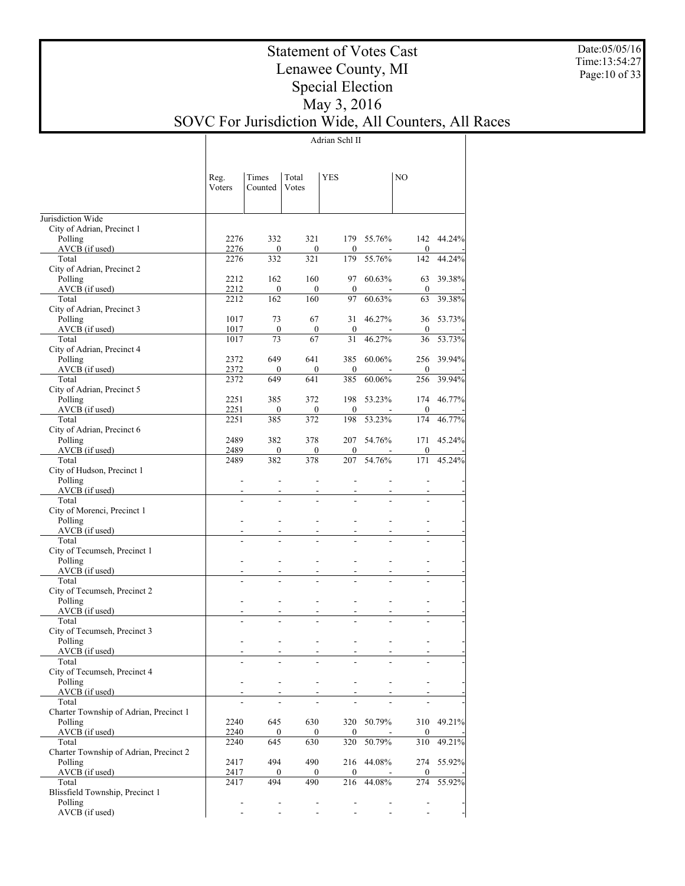# Statement of Votes Cast
# Lenawee County, MI
# Special Election
# May 3, 2016
# SOVC For Jurisdiction Wide, All Counters, All Races

Date:05/05/16
Time:13:54:27

| | Adrian Schl II | | | | | | |
|---|---|---|---|---|---|---|---|
| | Reg. Voters | Times Counted | Total Votes | YES | | NO | |
| Jurisdiction Wide | | | | | | | |
| City of Adrian, Precinct 1 | | | | | | | |
| Polling | 2276 | 332 | 321 | 179 | 55.76% | 142 | 44.24% |
| AVCB (if used) | 2276 | 0 | 0 | 0 | - | 0 | - |
| Total | 2276 | 332 | 321 | 179 | 55.76% | 142 | 44.24% |
| City of Adrian, Precinct 2 | | | | | | | |
| Polling | 2212 | 162 | 160 | 97 | 60.63% | 63 | 39.38% |
| AVCB (if used) | 2212 | 0 | 0 | 0 | - | 0 | - |
| Total | 2212 | 162 | 160 | 97 | 60.63% | 63 | 39.38% |
| City of Adrian, Precinct 3 | | | | | | | |
| Polling | 1017 | 73 | 67 | 31 | 46.27% | 36 | 53.73% |
| AVCB (if used) | 1017 | 0 | 0 | 0 | - | 0 | - |
| Total | 1017 | 73 | 67 | 31 | 46.27% | 36 | 53.73% |
| City of Adrian, Precinct 4 | | | | | | | |
| Polling | 2372 | 649 | 641 | 385 | 60.06% | 256 | 39.94% |
| AVCB (if used) | 2372 | 0 | 0 | 0 | - | 0 | - |
| Total | 2372 | 649 | 641 | 385 | 60.06% | 256 | 39.94% |
| City of Adrian, Precinct 5 | | | | | | | |
| Polling | 2251 | 385 | 372 | 198 | 53.23% | 174 | 46.77% |
| AVCB (if used) | 2251 | 0 | 0 | 0 | - | 0 | - |
| Total | 2251 | 385 | 372 | 198 | 53.23% | 174 | 46.77% |
| City of Adrian, Precinct 6 | | | | | | | |
| Polling | 2489 | 382 | 378 | 207 | 54.76% | 171 | 45.24% |
| AVCB (if used) | 2489 | 0 | 0 | 0 | - | 0 | - |
| Total | 2489 | 382 | 378 | 207 | 54.76% | 171 | 45.24% |
| City of Hudson, Precinct 1 | | | | | | | |
| Polling | - | - | - | - | - | - | - |
| AVCB (if used) | - | - | - | - | - | - | - |
| Total | - | - | - | - | - | - | - |
| City of Morenci, Precinct 1 | | | | | | | |
| Polling | - | - | - | - | - | - | - |
| AVCB (if used) | - | - | - | - | - | - | - |
| Total | - | - | - | - | - | - | - |
| City of Tecumseh, Precinct 1 | | | | | | | |
| Polling | - | - | - | - | - | - | - |
| AVCB (if used) | - | - | - | - | - | - | - |
| Total | - | - | - | - | - | - | - |
| City of Tecumseh, Precinct 2 | | | | | | | |
| Polling | - | - | - | - | - | - | - |
| AVCB (if used) | - | - | - | - | - | - | - |
| Total | - | - | - | - | - | - | - |
| City of Tecumseh, Precinct 3 | | | | | | | |
| Polling | - | - | - | - | - | - | - |
| AVCB (if used) | - | - | - | - | - | - | - |
| Total | - | - | - | - | - | - | - |
| City of Tecumseh, Precinct 4 | | | | | | | |
| Polling | - | - | - | - | - | - | - |
| AVCB (if used) | - | - | - | - | - | - | - |
| Total | - | - | - | - | - | - | - |
| Charter Township of Adrian, Precinct 1 | | | | | | | |
| Polling | 2240 | 645 | 630 | 320 | 50.79% | 310 | 49.21% |
| AVCB (if used) | 2240 | 0 | 0 | 0 | - | 0 | - |
| Total | 2240 | 645 | 630 | 320 | 50.79% | 310 | 49.21% |
| Charter Township of Adrian, Precinct 2 | | | | | | | |
| Polling | 2417 | 494 | 490 | 216 | 44.08% | 274 | 55.92% |
| AVCB (if used) | 2417 | 0 | 0 | 0 | - | 0 | - |
| Total | 2417 | 494 | 490 | 216 | 44.08% | 274 | 55.92% |
| Blissfield Township, Precinct 1 | | | | | | | |
| Polling | - | - | - | - | - | - | - |
| AVCB (if used) | - | - | - | - | - | - | - |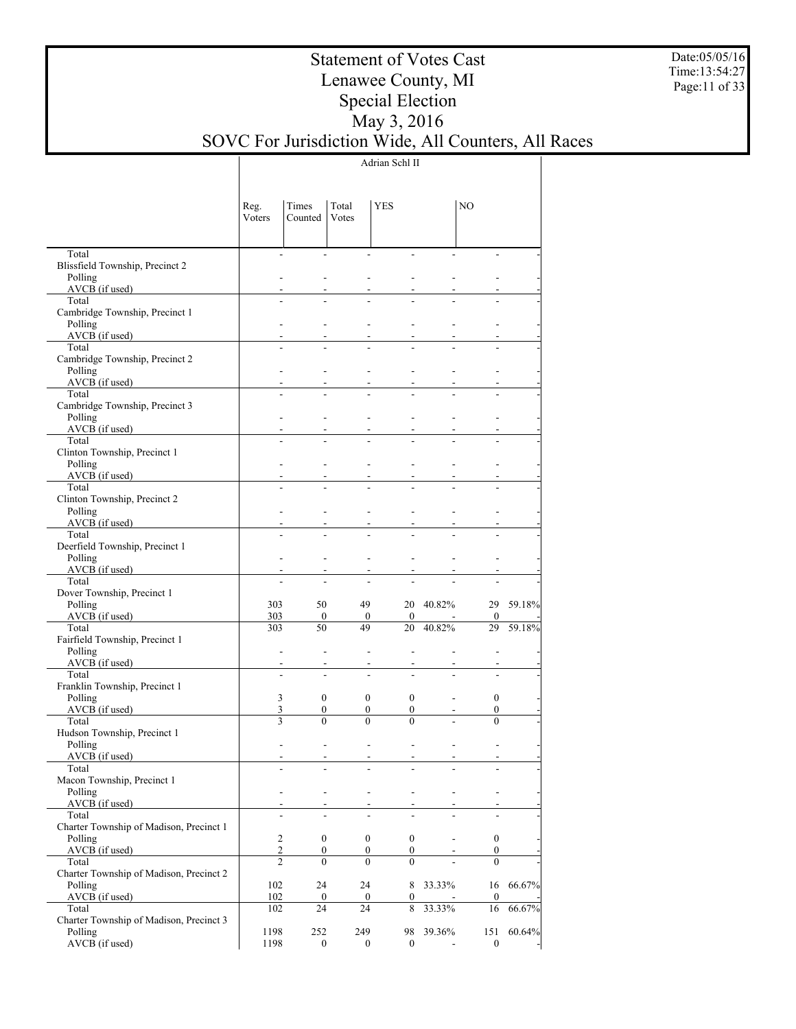# Statement of Votes Cast
## Lenawee County, MI
## Special Election
## May 3, 2016
## SOVC For Jurisdiction Wide, All Counters, All Races

Date:05/05/16
Time:13:54:27

| | Adrian Schl II | | | | | | |
|---|---|---|---|---|---|---|---|
| | Reg. Voters | Times Counted | Total Votes | YES | | NO | |
| Total | - | - | - | - | - | - | - |
| Blissfield Township, Precinct 2 | | | | | | | |
| Polling | - | - | - | - | - | - | - |
| AVCB (if used) | - | - | - | - | - | - | - |
| Total | - | - | - | - | - | - | - |
| Cambridge Township, Precinct 1 | | | | | | | |
| Polling | - | - | - | - | - | - | - |
| AVCB (if used) | - | - | - | - | - | - | - |
| Total | - | - | - | - | - | - | - |
| Cambridge Township, Precinct 2 | | | | | | | |
| Polling | - | - | - | - | - | - | - |
| AVCB (if used) | - | - | - | - | - | - | - |
| Total | - | - | - | - | - | - | - |
| Cambridge Township, Precinct 3 | | | | | | | |
| Polling | - | - | - | - | - | - | - |
| AVCB (if used) | - | - | - | - | - | - | - |
| Total | - | - | - | - | - | - | - |
| Clinton Township, Precinct 1 | | | | | | | |
| Polling | - | - | - | - | - | - | - |
| AVCB (if used) | - | - | - | - | - | - | - |
| Total | - | - | - | - | - | - | - |
| Clinton Township, Precinct 2 | | | | | | | |
| Polling | - | - | - | - | - | - | - |
| AVCB (if used) | - | - | - | - | - | - | - |
| Total | - | - | - | - | - | - | - |
| Deerfield Township, Precinct 1 | | | | | | | |
| Polling | - | - | - | - | - | - | - |
| AVCB (if used) | - | - | - | - | - | - | - |
| Total | - | - | - | - | - | - | - |
| Dover Township, Precinct 1 | | | | | | | |
| Polling | 303 | 50 | 49 | 20 | 40.82% | 29 | 59.18% |
| AVCB (if used) | 303 | 0 | 0 | 0 | - | 0 | - |
| Total | 303 | 50 | 49 | 20 | 40.82% | 29 | 59.18% |
| Fairfield Township, Precinct 1 | | | | | | | |
| Polling | - | - | - | - | - | - | - |
| AVCB (if used) | - | - | - | - | - | - | - |
| Total | - | - | - | - | - | - | - |
| Franklin Township, Precinct 1 | | | | | | | |
| Polling | 3 | 0 | 0 | 0 | - | 0 | - |
| AVCB (if used) | 3 | 0 | 0 | 0 | - | 0 | - |
| Total | 3 | 0 | 0 | 0 | - | 0 | - |
| Hudson Township, Precinct 1 | | | | | | | |
| Polling | - | - | - | - | - | - | - |
| AVCB (if used) | - | - | - | - | - | - | - |
| Total | - | - | - | - | - | - | - |
| Macon Township, Precinct 1 | | | | | | | |
| Polling | - | - | - | - | - | - | - |
| AVCB (if used) | - | - | - | - | - | - | - |
| Total | - | - | - | - | - | - | - |
| Charter Township of Madison, Precinct 1 | | | | | | | |
| Polling | 2 | 0 | 0 | 0 | - | 0 | - |
| AVCB (if used) | 2 | 0 | 0 | 0 | - | 0 | - |
| Total | 2 | 0 | 0 | 0 | - | 0 | - |
| Charter Township of Madison, Precinct 2 | | | | | | | |
| Polling | 102 | 24 | 24 | 8 | 33.33% | 16 | 66.67% |
| AVCB (if used) | 102 | 0 | 0 | 0 | - | 0 | - |
| Total | 102 | 24 | 24 | 8 | 33.33% | 16 | 66.67% |
| Charter Township of Madison, Precinct 3 | | | | | | | |
| Polling | 1198 | 252 | 249 | 98 | 39.36% | 151 | 60.64% |
| AVCB (if used) | 1198 | 0 | 0 | 0 | - | 0 | - |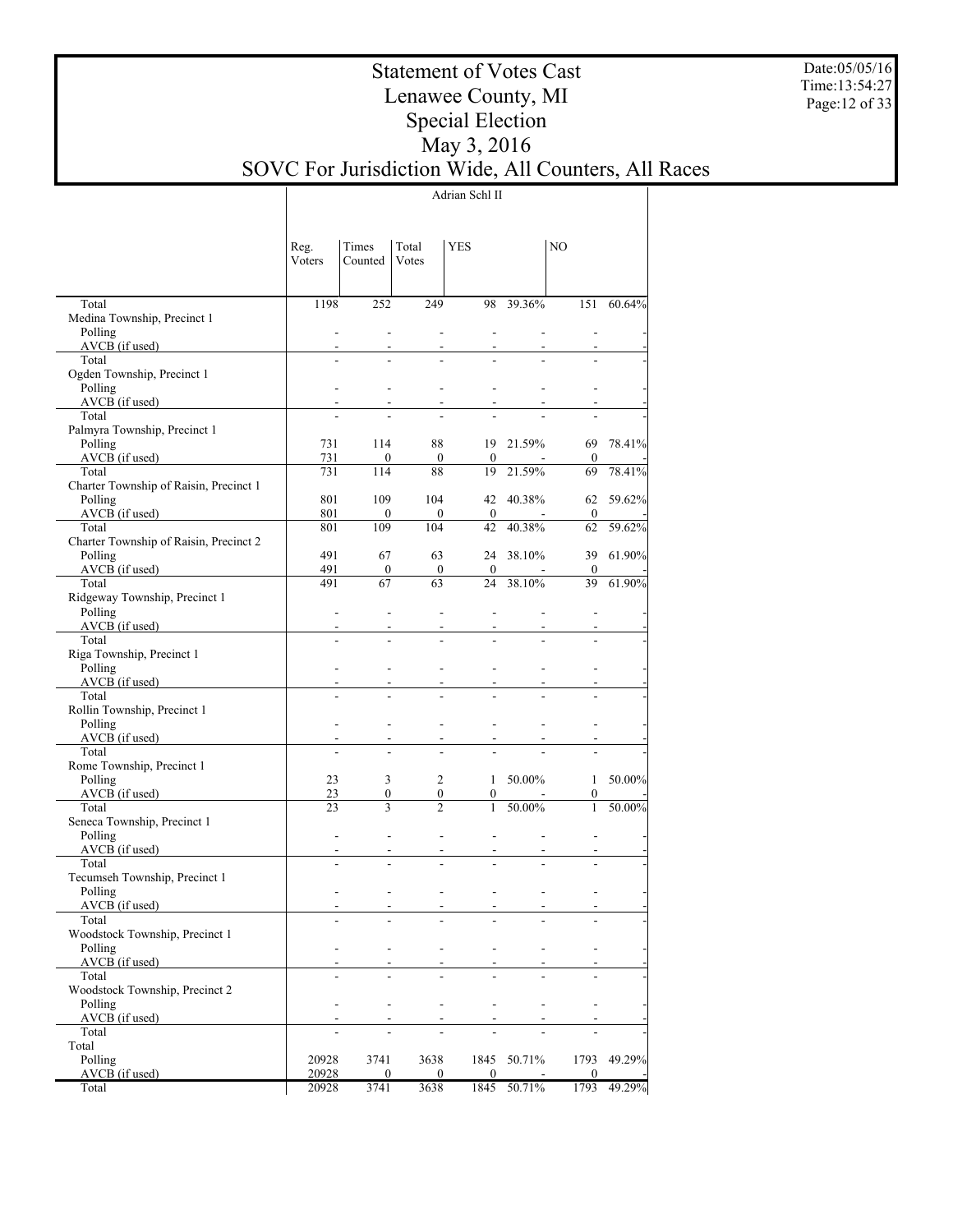# Statement of Votes Cast
# Lenawee County, MI
# Special Election
# May 3, 2016
# SOVC For Jurisdiction Wide, All Counters, All Races

Date:05/05/16
Time:13:54:27

| | Adrian Schl II | | | | | | |
|---|---|---|---|---|---|---|---|
| | Reg. Voters | Times Counted | Total Votes | YES | | NO | |
| Total | 1198 | 252 | 249 | 98 | 39.36% | 151 | 60.64% |
| Medina Township, Precinct 1 | | | | | | | |
| Polling | - | - | - | - | - | - | - |
| AVCB (if used) | - | - | - | - | - | - | - |
| Total | - | - | - | - | - | - | - |
| Ogden Township, Precinct 1 | | | | | | | |
| Polling | - | - | - | - | - | - | - |
| AVCB (if used) | - | - | - | - | - | - | - |
| Total | - | - | - | - | - | - | - |
| Palmyra Township, Precinct 1 | | | | | | | |
| Polling | 731 | 114 | 88 | 19 | 21.59% | 69 | 78.41% |
| AVCB (if used) | 731 | 0 | 0 | 0 | - | 0 | - |
| Total | 731 | 114 | 88 | 19 | 21.59% | 69 | 78.41% |
| Charter Township of Raisin, Precinct 1 | | | | | | | |
| Polling | 801 | 109 | 104 | 42 | 40.38% | 62 | 59.62% |
| AVCB (if used) | 801 | 0 | 0 | 0 | - | 0 | - |
| Total | 801 | 109 | 104 | 42 | 40.38% | 62 | 59.62% |
| Charter Township of Raisin, Precinct 2 | | | | | | | |
| Polling | 491 | 67 | 63 | 24 | 38.10% | 39 | 61.90% |
| AVCB (if used) | 491 | 0 | 0 | 0 | - | 0 | - |
| Total | 491 | 67 | 63 | 24 | 38.10% | 39 | 61.90% |
| Ridgeway Township, Precinct 1 | | | | | | | |
| Polling | - | - | - | - | - | - | - |
| AVCB (if used) | - | - | - | - | - | - | - |
| Total | - | - | - | - | - | - | - |
| Riga Township, Precinct 1 | | | | | | | |
| Polling | - | - | - | - | - | - | - |
| AVCB (if used) | - | - | - | - | - | - | - |
| Total | - | - | - | - | - | - | - |
| Rollin Township, Precinct 1 | | | | | | | |
| Polling | - | - | - | - | - | - | - |
| AVCB (if used) | - | - | - | - | - | - | - |
| Total | - | - | - | - | - | - | - |
| Rome Township, Precinct 1 | | | | | | | |
| Polling | 23 | 3 | 2 | 1 | 50.00% | 1 | 50.00% |
| AVCB (if used) | 23 | 0 | 0 | 0 | - | 0 | - |
| Total | 23 | 3 | 2 | 1 | 50.00% | 1 | 50.00% |
| Seneca Township, Precinct 1 | | | | | | | |
| Polling | - | - | - | - | - | - | - |
| AVCB (if used) | - | - | - | - | - | - | - |
| Total | - | - | - | - | - | - | - |
| Tecumseh Township, Precinct 1 | | | | | | | |
| Polling | - | - | - | - | - | - | - |
| AVCB (if used) | - | - | - | - | - | - | - |
| Total | - | - | - | - | - | - | - |
| Woodstock Township, Precinct 1 | | | | | | | |
| Polling | - | - | - | - | - | - | - |
| AVCB (if used) | - | - | - | - | - | - | - |
| Total | - | - | - | - | - | - | - |
| Woodstock Township, Precinct 2 | | | | | | | |
| Polling | - | - | - | - | - | - | - |
| AVCB (if used) | - | - | - | - | - | - | - |
| Total | - | - | - | - | - | - | - |
| Total | | | | | | | |
| Polling | 20928 | 3741 | 3638 | 1845 | 50.71% | 1793 | 49.29% |
| AVCB (if used) | 20928 | 0 | 0 | 0 | - | 0 | - |
| Total | 20928 | 3741 | 3638 | 1845 | 50.71% | 1793 | 49.29% |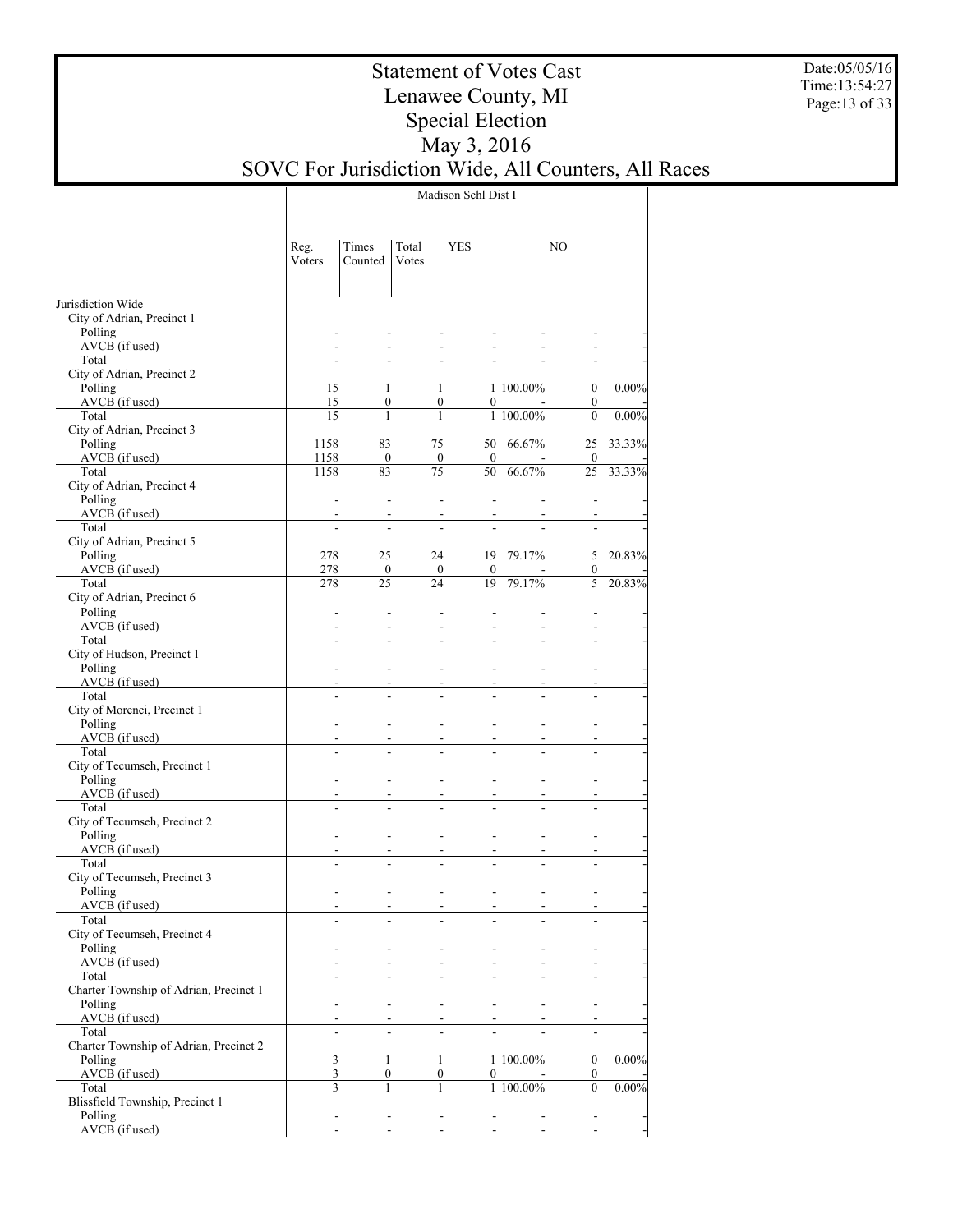# Statement of Votes Cast
## Lenawee County, MI
## Special Election
## May 3, 2016
## SOVC For Jurisdiction Wide, All Counters, All Races

Date:05/05/16
Time:13:54:27

Madison Schl Dist I

| | Reg. Voters | Times Counted | Total Votes | YES | | NO | |
|---|---|---|---|---|---|---|---|
| Jurisdiction Wide | | | | | | | |
| City of Adrian, Precinct 1 | | | | | | | |
| Polling | - | - | - | - | - | - | - |
| AVCB (if used) | - | - | - | - | - | - | - |
| Total | - | - | - | - | - | - | - |
| City of Adrian, Precinct 2 | | | | | | | |
| Polling | 15 | 1 | 1 | 1 | 100.00% | 0 | 0.00% |
| AVCB (if used) | 15 | 0 | 0 | 0 | - | 0 | - |
| Total | 15 | 1 | 1 | 1 | 100.00% | 0 | 0.00% |
| City of Adrian, Precinct 3 | | | | | | | |
| Polling | 1158 | 83 | 75 | 50 | 66.67% | 25 | 33.33% |
| AVCB (if used) | 1158 | 0 | 0 | 0 | - | 0 | - |
| Total | 1158 | 83 | 75 | 50 | 66.67% | 25 | 33.33% |
| City of Adrian, Precinct 4 | | | | | | | |
| Polling | - | - | - | - | - | - | - |
| AVCB (if used) | - | - | - | - | - | - | - |
| Total | - | - | - | - | - | - | - |
| City of Adrian, Precinct 5 | | | | | | | |
| Polling | 278 | 25 | 24 | 19 | 79.17% | 5 | 20.83% |
| AVCB (if used) | 278 | 0 | 0 | 0 | - | 0 | - |
| Total | 278 | 25 | 24 | 19 | 79.17% | 5 | 20.83% |
| City of Adrian, Precinct 6 | | | | | | | |
| Polling | - | - | - | - | - | - | - |
| AVCB (if used) | - | - | - | - | - | - | - |
| Total | - | - | - | - | - | - | - |
| City of Hudson, Precinct 1 | | | | | | | |
| Polling | - | - | - | - | - | - | - |
| AVCB (if used) | - | - | - | - | - | - | - |
| Total | - | - | - | - | - | - | - |
| City of Morenci, Precinct 1 | | | | | | | |
| Polling | - | - | - | - | - | - | - |
| AVCB (if used) | - | - | - | - | - | - | - |
| Total | - | - | - | - | - | - | - |
| City of Tecumseh, Precinct 1 | | | | | | | |
| Polling | - | - | - | - | - | - | - |
| AVCB (if used) | - | - | - | - | - | - | - |
| Total | - | - | - | - | - | - | - |
| City of Tecumseh, Precinct 2 | | | | | | | |
| Polling | - | - | - | - | - | - | - |
| AVCB (if used) | - | - | - | - | - | - | - |
| Total | - | - | - | - | - | - | - |
| City of Tecumseh, Precinct 3 | | | | | | | |
| Polling | - | - | - | - | - | - | - |
| AVCB (if used) | - | - | - | - | - | - | - |
| Total | - | - | - | - | - | - | - |
| City of Tecumseh, Precinct 4 | | | | | | | |
| Polling | - | - | - | - | - | - | - |
| AVCB (if used) | - | - | - | - | - | - | - |
| Total | - | - | - | - | - | - | - |
| Charter Township of Adrian, Precinct 1 | | | | | | | |
| Polling | - | - | - | - | - | - | - |
| AVCB (if used) | - | - | - | - | - | - | - |
| Total | - | - | - | - | - | - | - |
| Charter Township of Adrian, Precinct 2 | | | | | | | |
| Polling | 3 | 1 | 1 | 1 | 100.00% | 0 | 0.00% |
| AVCB (if used) | 3 | 0 | 0 | 0 | - | 0 | - |
| Total | 3 | 1 | 1 | 1 | 100.00% | 0 | 0.00% |
| Blissfield Township, Precinct 1 | | | | | | | |
| Polling | - | - | - | - | - | - | - |
| AVCB (if used) | - | - | - | - | - | - | - |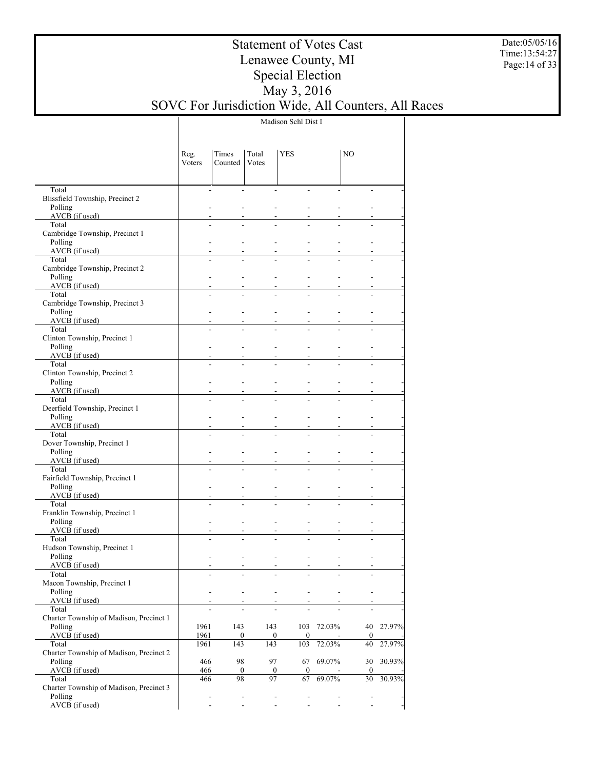# Statement of Votes Cast
# Lenawee County, MI
# Special Election
# May 3, 2016
# SOVC For Jurisdiction Wide, All Counters, All Races

Date:05/05/16
Time:13:54:27

| | Madison Schl Dist I | | | | | | |
|---|---|---|---|---|---|---|---|
| | Reg. Voters | Times Counted | Total Votes | YES | | NO | |
| Total | - | - | - | - | - | - | - |
| Blissfield Township, Precinct 2 | | | | | | | |
| Polling | - | - | - | - | - | - | - |
| AVCB (if used) | - | - | - | - | - | - | - |
| Total | - | - | - | - | - | - | - |
| Cambridge Township, Precinct 1 | | | | | | | |
| Polling | - | - | - | - | - | - | - |
| AVCB (if used) | - | - | - | - | - | - | - |
| Total | - | - | - | - | - | - | - |
| Cambridge Township, Precinct 2 | | | | | | | |
| Polling | - | - | - | - | - | - | - |
| AVCB (if used) | - | - | - | - | - | - | - |
| Total | - | - | - | - | - | - | - |
| Cambridge Township, Precinct 3 | | | | | | | |
| Polling | - | - | - | - | - | - | - |
| AVCB (if used) | - | - | - | - | - | - | - |
| Total | - | - | - | - | - | - | - |
| Clinton Township, Precinct 1 | | | | | | | |
| Polling | - | - | - | - | - | - | - |
| AVCB (if used) | - | - | - | - | - | - | - |
| Total | - | - | - | - | - | - | - |
| Clinton Township, Precinct 2 | | | | | | | |
| Polling | - | - | - | - | - | - | - |
| AVCB (if used) | - | - | - | - | - | - | - |
| Total | - | - | - | - | - | - | - |
| Deerfield Township, Precinct 1 | | | | | | | |
| Polling | - | - | - | - | - | - | - |
| AVCB (if used) | - | - | - | - | - | - | - |
| Total | - | - | - | - | - | - | - |
| Dover Township, Precinct 1 | | | | | | | |
| Polling | - | - | - | - | - | - | - |
| AVCB (if used) | - | - | - | - | - | - | - |
| Total | - | - | - | - | - | - | - |
| Fairfield Township, Precinct 1 | | | | | | | |
| Polling | - | - | - | - | - | - | - |
| AVCB (if used) | - | - | - | - | - | - | - |
| Total | - | - | - | - | - | - | - |
| Franklin Township, Precinct 1 | | | | | | | |
| Polling | - | - | - | - | - | - | - |
| AVCB (if used) | - | - | - | - | - | - | - |
| Total | - | - | - | - | - | - | - |
| Hudson Township, Precinct 1 | | | | | | | |
| Polling | - | - | - | - | - | - | - |
| AVCB (if used) | - | - | - | - | - | - | - |
| Total | - | - | - | - | - | - | - |
| Macon Township, Precinct 1 | | | | | | | |
| Polling | - | - | - | - | - | - | - |
| AVCB (if used) | - | - | - | - | - | - | - |
| Total | - | - | - | - | - | - | - |
| Charter Township of Madison, Precinct 1 | | | | | | | |
| Polling | 1961 | 143 | 143 | 103 | 72.03% | 40 | 27.97% |
| AVCB (if used) | 1961 | 0 | 0 | 0 | - | 0 | - |
| Total | 1961 | 143 | 143 | 103 | 72.03% | 40 | 27.97% |
| Charter Township of Madison, Precinct 2 | | | | | | | |
| Polling | 466 | 98 | 97 | 67 | 69.07% | 30 | 30.93% |
| AVCB (if used) | 466 | 0 | 0 | 0 | - | 0 | - |
| Total | 466 | 98 | 97 | 67 | 69.07% | 30 | 30.93% |
| Charter Township of Madison, Precinct 3 | | | | | | | |
| Polling | - | - | - | - | - | - | - |
| AVCB (if used) | - | - | - | - | - | - | - |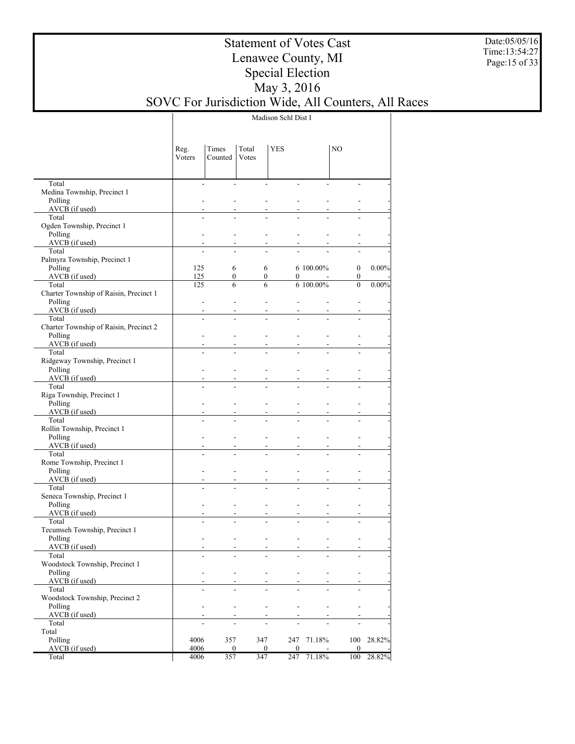# Statement of Votes Cast
## Lenawee County, MI
## Special Election
## May 3, 2016
## SOVC For Jurisdiction Wide, All Counters, All Races

Date:05/05/16
Time:13:54:27

| | Madison Schl Dist I | | | | | | |
|---|---|---|---|---|---|---|---|
| | Reg. Voters | Times Counted | Total Votes | YES | | NO | |
| Total | - | - | - | - | - | - | - |
| Medina Township, Precinct 1 | | | | | | | |
| Polling | - | - | - | - | - | - | - |
| AVCB (if used) | - | - | - | - | - | - | - |
| Total | - | - | - | - | - | - | - |
| Ogden Township, Precinct 1 | | | | | | | |
| Polling | - | - | - | - | - | - | - |
| AVCB (if used) | - | - | - | - | - | - | - |
| Total | - | - | - | - | - | - | - |
| Palmyra Township, Precinct 1 | | | | | | | |
| Polling | 125 | 6 | 6 | 6 | 100.00% | 0 | 0.00% |
| AVCB (if used) | 125 | 0 | 0 | 0 | - | 0 | - |
| Total | 125 | 6 | 6 | 6 | 100.00% | 0 | 0.00% |
| Charter Township of Raisin, Precinct 1 | | | | | | | |
| Polling | - | - | - | - | - | - | - |
| AVCB (if used) | - | - | - | - | - | - | - |
| Total | - | - | - | - | - | - | - |
| Charter Township of Raisin, Precinct 2 | | | | | | | |
| Polling | - | - | - | - | - | - | - |
| AVCB (if used) | - | - | - | - | - | - | - |
| Total | - | - | - | - | - | - | - |
| Ridgeway Township, Precinct 1 | | | | | | | |
| Polling | - | - | - | - | - | - | - |
| AVCB (if used) | - | - | - | - | - | - | - |
| Total | - | - | - | - | - | - | - |
| Riga Township, Precinct 1 | | | | | | | |
| Polling | - | - | - | - | - | - | - |
| AVCB (if used) | - | - | - | - | - | - | - |
| Total | - | - | - | - | - | - | - |
| Rollin Township, Precinct 1 | | | | | | | |
| Polling | - | - | - | - | - | - | - |
| AVCB (if used) | - | - | - | - | - | - | - |
| Total | - | - | - | - | - | - | - |
| Rome Township, Precinct 1 | | | | | | | |
| Polling | - | - | - | - | - | - | - |
| AVCB (if used) | - | - | - | - | - | - | - |
| Total | - | - | - | - | - | - | - |
| Seneca Township, Precinct 1 | | | | | | | |
| Polling | - | - | - | - | - | - | - |
| AVCB (if used) | - | - | - | - | - | - | - |
| Total | - | - | - | - | - | - | - |
| Tecumseh Township, Precinct 1 | | | | | | | |
| Polling | - | - | - | - | - | - | - |
| AVCB (if used) | - | - | - | - | - | - | - |
| Total | - | - | - | - | - | - | - |
| Woodstock Township, Precinct 1 | | | | | | | |
| Polling | - | - | - | - | - | - | - |
| AVCB (if used) | - | - | - | - | - | - | - |
| Total | - | - | - | - | - | - | - |
| Woodstock Township, Precinct 2 | | | | | | | |
| Polling | - | - | - | - | - | - | - |
| AVCB (if used) | - | - | - | - | - | - | - |
| Total | - | - | - | - | - | - | - |
| Total | | | | | | | |
| Polling | 4006 | 357 | 347 | 247 | 71.18% | 100 | 28.82% |
| AVCB (if used) | 4006 | 0 | 0 | 0 | - | 0 | - |
| Total | 4006 | 357 | 347 | 247 | 71.18% | 100 | 28.82% |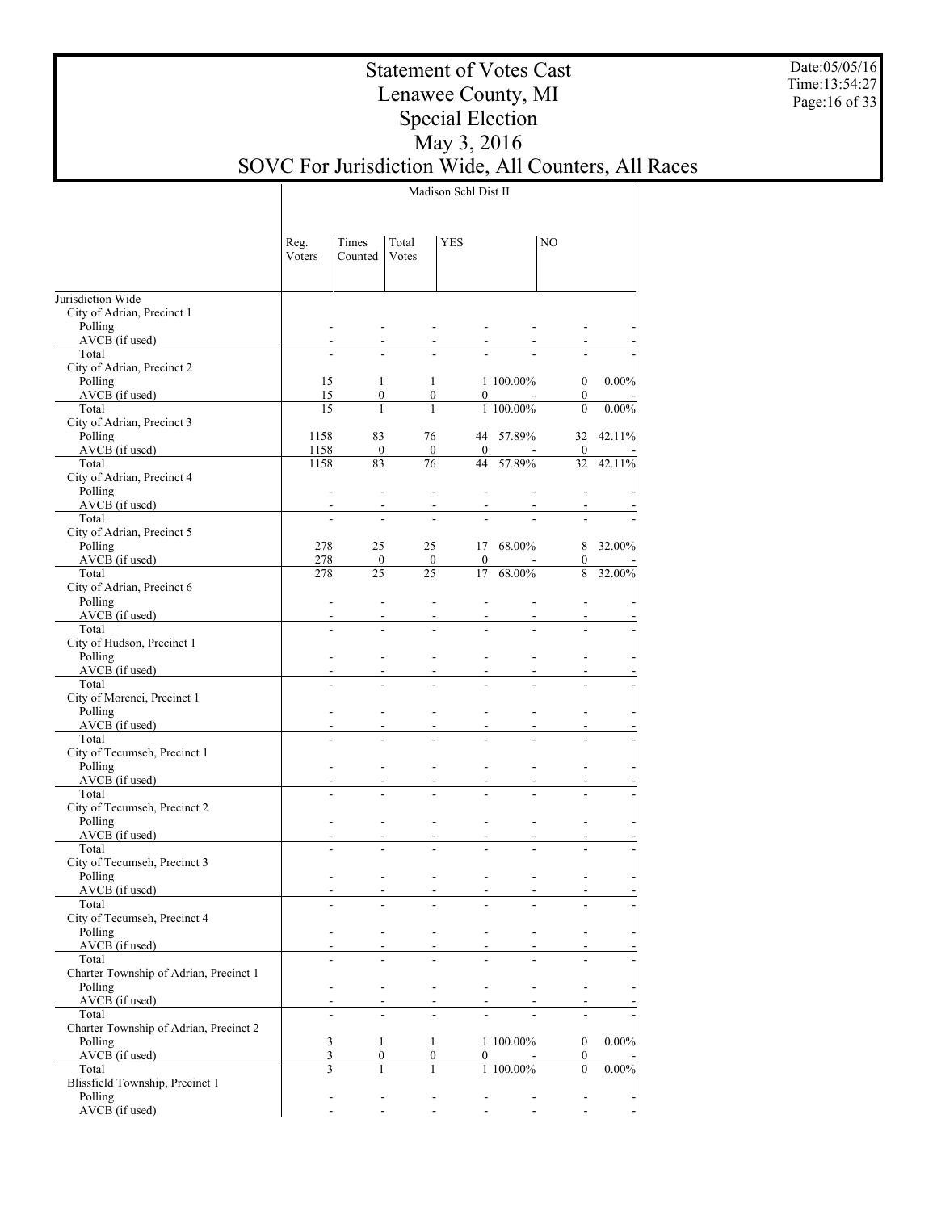# Statement of Votes Cast
## Lenawee County, MI
## Special Election
## May 3, 2016
## SOVC For Jurisdiction Wide, All Counters, All Races

Date:05/05/16
Time:13:54:27

| | Madison Schl Dist II | | | | | | |
|---|---|---|---|---|---|---|---|
| | Reg. Voters | Times Counted | Total Votes | YES | | NO | |
| **Jurisdiction Wide** | | | | | | | |
| City of Adrian, Precinct 1 | | | | | | | |
| Polling | - | - | - | - | - | - | - |
| AVCB (if used) | - | - | - | - | - | - | - |
| Total | - | - | - | - | - | - | - |
| City of Adrian, Precinct 2 | | | | | | | |
| Polling | 15 | 1 | 1 | 1 | 100.00% | 0 | 0.00% |
| AVCB (if used) | 15 | 0 | 0 | 0 | - | 0 | - |
| Total | 15 | 1 | 1 | 1 | 100.00% | 0 | 0.00% |
| City of Adrian, Precinct 3 | | | | | | | |
| Polling | 1158 | 83 | 76 | 44 | 57.89% | 32 | 42.11% |
| AVCB (if used) | 1158 | 0 | 0 | 0 | - | 0 | - |
| Total | 1158 | 83 | 76 | 44 | 57.89% | 32 | 42.11% |
| City of Adrian, Precinct 4 | | | | | | | |
| Polling | - | - | - | - | - | - | - |
| AVCB (if used) | - | - | - | - | - | - | - |
| Total | - | - | - | - | - | - | - |
| City of Adrian, Precinct 5 | | | | | | | |
| Polling | 278 | 25 | 25 | 17 | 68.00% | 8 | 32.00% |
| AVCB (if used) | 278 | 0 | 0 | 0 | - | 0 | - |
| Total | 278 | 25 | 25 | 17 | 68.00% | 8 | 32.00% |
| City of Adrian, Precinct 6 | | | | | | | |
| Polling | - | - | - | - | - | - | - |
| AVCB (if used) | - | - | - | - | - | - | - |
| Total | - | - | - | - | - | - | - |
| City of Hudson, Precinct 1 | | | | | | | |
| Polling | - | - | - | - | - | - | - |
| AVCB (if used) | - | - | - | - | - | - | - |
| Total | - | - | - | - | - | - | - |
| City of Morenci, Precinct 1 | | | | | | | |
| Polling | - | - | - | - | - | - | - |
| AVCB (if used) | - | - | - | - | - | - | - |
| Total | - | - | - | - | - | - | - |
| City of Tecumseh, Precinct 1 | | | | | | | |
| Polling | - | - | - | - | - | - | - |
| AVCB (if used) | - | - | - | - | - | - | - |
| Total | - | - | - | - | - | - | - |
| City of Tecumseh, Precinct 2 | | | | | | | |
| Polling | - | - | - | - | - | - | - |
| AVCB (if used) | - | - | - | - | - | - | - |
| Total | - | - | - | - | - | - | - |
| City of Tecumseh, Precinct 3 | | | | | | | |
| Polling | - | - | - | - | - | - | - |
| AVCB (if used) | - | - | - | - | - | - | - |
| Total | - | - | - | - | - | - | - |
| City of Tecumseh, Precinct 4 | | | | | | | |
| Polling | - | - | - | - | - | - | - |
| AVCB (if used) | - | - | - | - | - | - | - |
| Total | - | - | - | - | - | - | - |
| Charter Township of Adrian, Precinct 1 | | | | | | | |
| Polling | - | - | - | - | - | - | - |
| AVCB (if used) | - | - | - | - | - | - | - |
| Total | - | - | - | - | - | - | - |
| Charter Township of Adrian, Precinct 2 | | | | | | | |
| Polling | 3 | 1 | 1 | 1 | 100.00% | 0 | 0.00% |
| AVCB (if used) | 3 | 0 | 0 | 0 | - | 0 | - |
| Total | 3 | 1 | 1 | 1 | 100.00% | 0 | 0.00% |
| Blissfield Township, Precinct 1 | | | | | | | |
| Polling | - | - | - | - | - | - | - |
| AVCB (if used) | - | - | - | - | - | - | - |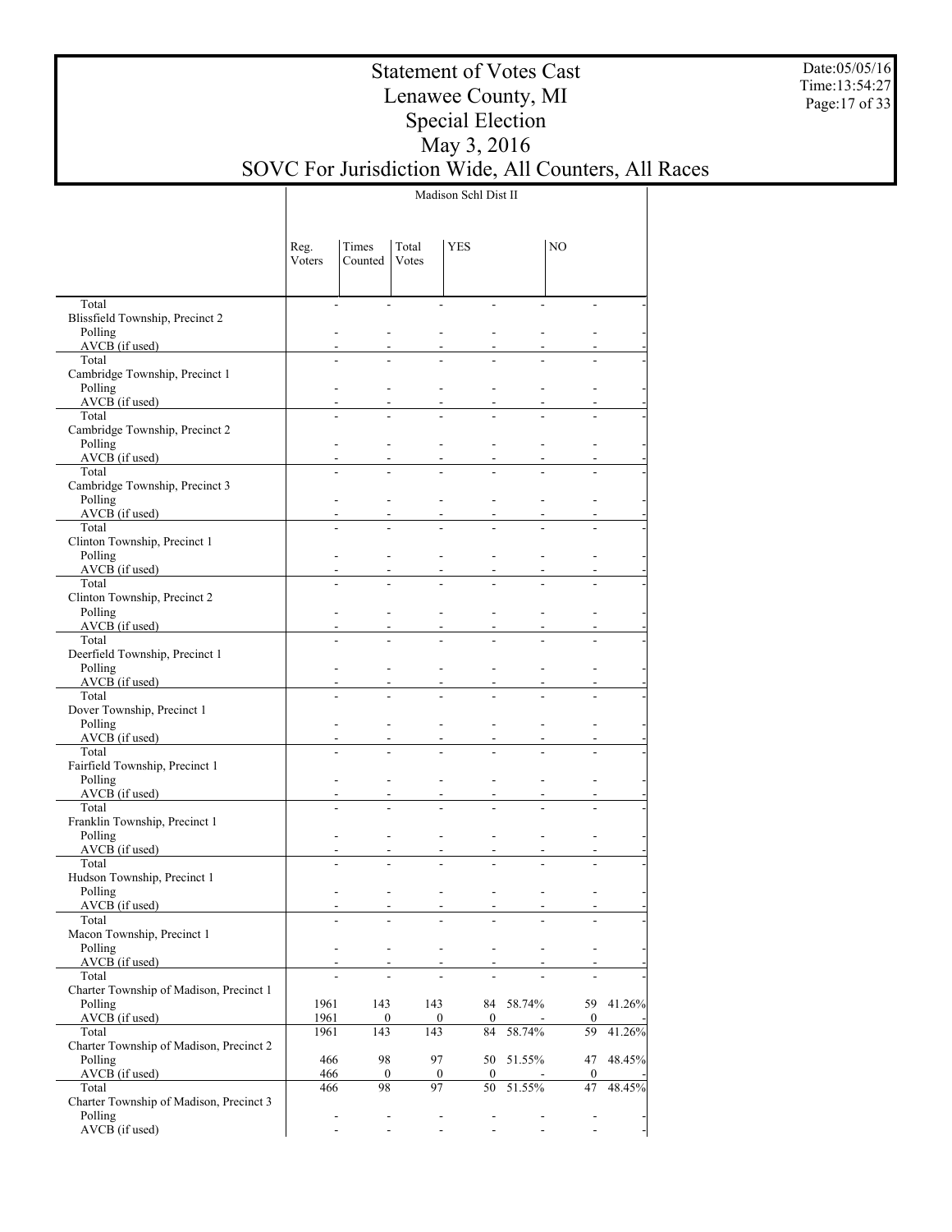# Statement of Votes Cast
# Lenawee County, MI
# Special Election
# May 3, 2016
# SOVC For Jurisdiction Wide, All Counters, All Races

Date:05/05/16
Time:13:54:27

| | Madison Schl Dist II | | | | | | |
|---|---|---|---|---|---|---|---|
| | Reg. Voters | Times Counted | Total Votes | YES | | NO | |
| Total | - | - | - | - | - | - | - |
| Blissfield Township, Precinct 2 | | | | | | | |
| Polling | - | - | - | - | - | - | - |
| AVCB (if used) | - | - | - | - | - | - | - |
| Total | - | - | - | - | - | - | - |
| Cambridge Township, Precinct 1 | | | | | | | |
| Polling | - | - | - | - | - | - | - |
| AVCB (if used) | - | - | - | - | - | - | - |
| Total | - | - | - | - | - | - | - |
| Cambridge Township, Precinct 2 | | | | | | | |
| Polling | - | - | - | - | - | - | - |
| AVCB (if used) | - | - | - | - | - | - | - |
| Total | - | - | - | - | - | - | - |
| Cambridge Township, Precinct 3 | | | | | | | |
| Polling | - | - | - | - | - | - | - |
| AVCB (if used) | - | - | - | - | - | - | - |
| Total | - | - | - | - | - | - | - |
| Clinton Township, Precinct 1 | | | | | | | |
| Polling | - | - | - | - | - | - | - |
| AVCB (if used) | - | - | - | - | - | - | - |
| Total | - | - | - | - | - | - | - |
| Clinton Township, Precinct 2 | | | | | | | |
| Polling | - | - | - | - | - | - | - |
| AVCB (if used) | - | - | - | - | - | - | - |
| Total | - | - | - | - | - | - | - |
| Deerfield Township, Precinct 1 | | | | | | | |
| Polling | - | - | - | - | - | - | - |
| AVCB (if used) | - | - | - | - | - | - | - |
| Total | - | - | - | - | - | - | - |
| Dover Township, Precinct 1 | | | | | | | |
| Polling | - | - | - | - | - | - | - |
| AVCB (if used) | - | - | - | - | - | - | - |
| Total | - | - | - | - | - | - | - |
| Fairfield Township, Precinct 1 | | | | | | | |
| Polling | - | - | - | - | - | - | - |
| AVCB (if used) | - | - | - | - | - | - | - |
| Total | - | - | - | - | - | - | - |
| Franklin Township, Precinct 1 | | | | | | | |
| Polling | - | - | - | - | - | - | - |
| AVCB (if used) | - | - | - | - | - | - | - |
| Total | - | - | - | - | - | - | - |
| Hudson Township, Precinct 1 | | | | | | | |
| Polling | - | - | - | - | - | - | - |
| AVCB (if used) | - | - | - | - | - | - | - |
| Total | - | - | - | - | - | - | - |
| Macon Township, Precinct 1 | | | | | | | |
| Polling | - | - | - | - | - | - | - |
| AVCB (if used) | - | - | - | - | - | - | - |
| Total | - | - | - | - | - | - | - |
| Charter Township of Madison, Precinct 1 | | | | | | | |
| Polling | 1961 | 143 | 143 | 84 | 58.74% | 59 | 41.26% |
| AVCB (if used) | 1961 | 0 | 0 | 0 | - | 0 | - |
| Total | 1961 | 143 | 143 | 84 | 58.74% | 59 | 41.26% |
| Charter Township of Madison, Precinct 2 | | | | | | | |
| Polling | 466 | 98 | 97 | 50 | 51.55% | 47 | 48.45% |
| AVCB (if used) | 466 | 0 | 0 | 0 | - | 0 | - |
| Total | 466 | 98 | 97 | 50 | 51.55% | 47 | 48.45% |
| Charter Township of Madison, Precinct 3 | | | | | | | |
| Polling | - | - | - | - | - | - | - |
| AVCB (if used) | - | - | - | - | - | - | - |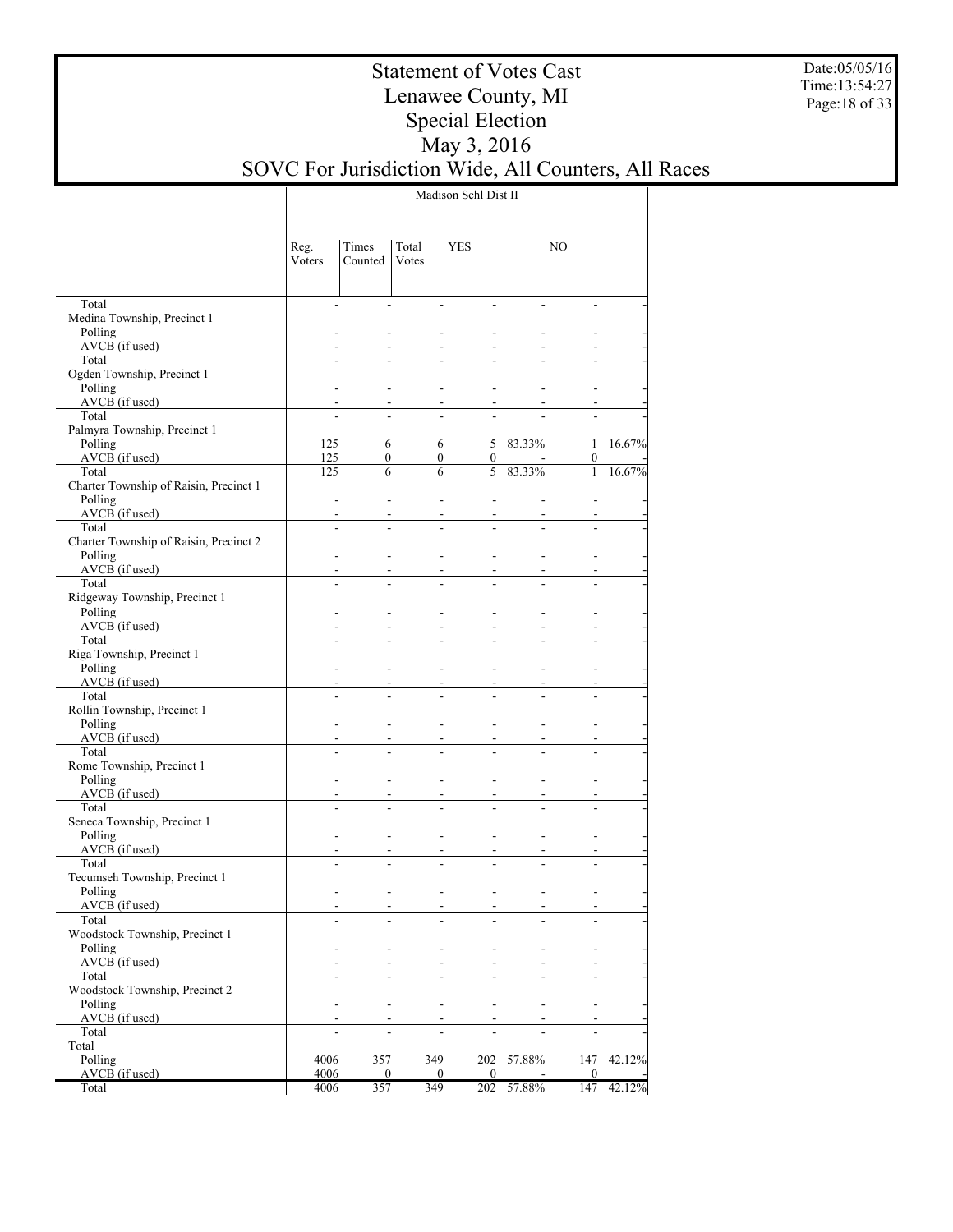# Statement of Votes Cast
# Lenawee County, MI
# Special Election
# May 3, 2016
# SOVC For Jurisdiction Wide, All Counters, All Races

Date:05/05/16
Time:13:54:27

| | Madison Schl Dist II | | | | | | |
|---|---|---|---|---|---|---|---|
| | Reg. Voters | Times Counted | Total Votes | YES | | NO | |
| Total | - | - | - | - | - | - | - |
| Medina Township, Precinct 1 | | | | | | | |
| Polling | - | - | - | - | - | - | - |
| AVCB (if used) | - | - | - | - | - | - | - |
| Total | - | - | - | - | - | - | - |
| Ogden Township, Precinct 1 | | | | | | | |
| Polling | - | - | - | - | - | - | - |
| AVCB (if used) | - | - | - | - | - | - | - |
| Total | - | - | - | - | - | - | - |
| Palmyra Township, Precinct 1 | | | | | | | |
| Polling | 125 | 6 | 6 | 5 | 83.33% | 1 | 16.67% |
| AVCB (if used) | 125 | 0 | 0 | 0 | - | 0 | - |
| Total | 125 | 6 | 6 | 5 | 83.33% | 1 | 16.67% |
| Charter Township of Raisin, Precinct 1 | | | | | | | |
| Polling | - | - | - | - | - | - | - |
| AVCB (if used) | - | - | - | - | - | - | - |
| Total | - | - | - | - | - | - | - |
| Charter Township of Raisin, Precinct 2 | | | | | | | |
| Polling | - | - | - | - | - | - | - |
| AVCB (if used) | - | - | - | - | - | - | - |
| Total | - | - | - | - | - | - | - |
| Ridgeway Township, Precinct 1 | | | | | | | |
| Polling | - | - | - | - | - | - | - |
| AVCB (if used) | - | - | - | - | - | - | - |
| Total | - | - | - | - | - | - | - |
| Riga Township, Precinct 1 | | | | | | | |
| Polling | - | - | - | - | - | - | - |
| AVCB (if used) | - | - | - | - | - | - | - |
| Total | - | - | - | - | - | - | - |
| Rollin Township, Precinct 1 | | | | | | | |
| Polling | - | - | - | - | - | - | - |
| AVCB (if used) | - | - | - | - | - | - | - |
| Total | - | - | - | - | - | - | - |
| Rome Township, Precinct 1 | | | | | | | |
| Polling | - | - | - | - | - | - | - |
| AVCB (if used) | - | - | - | - | - | - | - |
| Total | - | - | - | - | - | - | - |
| Seneca Township, Precinct 1 | | | | | | | |
| Polling | - | - | - | - | - | - | - |
| AVCB (if used) | - | - | - | - | - | - | - |
| Total | - | - | - | - | - | - | - |
| Tecumseh Township, Precinct 1 | | | | | | | |
| Polling | - | - | - | - | - | - | - |
| AVCB (if used) | - | - | - | - | - | - | - |
| Total | - | - | - | - | - | - | - |
| Woodstock Township, Precinct 1 | | | | | | | |
| Polling | - | - | - | - | - | - | - |
| AVCB (if used) | - | - | - | - | - | - | - |
| Total | - | - | - | - | - | - | - |
| Woodstock Township, Precinct 2 | | | | | | | |
| Polling | - | - | - | - | - | - | - |
| AVCB (if used) | - | - | - | - | - | - | - |
| Total | - | - | - | - | - | - | - |
| Total | | | | | | | |
| Polling | 4006 | 357 | 349 | 202 | 57.88% | 147 | 42.12% |
| AVCB (if used) | 4006 | 0 | 0 | 0 | - | 0 | - |
| Total | 4006 | 357 | 349 | 202 | 57.88% | 147 | 42.12% |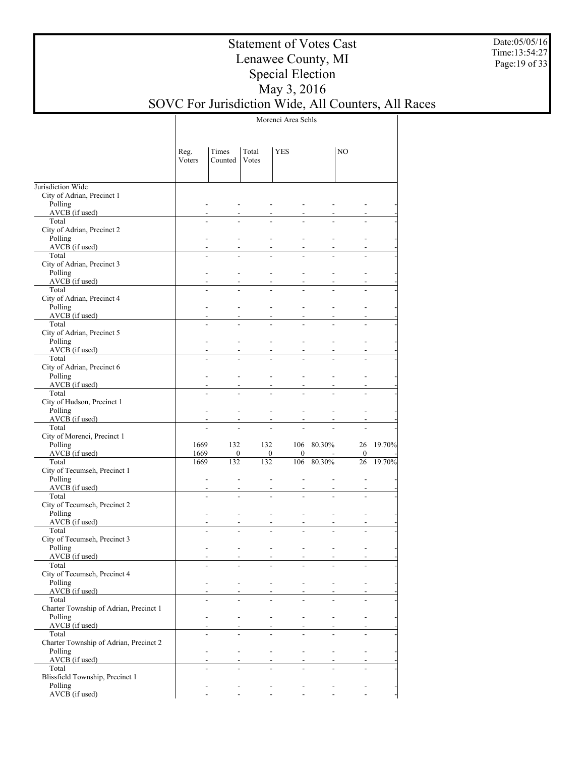# Statement of Votes Cast
# Lenawee County, MI
# Special Election
# May 3, 2016
# SOVC For Jurisdiction Wide, All Counters, All Races

Date:05/05/16
Time:13:54:27

| | Morenci Area Schls | | | | | | |
|---|---|---|---|---|---|---|---|
| | Reg. Voters | Times Counted | Total Votes | YES | | NO | |
| **Jurisdiction Wide** | | | | | | | |
| City of Adrian, Precinct 1 | | | | | | | |
| Polling | - | - | - | - | - | - | - |
| AVCB (if used) | - | - | - | - | - | - | - |
| Total | - | - | - | - | - | - | - |
| City of Adrian, Precinct 2 | | | | | | | |
| Polling | - | - | - | - | - | - | - |
| AVCB (if used) | - | - | - | - | - | - | - |
| Total | - | - | - | - | - | - | - |
| City of Adrian, Precinct 3 | | | | | | | |
| Polling | - | - | - | - | - | - | - |
| AVCB (if used) | - | - | - | - | - | - | - |
| Total | - | - | - | - | - | - | - |
| City of Adrian, Precinct 4 | | | | | | | |
| Polling | - | - | - | - | - | - | - |
| AVCB (if used) | - | - | - | - | - | - | - |
| Total | - | - | - | - | - | - | - |
| City of Adrian, Precinct 5 | | | | | | | |
| Polling | - | - | - | - | - | - | - |
| AVCB (if used) | - | - | - | - | - | - | - |
| Total | - | - | - | - | - | - | - |
| City of Adrian, Precinct 6 | | | | | | | |
| Polling | - | - | - | - | - | - | - |
| AVCB (if used) | - | - | - | - | - | - | - |
| Total | - | - | - | - | - | - | - |
| City of Hudson, Precinct 1 | | | | | | | |
| Polling | - | - | - | - | - | - | - |
| AVCB (if used) | - | - | - | - | - | - | - |
| Total | - | - | - | - | - | - | - |
| City of Morenci, Precinct 1 | | | | | | | |
| Polling | 1669 | 132 | 132 | 106 | 80.30% | 26 | 19.70% |
| AVCB (if used) | 1669 | 0 | 0 | 0 | - | 0 | - |
| Total | 1669 | 132 | 132 | 106 | 80.30% | 26 | 19.70% |
| City of Tecumseh, Precinct 1 | | | | | | | |
| Polling | - | - | - | - | - | - | - |
| AVCB (if used) | - | - | - | - | - | - | - |
| Total | - | - | - | - | - | - | - |
| City of Tecumseh, Precinct 2 | | | | | | | |
| Polling | - | - | - | - | - | - | - |
| AVCB (if used) | - | - | - | - | - | - | - |
| Total | - | - | - | - | - | - | - |
| City of Tecumseh, Precinct 3 | | | | | | | |
| Polling | - | - | - | - | - | - | - |
| AVCB (if used) | - | - | - | - | - | - | - |
| Total | - | - | - | - | - | - | - |
| City of Tecumseh, Precinct 4 | | | | | | | |
| Polling | - | - | - | - | - | - | - |
| AVCB (if used) | - | - | - | - | - | - | - |
| Total | - | - | - | - | - | - | - |
| Charter Township of Adrian, Precinct 1 | | | | | | | |
| Polling | - | - | - | - | - | - | - |
| AVCB (if used) | - | - | - | - | - | - | - |
| Total | - | - | - | - | - | - | - |
| Charter Township of Adrian, Precinct 2 | | | | | | | |
| Polling | - | - | - | - | - | - | - |
| AVCB (if used) | - | - | - | - | - | - | - |
| Total | - | - | - | - | - | - | - |
| Blissfield Township, Precinct 1 | | | | | | | |
| Polling | - | - | - | - | - | - | - |
| AVCB (if used) | - | - | - | - | - | - | - |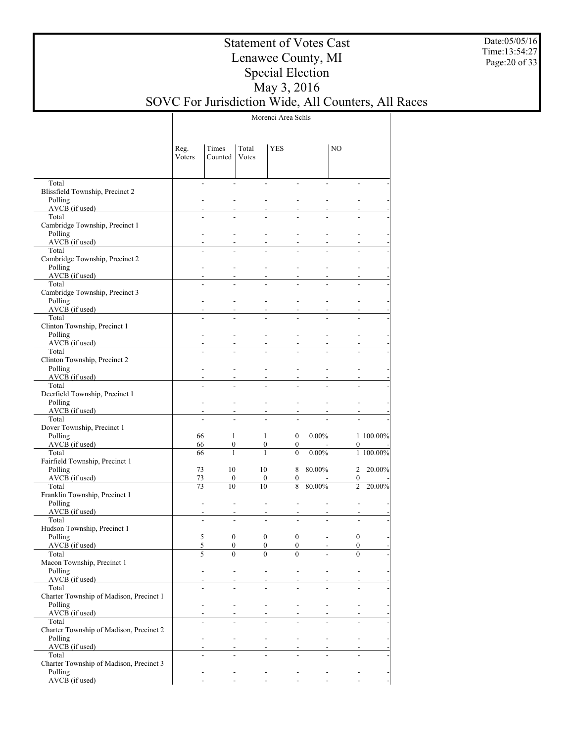# Statement of Votes Cast
# Lenawee County, MI
# Special Election
# May 3, 2016
# SOVC For Jurisdiction Wide, All Counters, All Races

Date:05/05/16
Time:13:54:27

| | Morenci Area Schls | | | | | | |
|---|---|---|---|---|---|---|---|
| | Reg. Voters | Times Counted | Total Votes | YES | | NO | |
| Total | - | - | - | - | - | - | - |
| Blissfield Township, Precinct 2 | | | | | | | |
| Polling | - | - | - | - | - | - | - |
| AVCB (if used) | - | - | - | - | - | - | - |
| Total | - | - | - | - | - | - | - |
| Cambridge Township, Precinct 1 | | | | | | | |
| Polling | - | - | - | - | - | - | - |
| AVCB (if used) | - | - | - | - | - | - | - |
| Total | - | - | - | - | - | - | - |
| Cambridge Township, Precinct 2 | | | | | | | |
| Polling | - | - | - | - | - | - | - |
| AVCB (if used) | - | - | - | - | - | - | - |
| Total | - | - | - | - | - | - | - |
| Cambridge Township, Precinct 3 | | | | | | | |
| Polling | - | - | - | - | - | - | - |
| AVCB (if used) | - | - | - | - | - | - | - |
| Total | - | - | - | - | - | - | - |
| Clinton Township, Precinct 1 | | | | | | | |
| Polling | - | - | - | - | - | - | - |
| AVCB (if used) | - | - | - | - | - | - | - |
| Total | - | - | - | - | - | - | - |
| Clinton Township, Precinct 2 | | | | | | | |
| Polling | - | - | - | - | - | - | - |
| AVCB (if used) | - | - | - | - | - | - | - |
| Total | - | - | - | - | - | - | - |
| Deerfield Township, Precinct 1 | | | | | | | |
| Polling | - | - | - | - | - | - | - |
| AVCB (if used) | - | - | - | - | - | - | - |
| Total | - | - | - | - | - | - | - |
| Dover Township, Precinct 1 | | | | | | | |
| Polling | 66 | 1 | 1 | 0 | 0.00% | 1 | 100.00% |
| AVCB (if used) | 66 | 0 | 0 | 0 | - | 0 | - |
| Total | 66 | 1 | 1 | 0 | 0.00% | 1 | 100.00% |
| Fairfield Township, Precinct 1 | | | | | | | |
| Polling | 73 | 10 | 10 | 8 | 80.00% | 2 | 20.00% |
| AVCB (if used) | 73 | 0 | 0 | 0 | - | 0 | - |
| Total | 73 | 10 | 10 | 8 | 80.00% | 2 | 20.00% |
| Franklin Township, Precinct 1 | | | | | | | |
| Polling | - | - | - | - | - | - | - |
| AVCB (if used) | - | - | - | - | - | - | - |
| Total | - | - | - | - | - | - | - |
| Hudson Township, Precinct 1 | | | | | | | |
| Polling | 5 | 0 | 0 | 0 | - | 0 | - |
| AVCB (if used) | 5 | 0 | 0 | 0 | - | 0 | - |
| Total | 5 | 0 | 0 | 0 | - | 0 | - |
| Macon Township, Precinct 1 | | | | | | | |
| Polling | - | - | - | - | - | - | - |
| AVCB (if used) | - | - | - | - | - | - | - |
| Total | - | - | - | - | - | - | - |
| Charter Township of Madison, Precinct 1 | | | | | | | |
| Polling | - | - | - | - | - | - | - |
| AVCB (if used) | - | - | - | - | - | - | - |
| Total | - | - | - | - | - | - | - |
| Charter Township of Madison, Precinct 2 | | | | | | | |
| Polling | - | - | - | - | - | - | - |
| AVCB (if used) | - | - | - | - | - | - | - |
| Total | - | - | - | - | - | - | - |
| Charter Township of Madison, Precinct 3 | | | | | | | |
| Polling | - | - | - | - | - | - | - |
| AVCB (if used) | - | - | - | - | - | - | - |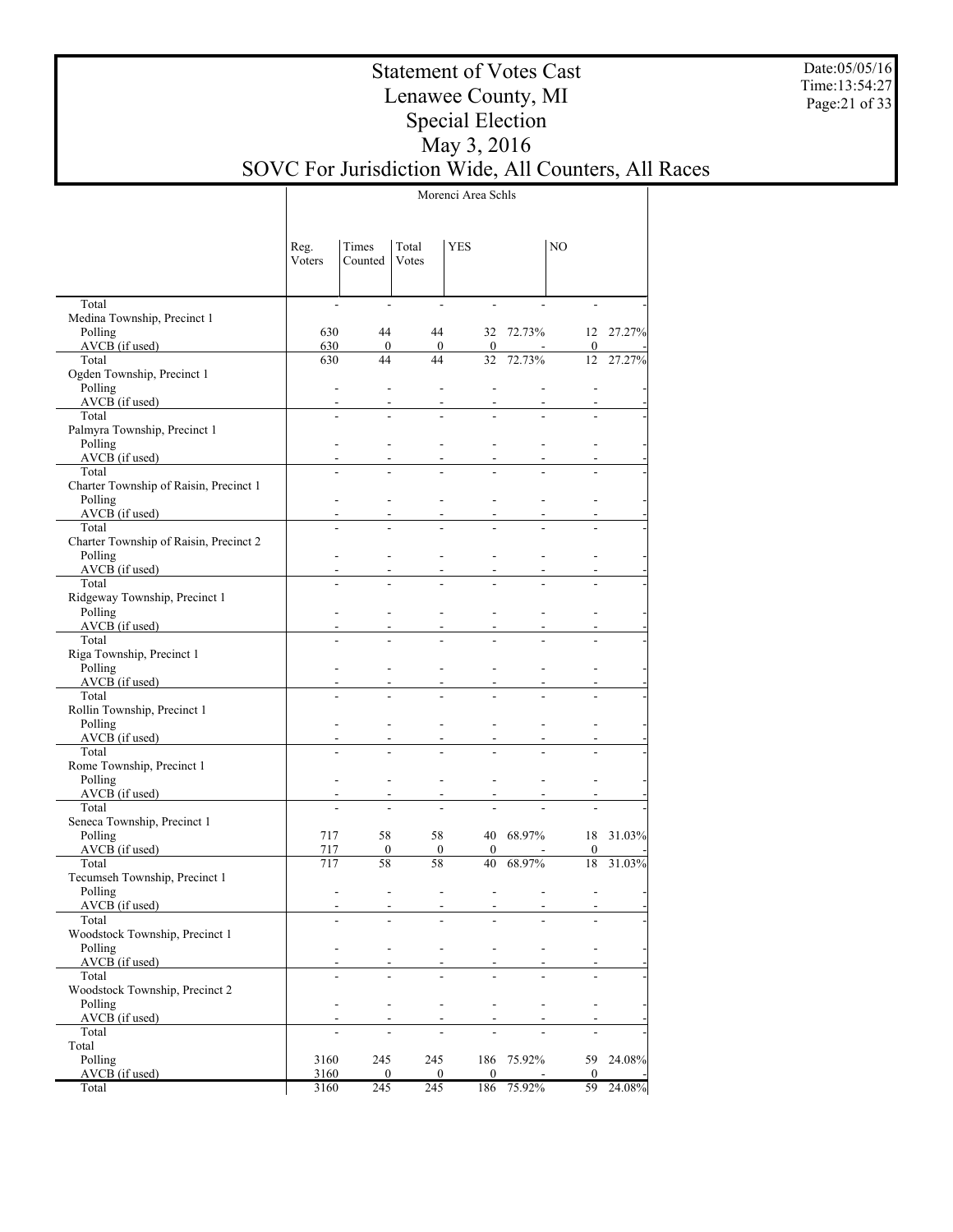# Statement of Votes Cast
# Lenawee County, MI
# Special Election
# May 3, 2016
# SOVC For Jurisdiction Wide, All Counters, All Races

Date:05/05/16
Time:13:54:27

| | Morenci Area Schls | | | | | | |
|---|---|---|---|---|---|---|---|
| | Reg. Voters | Times Counted | Total Votes | YES | | NO | |
| Total | - | - | - | - | - | - | - |
| Medina Township, Precinct 1 | | | | | | | |
| Polling | 630 | 44 | 44 | 32 | 72.73% | 12 | 27.27% |
| AVCB (if used) | 630 | 0 | 0 | 0 | - | 0 | - |
| Total | 630 | 44 | 44 | 32 | 72.73% | 12 | 27.27% |
| Ogden Township, Precinct 1 | | | | | | | |
| Polling | - | - | - | - | - | - | - |
| AVCB (if used) | - | - | - | - | - | - | - |
| Total | - | - | - | - | - | - | - |
| Palmyra Township, Precinct 1 | | | | | | | |
| Polling | - | - | - | - | - | - | - |
| AVCB (if used) | - | - | - | - | - | - | - |
| Total | - | - | - | - | - | - | - |
| Charter Township of Raisin, Precinct 1 | | | | | | | |
| Polling | - | - | - | - | - | - | - |
| AVCB (if used) | - | - | - | - | - | - | - |
| Total | - | - | - | - | - | - | - |
| Charter Township of Raisin, Precinct 2 | | | | | | | |
| Polling | - | - | - | - | - | - | - |
| AVCB (if used) | - | - | - | - | - | - | - |
| Total | - | - | - | - | - | - | - |
| Ridgeway Township, Precinct 1 | | | | | | | |
| Polling | - | - | - | - | - | - | - |
| AVCB (if used) | - | - | - | - | - | - | - |
| Total | - | - | - | - | - | - | - |
| Riga Township, Precinct 1 | | | | | | | |
| Polling | - | - | - | - | - | - | - |
| AVCB (if used) | - | - | - | - | - | - | - |
| Total | - | - | - | - | - | - | - |
| Rollin Township, Precinct 1 | | | | | | | |
| Polling | - | - | - | - | - | - | - |
| AVCB (if used) | - | - | - | - | - | - | - |
| Total | - | - | - | - | - | - | - |
| Rome Township, Precinct 1 | | | | | | | |
| Polling | - | - | - | - | - | - | - |
| AVCB (if used) | - | - | - | - | - | - | - |
| Total | - | - | - | - | - | - | - |
| Seneca Township, Precinct 1 | | | | | | | |
| Polling | 717 | 58 | 58 | 40 | 68.97% | 18 | 31.03% |
| AVCB (if used) | 717 | 0 | 0 | 0 | - | 0 | - |
| Total | 717 | 58 | 58 | 40 | 68.97% | 18 | 31.03% |
| Tecumseh Township, Precinct 1 | | | | | | | |
| Polling | - | - | - | - | - | - | - |
| AVCB (if used) | - | - | - | - | - | - | - |
| Total | - | - | - | - | - | - | - |
| Woodstock Township, Precinct 1 | | | | | | | |
| Polling | - | - | - | - | - | - | - |
| AVCB (if used) | - | - | - | - | - | - | - |
| Total | - | - | - | - | - | - | - |
| Woodstock Township, Precinct 2 | | | | | | | |
| Polling | - | - | - | - | - | - | - |
| AVCB (if used) | - | - | - | - | - | - | - |
| Total | - | - | - | - | - | - | - |
| Total | | | | | | | |
| Polling | 3160 | 245 | 245 | 186 | 75.92% | 59 | 24.08% |
| AVCB (if used) | 3160 | 0 | 0 | 0 | - | 0 | - |
| Total | 3160 | 245 | 245 | 186 | 75.92% | 59 | 24.08% |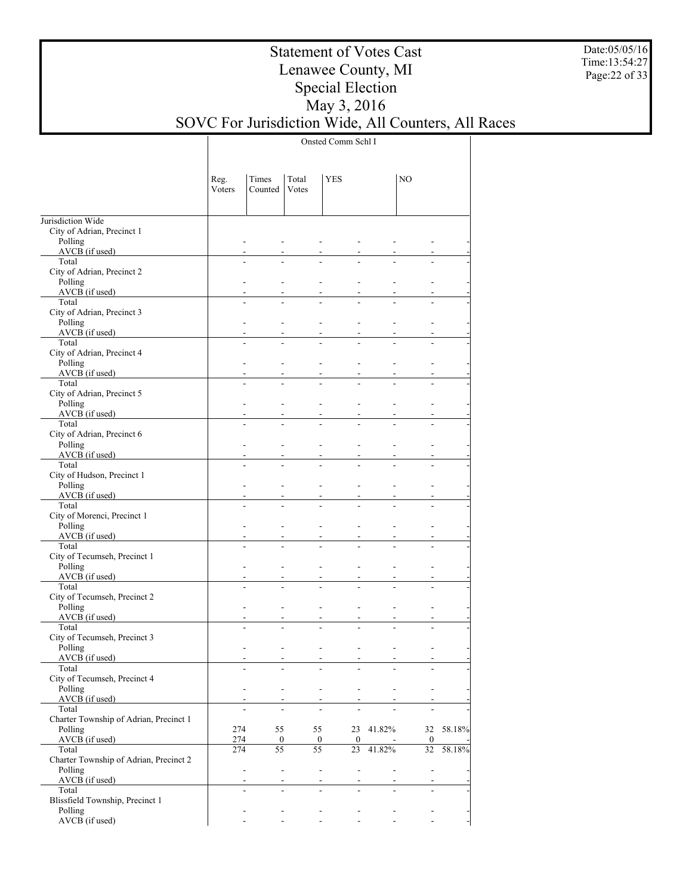# Statement of Votes Cast
## Lenawee County, MI
## Special Election
## May 3, 2016
## SOVC For Jurisdiction Wide, All Counters, All Races

Date:05/05/16
Time:13:54:27

| | Onsted Comm Schl I | | | | | | |
|---|---|---|---|---|---|---|---|
| | Reg. Voters | Times Counted | Total Votes | YES | | NO | |
| **Jurisdiction Wide** | | | | | | | |
| City of Adrian, Precinct 1 | | | | | | | |
| Polling | - | - | - | - | - | - | - |
| AVCB (if used) | - | - | - | - | - | - | - |
| Total | - | - | - | - | - | - | - |
| City of Adrian, Precinct 2 | | | | | | | |
| Polling | - | - | - | - | - | - | - |
| AVCB (if used) | - | - | - | - | - | - | - |
| Total | - | - | - | - | - | - | - |
| City of Adrian, Precinct 3 | | | | | | | |
| Polling | - | - | - | - | - | - | - |
| AVCB (if used) | - | - | - | - | - | - | - |
| Total | - | - | - | - | - | - | - |
| City of Adrian, Precinct 4 | | | | | | | |
| Polling | - | - | - | - | - | - | - |
| AVCB (if used) | - | - | - | - | - | - | - |
| Total | - | - | - | - | - | - | - |
| City of Adrian, Precinct 5 | | | | | | | |
| Polling | - | - | - | - | - | - | - |
| AVCB (if used) | - | - | - | - | - | - | - |
| Total | - | - | - | - | - | - | - |
| City of Adrian, Precinct 6 | | | | | | | |
| Polling | - | - | - | - | - | - | - |
| AVCB (if used) | - | - | - | - | - | - | - |
| Total | - | - | - | - | - | - | - |
| City of Hudson, Precinct 1 | | | | | | | |
| Polling | - | - | - | - | - | - | - |
| AVCB (if used) | - | - | - | - | - | - | - |
| Total | - | - | - | - | - | - | - |
| City of Morenci, Precinct 1 | | | | | | | |
| Polling | - | - | - | - | - | - | - |
| AVCB (if used) | - | - | - | - | - | - | - |
| Total | - | - | - | - | - | - | - |
| City of Tecumseh, Precinct 1 | | | | | | | |
| Polling | - | - | - | - | - | - | - |
| AVCB (if used) | - | - | - | - | - | - | - |
| Total | - | - | - | - | - | - | - |
| City of Tecumseh, Precinct 2 | | | | | | | |
| Polling | - | - | - | - | - | - | - |
| AVCB (if used) | - | - | - | - | - | - | - |
| Total | - | - | - | - | - | - | - |
| City of Tecumseh, Precinct 3 | | | | | | | |
| Polling | - | - | - | - | - | - | - |
| AVCB (if used) | - | - | - | - | - | - | - |
| Total | - | - | - | - | - | - | - |
| City of Tecumseh, Precinct 4 | | | | | | | |
| Polling | - | - | - | - | - | - | - |
| AVCB (if used) | - | - | - | - | - | - | - |
| Total | - | - | - | - | - | - | - |
| Charter Township of Adrian, Precinct 1 | | | | | | | |
| Polling | 274 | 55 | 55 | 23 | 41.82% | 32 | 58.18% |
| AVCB (if used) | 274 | 0 | 0 | 0 | - | 0 | - |
| Total | 274 | 55 | 55 | 23 | 41.82% | 32 | 58.18% |
| Charter Township of Adrian, Precinct 2 | | | | | | | |
| Polling | - | - | - | - | - | - | - |
| AVCB (if used) | - | - | - | - | - | - | - |
| Total | - | - | - | - | - | - | - |
| Blissfield Township, Precinct 1 | | | | | | | |
| Polling | - | - | - | - | - | - | - |
| AVCB (if used) | - | - | - | - | - | - | - |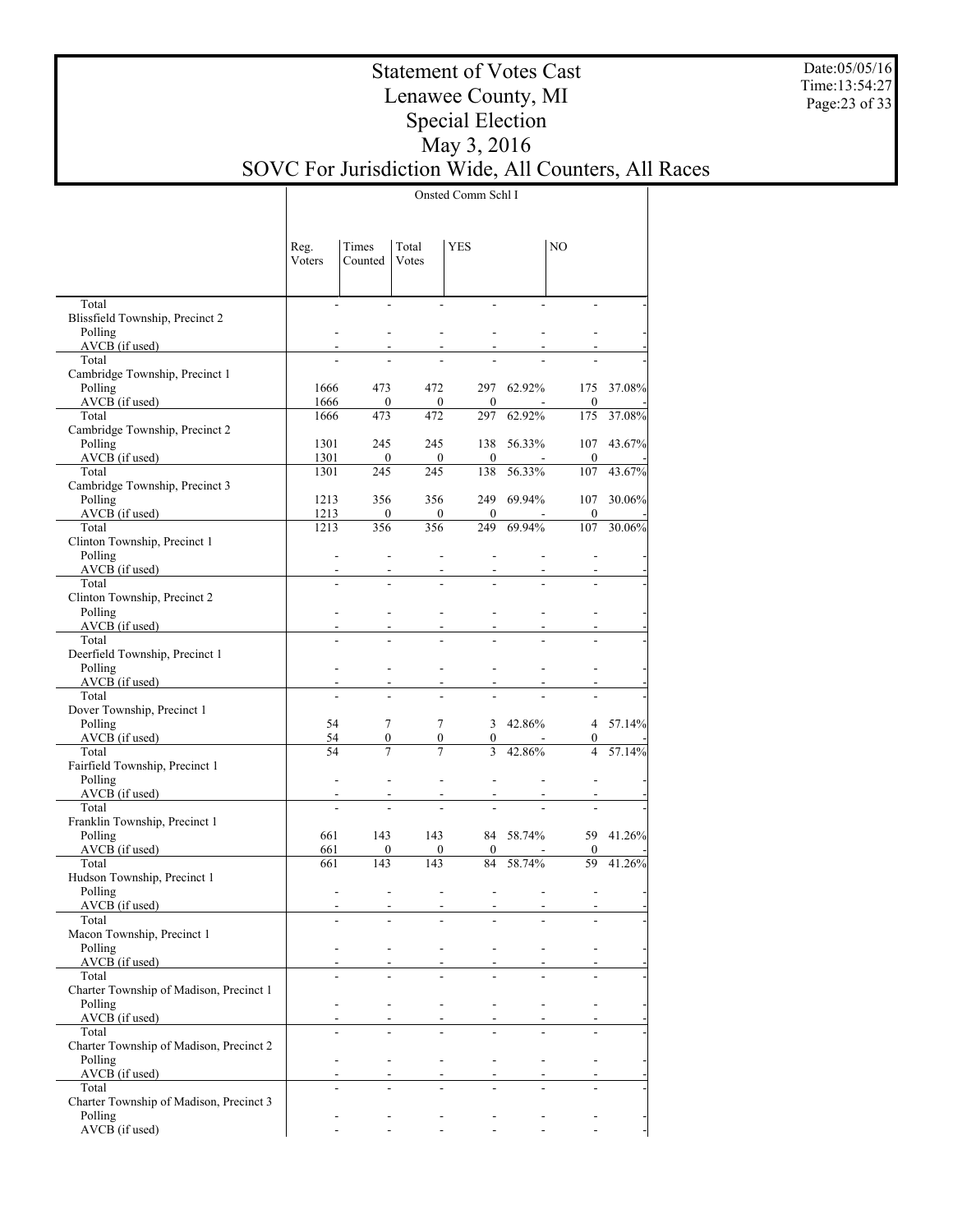# Statement of Votes Cast
# Lenawee County, MI
# Special Election
# May 3, 2016
# SOVC For Jurisdiction Wide, All Counters, All Races

Date:05/05/16
Time:13:54:27

Onsted Comm Schl I

| | Reg. Voters | Times Counted | Total Votes | YES | | NO | |
|---|---|---|---|---|---|---|---|
| Total | - | - | - | - | - | - | - |
| Blissfield Township, Precinct 2 | | | | | | | |
| Polling | - | - | - | - | - | - | - |
| AVCB (if used) | - | - | - | - | - | - | - |
| Total | - | - | - | - | - | - | - |
| Cambridge Township, Precinct 1 | | | | | | | |
| Polling | 1666 | 473 | 472 | 297 | 62.92% | 175 | 37.08% |
| AVCB (if used) | 1666 | 0 | 0 | 0 | - | 0 | - |
| Total | 1666 | 473 | 472 | 297 | 62.92% | 175 | 37.08% |
| Cambridge Township, Precinct 2 | | | | | | | |
| Polling | 1301 | 245 | 245 | 138 | 56.33% | 107 | 43.67% |
| AVCB (if used) | 1301 | 0 | 0 | 0 | - | 0 | - |
| Total | 1301 | 245 | 245 | 138 | 56.33% | 107 | 43.67% |
| Cambridge Township, Precinct 3 | | | | | | | |
| Polling | 1213 | 356 | 356 | 249 | 69.94% | 107 | 30.06% |
| AVCB (if used) | 1213 | 0 | 0 | 0 | - | 0 | - |
| Total | 1213 | 356 | 356 | 249 | 69.94% | 107 | 30.06% |
| Clinton Township, Precinct 1 | | | | | | | |
| Polling | - | - | - | - | - | - | - |
| AVCB (if used) | - | - | - | - | - | - | - |
| Total | - | - | - | - | - | - | - |
| Clinton Township, Precinct 2 | | | | | | | |
| Polling | - | - | - | - | - | - | - |
| AVCB (if used) | - | - | - | - | - | - | - |
| Total | - | - | - | - | - | - | - |
| Deerfield Township, Precinct 1 | | | | | | | |
| Polling | - | - | - | - | - | - | - |
| AVCB (if used) | - | - | - | - | - | - | - |
| Total | - | - | - | - | - | - | - |
| Dover Township, Precinct 1 | | | | | | | |
| Polling | 54 | 7 | 7 | 3 | 42.86% | 4 | 57.14% |
| AVCB (if used) | 54 | 0 | 0 | 0 | - | 0 | - |
| Total | 54 | 7 | 7 | 3 | 42.86% | 4 | 57.14% |
| Fairfield Township, Precinct 1 | | | | | | | |
| Polling | - | - | - | - | - | - | - |
| AVCB (if used) | - | - | - | - | - | - | - |
| Total | - | - | - | - | - | - | - |
| Franklin Township, Precinct 1 | | | | | | | |
| Polling | 661 | 143 | 143 | 84 | 58.74% | 59 | 41.26% |
| AVCB (if used) | 661 | 0 | 0 | 0 | - | 0 | - |
| Total | 661 | 143 | 143 | 84 | 58.74% | 59 | 41.26% |
| Hudson Township, Precinct 1 | | | | | | | |
| Polling | - | - | - | - | - | - | - |
| AVCB (if used) | - | - | - | - | - | - | - |
| Total | - | - | - | - | - | - | - |
| Macon Township, Precinct 1 | | | | | | | |
| Polling | - | - | - | - | - | - | - |
| AVCB (if used) | - | - | - | - | - | - | - |
| Total | - | - | - | - | - | - | - |
| Charter Township of Madison, Precinct 1 | | | | | | | |
| Polling | - | - | - | - | - | - | - |
| AVCB (if used) | - | - | - | - | - | - | - |
| Total | - | - | - | - | - | - | - |
| Charter Township of Madison, Precinct 2 | | | | | | | |
| Polling | - | - | - | - | - | - | - |
| AVCB (if used) | - | - | - | - | - | - | - |
| Total | - | - | - | - | - | - | - |
| Charter Township of Madison, Precinct 3 | | | | | | | |
| Polling | - | - | - | - | - | - | - |
| AVCB (if used) | - | - | - | - | - | - | - |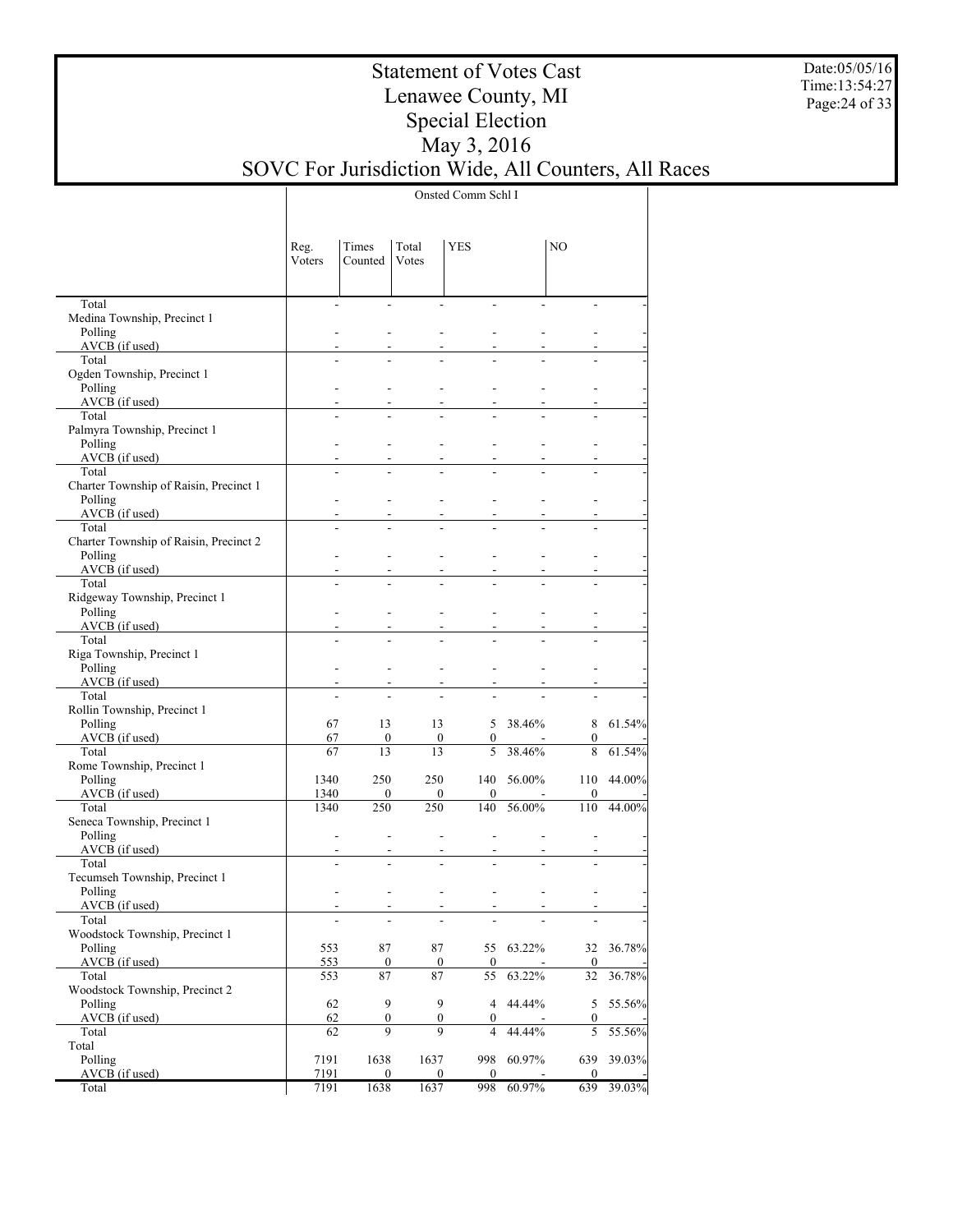# Statement of Votes Cast
## Lenawee County, MI
## Special Election
## May 3, 2016
## SOVC For Jurisdiction Wide, All Counters, All Races

Date:05/05/16
Time:13:54:27

| | Onsted Comm Schl I | | | | | | |
|---|---|---|---|---|---|---|---|
| | Reg. Voters | Times Counted | Total Votes | YES | | NO | |
| Total | - | - | - | - | - | - | - |
| Medina Township, Precinct 1 | | | | | | | |
| Polling | - | - | - | - | - | - | - |
| AVCB (if used) | - | - | - | - | - | - | - |
| Total | - | - | - | - | - | - | - |
| Ogden Township, Precinct 1 | | | | | | | |
| Polling | - | - | - | - | - | - | - |
| AVCB (if used) | - | - | - | - | - | - | - |
| Total | - | - | - | - | - | - | - |
| Palmyra Township, Precinct 1 | | | | | | | |
| Polling | - | - | - | - | - | - | - |
| AVCB (if used) | - | - | - | - | - | - | - |
| Total | - | - | - | - | - | - | - |
| Charter Township of Raisin, Precinct 1 | | | | | | | |
| Polling | - | - | - | - | - | - | - |
| AVCB (if used) | - | - | - | - | - | - | - |
| Total | - | - | - | - | - | - | - |
| Charter Township of Raisin, Precinct 2 | | | | | | | |
| Polling | - | - | - | - | - | - | - |
| AVCB (if used) | - | - | - | - | - | - | - |
| Total | - | - | - | - | - | - | - |
| Ridgeway Township, Precinct 1 | | | | | | | |
| Polling | - | - | - | - | - | - | - |
| AVCB (if used) | - | - | - | - | - | - | - |
| Total | - | - | - | - | - | - | - |
| Riga Township, Precinct 1 | | | | | | | |
| Polling | - | - | - | - | - | - | - |
| AVCB (if used) | - | - | - | - | - | - | - |
| Total | - | - | - | - | - | - | - |
| Rollin Township, Precinct 1 | | | | | | | |
| Polling | 67 | 13 | 13 | 5 | 38.46% | 8 | 61.54% |
| AVCB (if used) | 67 | 0 | 0 | 0 | - | 0 | - |
| Total | 67 | 13 | 13 | 5 | 38.46% | 8 | 61.54% |
| Rome Township, Precinct 1 | | | | | | | |
| Polling | 1340 | 250 | 250 | 140 | 56.00% | 110 | 44.00% |
| AVCB (if used) | 1340 | 0 | 0 | 0 | - | 0 | - |
| Total | 1340 | 250 | 250 | 140 | 56.00% | 110 | 44.00% |
| Seneca Township, Precinct 1 | | | | | | | |
| Polling | - | - | - | - | - | - | - |
| AVCB (if used) | - | - | - | - | - | - | - |
| Total | - | - | - | - | - | - | - |
| Tecumseh Township, Precinct 1 | | | | | | | |
| Polling | - | - | - | - | - | - | - |
| AVCB (if used) | - | - | - | - | - | - | - |
| Total | - | - | - | - | - | - | - |
| Woodstock Township, Precinct 1 | | | | | | | |
| Polling | 553 | 87 | 87 | 55 | 63.22% | 32 | 36.78% |
| AVCB (if used) | 553 | 0 | 0 | 0 | - | 0 | - |
| Total | 553 | 87 | 87 | 55 | 63.22% | 32 | 36.78% |
| Woodstock Township, Precinct 2 | | | | | | | |
| Polling | 62 | 9 | 9 | 4 | 44.44% | 5 | 55.56% |
| AVCB (if used) | 62 | 0 | 0 | 0 | - | 0 | - |
| Total | 62 | 9 | 9 | 4 | 44.44% | 5 | 55.56% |
| Total | | | | | | | |
| Polling | 7191 | 1638 | 1637 | 998 | 60.97% | 639 | 39.03% |
| AVCB (if used) | 7191 | 0 | 0 | 0 | - | 0 | - |
| Total | 7191 | 1638 | 1637 | 998 | 60.97% | 639 | 39.03% |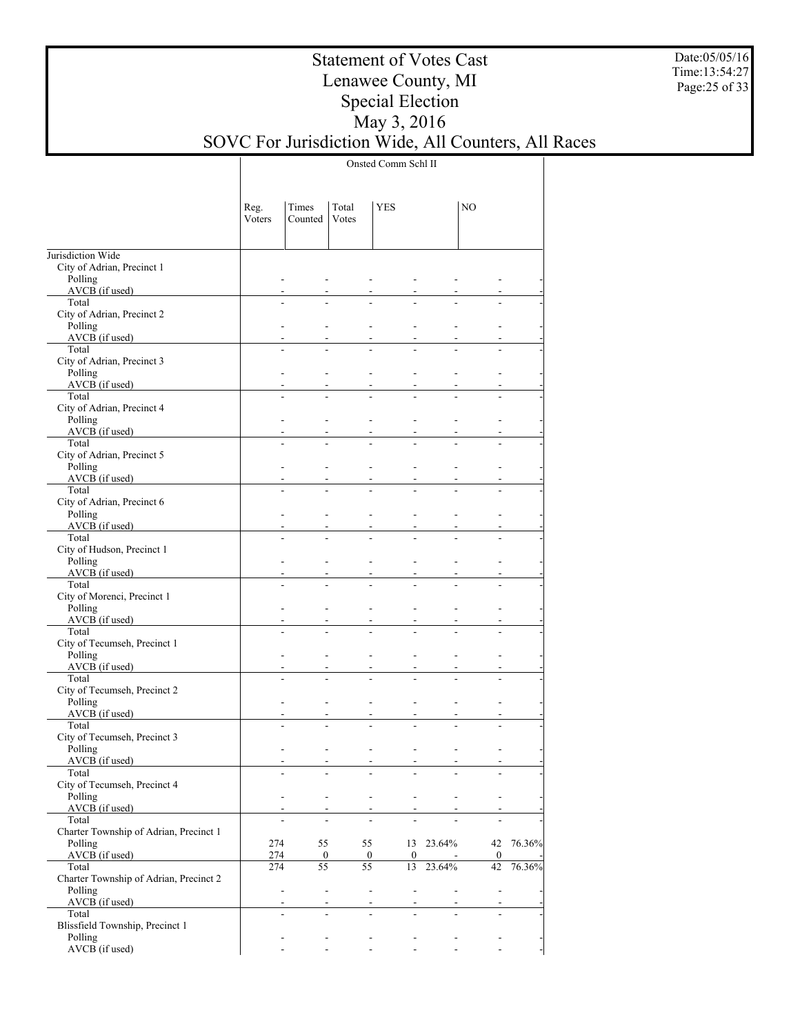# Statement of Votes Cast
## Lenawee County, MI
## Special Election
## May 3, 2016
## SOVC For Jurisdiction Wide, All Counters, All Races

Date:05/05/16
Time:13:54:27

| | Onsted Comm Schl II | | | | | | |
|---|---|---|---|---|---|---|---|
| | Reg. Voters | Times Counted | Total Votes | YES | | NO | |
| Jurisdiction Wide | | | | | | | |
| City of Adrian, Precinct 1 | | | | | | | |
| Polling | - | - | - | - | - | - | - |
| AVCB (if used) | - | - | - | - | - | - | - |
| Total | - | - | - | - | - | - | - |
| City of Adrian, Precinct 2 | | | | | | | |
| Polling | - | - | - | - | - | - | - |
| AVCB (if used) | - | - | - | - | - | - | - |
| Total | - | - | - | - | - | - | - |
| City of Adrian, Precinct 3 | | | | | | | |
| Polling | - | - | - | - | - | - | - |
| AVCB (if used) | - | - | - | - | - | - | - |
| Total | - | - | - | - | - | - | - |
| City of Adrian, Precinct 4 | | | | | | | |
| Polling | - | - | - | - | - | - | - |
| AVCB (if used) | - | - | - | - | - | - | - |
| Total | - | - | - | - | - | - | - |
| City of Adrian, Precinct 5 | | | | | | | |
| Polling | - | - | - | - | - | - | - |
| AVCB (if used) | - | - | - | - | - | - | - |
| Total | - | - | - | - | - | - | - |
| City of Adrian, Precinct 6 | | | | | | | |
| Polling | - | - | - | - | - | - | - |
| AVCB (if used) | - | - | - | - | - | - | - |
| Total | - | - | - | - | - | - | - |
| City of Hudson, Precinct 1 | | | | | | | |
| Polling | - | - | - | - | - | - | - |
| AVCB (if used) | - | - | - | - | - | - | - |
| Total | - | - | - | - | - | - | - |
| City of Morenci, Precinct 1 | | | | | | | |
| Polling | - | - | - | - | - | - | - |
| AVCB (if used) | - | - | - | - | - | - | - |
| Total | - | - | - | - | - | - | - |
| City of Tecumseh, Precinct 1 | | | | | | | |
| Polling | - | - | - | - | - | - | - |
| AVCB (if used) | - | - | - | - | - | - | - |
| Total | - | - | - | - | - | - | - |
| City of Tecumseh, Precinct 2 | | | | | | | |
| Polling | - | - | - | - | - | - | - |
| AVCB (if used) | - | - | - | - | - | - | - |
| Total | - | - | - | - | - | - | - |
| City of Tecumseh, Precinct 3 | | | | | | | |
| Polling | - | - | - | - | - | - | - |
| AVCB (if used) | - | - | - | - | - | - | - |
| Total | - | - | - | - | - | - | - |
| City of Tecumseh, Precinct 4 | | | | | | | |
| Polling | - | - | - | - | - | - | - |
| AVCB (if used) | - | - | - | - | - | - | - |
| Total | - | - | - | - | - | - | - |
| Charter Township of Adrian, Precinct 1 | | | | | | | |
| Polling | 274 | 55 | 55 | 13 | 23.64% | 42 | 76.36% |
| AVCB (if used) | 274 | 0 | 0 | 0 | - | 0 | - |
| Total | 274 | 55 | 55 | 13 | 23.64% | 42 | 76.36% |
| Charter Township of Adrian, Precinct 2 | | | | | | | |
| Polling | - | - | - | - | - | - | - |
| AVCB (if used) | - | - | - | - | - | - | - |
| Total | - | - | - | - | - | - | - |
| Blissfield Township, Precinct 1 | | | | | | | |
| Polling | - | - | - | - | - | - | - |
| AVCB (if used) | - | - | - | - | - | - | - |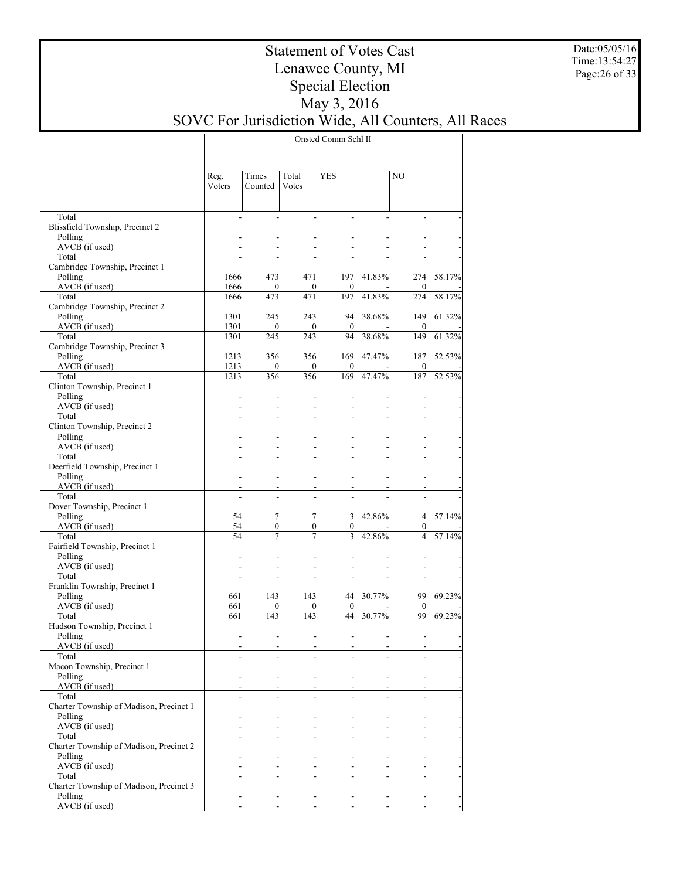# Statement of Votes Cast
# Lenawee County, MI
# Special Election
# May 3, 2016
# SOVC For Jurisdiction Wide, All Counters, All Races

Date:05/05/16
Time:13:54:27

| | Onsted Comm Schl II | | | | | | |
|---|---|---|---|---|---|---|---|
| | Reg. Voters | Times Counted | Total Votes | YES | | NO | |
| Total | - | - | - | - | - | - | - |
| Blissfield Township, Precinct 2 | | | | | | | |
| Polling | - | - | - | - | - | - | - |
| AVCB (if used) | - | - | - | - | - | - | - |
| Total | - | - | - | - | - | - | - |
| Cambridge Township, Precinct 1 | | | | | | | |
| Polling | 1666 | 473 | 471 | 197 | 41.83% | 274 | 58.17% |
| AVCB (if used) | 1666 | 0 | 0 | 0 | - | 0 | - |
| Total | 1666 | 473 | 471 | 197 | 41.83% | 274 | 58.17% |
| Cambridge Township, Precinct 2 | | | | | | | |
| Polling | 1301 | 245 | 243 | 94 | 38.68% | 149 | 61.32% |
| AVCB (if used) | 1301 | 0 | 0 | 0 | - | 0 | - |
| Total | 1301 | 245 | 243 | 94 | 38.68% | 149 | 61.32% |
| Cambridge Township, Precinct 3 | | | | | | | |
| Polling | 1213 | 356 | 356 | 169 | 47.47% | 187 | 52.53% |
| AVCB (if used) | 1213 | 0 | 0 | 0 | - | 0 | - |
| Total | 1213 | 356 | 356 | 169 | 47.47% | 187 | 52.53% |
| Clinton Township, Precinct 1 | | | | | | | |
| Polling | - | - | - | - | - | - | - |
| AVCB (if used) | - | - | - | - | - | - | - |
| Total | - | - | - | - | - | - | - |
| Clinton Township, Precinct 2 | | | | | | | |
| Polling | - | - | - | - | - | - | - |
| AVCB (if used) | - | - | - | - | - | - | - |
| Total | - | - | - | - | - | - | - |
| Deerfield Township, Precinct 1 | | | | | | | |
| Polling | - | - | - | - | - | - | - |
| AVCB (if used) | - | - | - | - | - | - | - |
| Total | - | - | - | - | - | - | - |
| Dover Township, Precinct 1 | | | | | | | |
| Polling | 54 | 7 | 7 | 3 | 42.86% | 4 | 57.14% |
| AVCB (if used) | 54 | 0 | 0 | 0 | - | 0 | - |
| Total | 54 | 7 | 7 | 3 | 42.86% | 4 | 57.14% |
| Fairfield Township, Precinct 1 | | | | | | | |
| Polling | - | - | - | - | - | - | - |
| AVCB (if used) | - | - | - | - | - | - | - |
| Total | - | - | - | - | - | - | - |
| Franklin Township, Precinct 1 | | | | | | | |
| Polling | 661 | 143 | 143 | 44 | 30.77% | 99 | 69.23% |
| AVCB (if used) | 661 | 0 | 0 | 0 | - | 0 | - |
| Total | 661 | 143 | 143 | 44 | 30.77% | 99 | 69.23% |
| Hudson Township, Precinct 1 | | | | | | | |
| Polling | - | - | - | - | - | - | - |
| AVCB (if used) | - | - | - | - | - | - | - |
| Total | - | - | - | - | - | - | - |
| Macon Township, Precinct 1 | | | | | | | |
| Polling | - | - | - | - | - | - | - |
| AVCB (if used) | - | - | - | - | - | - | - |
| Total | - | - | - | - | - | - | - |
| Charter Township of Madison, Precinct 1 | | | | | | | |
| Polling | - | - | - | - | - | - | - |
| AVCB (if used) | - | - | - | - | - | - | - |
| Total | - | - | - | - | - | - | - |
| Charter Township of Madison, Precinct 2 | | | | | | | |
| Polling | - | - | - | - | - | - | - |
| AVCB (if used) | - | - | - | - | - | - | - |
| Total | - | - | - | - | - | - | - |
| Charter Township of Madison, Precinct 3 | | | | | | | |
| Polling | - | - | - | - | - | - | - |
| AVCB (if used) | - | - | - | - | - | - | - |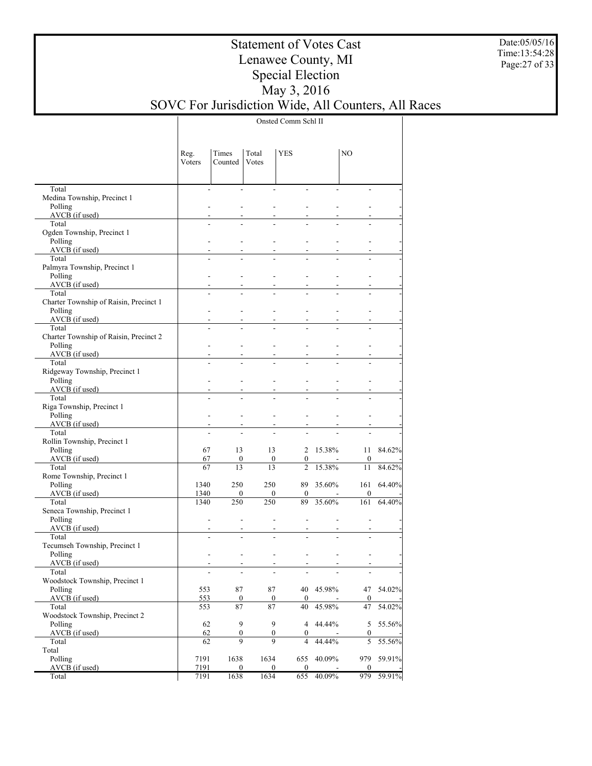# Statement of Votes Cast
# Lenawee County, MI
# Special Election
# May 3, 2016
# SOVC For Jurisdiction Wide, All Counters, All Races

Date:05/05/16
Time:13:54:28

| | Onsted Comm Schl II | | | | | | |
|---|---|---|---|---|---|---|---|
| | Reg. Voters | Times Counted | Total Votes | YES | | NO | |
| Total | - | - | - | - | - | - | - |
| Medina Township, Precinct 1 | | | | | | | |
| Polling | - | - | - | - | - | - | - |
| AVCB (if used) | - | - | - | - | - | - | - |
| Total | - | - | - | - | - | - | - |
| Ogden Township, Precinct 1 | | | | | | | |
| Polling | - | - | - | - | - | - | - |
| AVCB (if used) | - | - | - | - | - | - | - |
| Total | - | - | - | - | - | - | - |
| Palmyra Township, Precinct 1 | | | | | | | |
| Polling | - | - | - | - | - | - | - |
| AVCB (if used) | - | - | - | - | - | - | - |
| Total | - | - | - | - | - | - | - |
| Charter Township of Raisin, Precinct 1 | | | | | | | |
| Polling | - | - | - | - | - | - | - |
| AVCB (if used) | - | - | - | - | - | - | - |
| Total | - | - | - | - | - | - | - |
| Charter Township of Raisin, Precinct 2 | | | | | | | |
| Polling | - | - | - | - | - | - | - |
| AVCB (if used) | - | - | - | - | - | - | - |
| Total | - | - | - | - | - | - | - |
| Ridgeway Township, Precinct 1 | | | | | | | |
| Polling | - | - | - | - | - | - | - |
| AVCB (if used) | - | - | - | - | - | - | - |
| Total | - | - | - | - | - | - | - |
| Riga Township, Precinct 1 | | | | | | | |
| Polling | - | - | - | - | - | - | - |
| AVCB (if used) | - | - | - | - | - | - | - |
| Total | - | - | - | - | - | - | - |
| Rollin Township, Precinct 1 | | | | | | | |
| Polling | 67 | 13 | 13 | 2 | 15.38% | 11 | 84.62% |
| AVCB (if used) | 67 | 0 | 0 | 0 | - | 0 | - |
| Total | 67 | 13 | 13 | 2 | 15.38% | 11 | 84.62% |
| Rome Township, Precinct 1 | | | | | | | |
| Polling | 1340 | 250 | 250 | 89 | 35.60% | 161 | 64.40% |
| AVCB (if used) | 1340 | 0 | 0 | 0 | - | 0 | - |
| Total | 1340 | 250 | 250 | 89 | 35.60% | 161 | 64.40% |
| Seneca Township, Precinct 1 | | | | | | | |
| Polling | - | - | - | - | - | - | - |
| AVCB (if used) | - | - | - | - | - | - | - |
| Total | - | - | - | - | - | - | - |
| Tecumseh Township, Precinct 1 | | | | | | | |
| Polling | - | - | - | - | - | - | - |
| AVCB (if used) | - | - | - | - | - | - | - |
| Total | - | - | - | - | - | - | - |
| Woodstock Township, Precinct 1 | | | | | | | |
| Polling | 553 | 87 | 87 | 40 | 45.98% | 47 | 54.02% |
| AVCB (if used) | 553 | 0 | 0 | 0 | - | 0 | - |
| Total | 553 | 87 | 87 | 40 | 45.98% | 47 | 54.02% |
| Woodstock Township, Precinct 2 | | | | | | | |
| Polling | 62 | 9 | 9 | 4 | 44.44% | 5 | 55.56% |
| AVCB (if used) | 62 | 0 | 0 | 0 | - | 0 | - |
| Total | 62 | 9 | 9 | 4 | 44.44% | 5 | 55.56% |
| Total | | | | | | | |
| Polling | 7191 | 1638 | 1634 | 655 | 40.09% | 979 | 59.91% |
| AVCB (if used) | 7191 | 0 | 0 | 0 | - | 0 | - |
| Total | 7191 | 1638 | 1634 | 655 | 40.09% | 979 | 59.91% |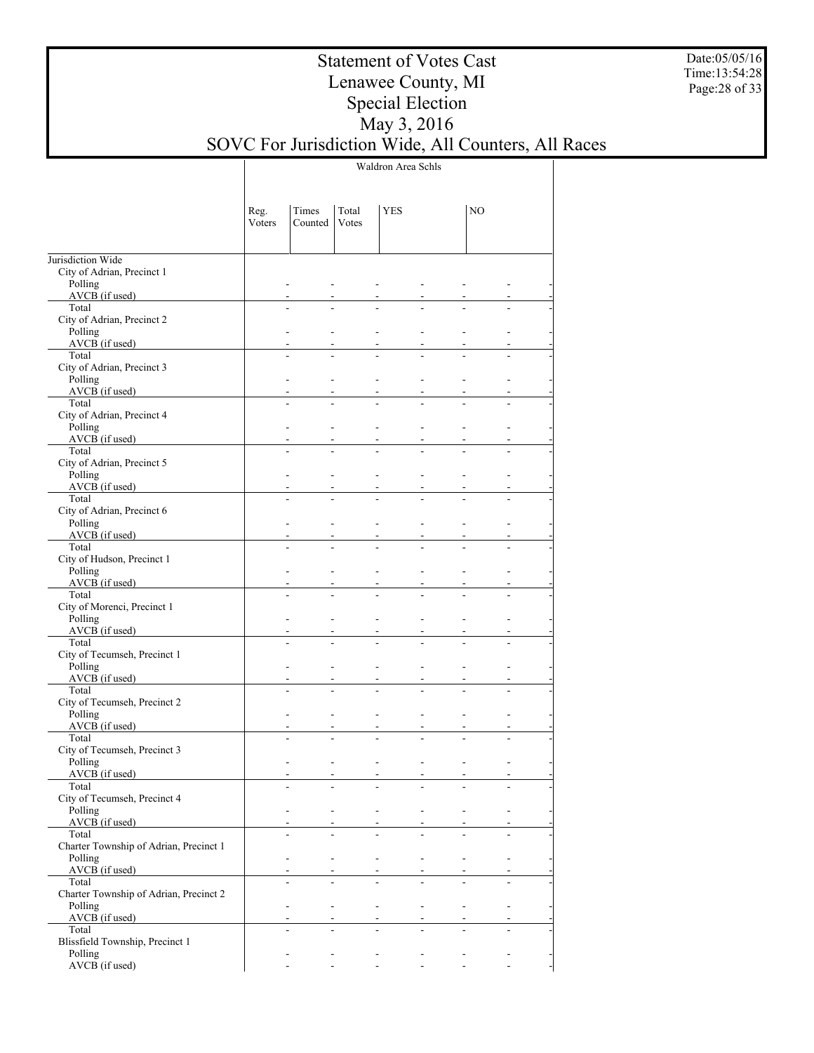# Statement of Votes Cast
## Lenawee County, MI
## Special Election
## May 3, 2016
## SOVC For Jurisdiction Wide, All Counters, All Races

| | Waldron Area Schls | | | | | | |
|---|---|---|---|---|---|---|---|
| | Reg. Voters | Times Counted | Total Votes | YES | | NO | |
| Jurisdiction Wide | | | | | | | |
| City of Adrian, Precinct 1 | | | | | | | |
| Polling | - | - | - | - | - | - | - |
| AVCB (if used) | - | - | - | - | - | - | - |
| Total | - | - | - | - | - | - | - |
| City of Adrian, Precinct 2 | | | | | | | |
| Polling | - | - | - | - | - | - | - |
| AVCB (if used) | - | - | - | - | - | - | - |
| Total | - | - | - | - | - | - | - |
| City of Adrian, Precinct 3 | | | | | | | |
| Polling | - | - | - | - | - | - | - |
| AVCB (if used) | - | - | - | - | - | - | - |
| Total | - | - | - | - | - | - | - |
| City of Adrian, Precinct 4 | | | | | | | |
| Polling | - | - | - | - | - | - | - |
| AVCB (if used) | - | - | - | - | - | - | - |
| Total | - | - | - | - | - | - | - |
| City of Adrian, Precinct 5 | | | | | | | |
| Polling | - | - | - | - | - | - | - |
| AVCB (if used) | - | - | - | - | - | - | - |
| Total | - | - | - | - | - | - | - |
| City of Adrian, Precinct 6 | | | | | | | |
| Polling | - | - | - | - | - | - | - |
| AVCB (if used) | - | - | - | - | - | - | - |
| Total | - | - | - | - | - | - | - |
| City of Hudson, Precinct 1 | | | | | | | |
| Polling | - | - | - | - | - | - | - |
| AVCB (if used) | - | - | - | - | - | - | - |
| Total | - | - | - | - | - | - | - |
| City of Morenci, Precinct 1 | | | | | | | |
| Polling | - | - | - | - | - | - | - |
| AVCB (if used) | - | - | - | - | - | - | - |
| Total | - | - | - | - | - | - | - |
| City of Tecumseh, Precinct 1 | | | | | | | |
| Polling | - | - | - | - | - | - | - |
| AVCB (if used) | - | - | - | - | - | - | - |
| Total | - | - | - | - | - | - | - |
| City of Tecumseh, Precinct 2 | | | | | | | |
| Polling | - | - | - | - | - | - | - |
| AVCB (if used) | - | - | - | - | - | - | - |
| Total | - | - | - | - | - | - | - |
| City of Tecumseh, Precinct 3 | | | | | | | |
| Polling | - | - | - | - | - | - | - |
| AVCB (if used) | - | - | - | - | - | - | - |
| Total | - | - | - | - | - | - | - |
| City of Tecumseh, Precinct 4 | | | | | | | |
| Polling | - | - | - | - | - | - | - |
| AVCB (if used) | - | - | - | - | - | - | - |
| Total | - | - | - | - | - | - | - |
| Charter Township of Adrian, Precinct 1 | | | | | | | |
| Polling | - | - | - | - | - | - | - |
| AVCB (if used) | - | - | - | - | - | - | - |
| Total | - | - | - | - | - | - | - |
| Charter Township of Adrian, Precinct 2 | | | | | | | |
| Polling | - | - | - | - | - | - | - |
| AVCB (if used) | - | - | - | - | - | - | - |
| Total | - | - | - | - | - | - | - |
| Blissfield Township, Precinct 1 | | | | | | | |
| Polling | - | - | - | - | - | - | - |
| AVCB (if used) | - | - | - | - | - | - | - |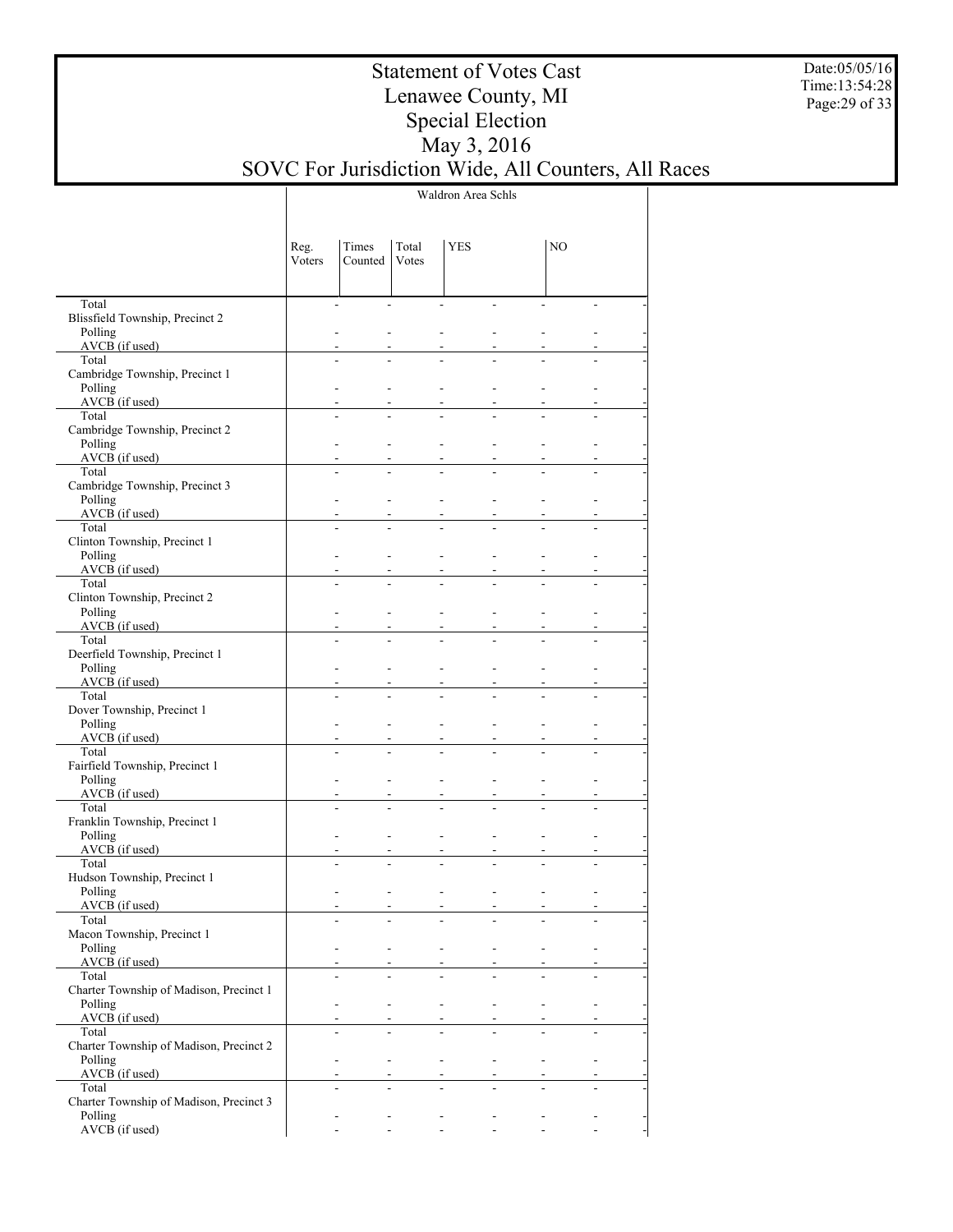# Statement of Votes Cast
## Lenawee County, MI
## Special Election
## May 3, 2016
## SOVC For Jurisdiction Wide, All Counters, All Races

Date:05/05/16
Time:13:54:28

| | Waldron Area Schls | | | | | | | |
|---|---|---|---|---|---|---|---|---|
| | Reg. Voters | Times Counted | Total Votes | YES | | NO | | |
| Total | - | - | - | - | - | - | - | - |
| Blissfield Township, Precinct 2 | | | | | | | | |
| Polling | - | - | - | - | - | - | - | - |
| AVCB (if used) | - | - | - | - | - | - | - | - |
| Total | - | - | - | - | - | - | - | - |
| Cambridge Township, Precinct 1 | | | | | | | | |
| Polling | - | - | - | - | - | - | - | - |
| AVCB (if used) | - | - | - | - | - | - | - | - |
| Total | - | - | - | - | - | - | - | - |
| Cambridge Township, Precinct 2 | | | | | | | | |
| Polling | - | - | - | - | - | - | - | - |
| AVCB (if used) | - | - | - | - | - | - | - | - |
| Total | - | - | - | - | - | - | - | - |
| Cambridge Township, Precinct 3 | | | | | | | | |
| Polling | - | - | - | - | - | - | - | - |
| AVCB (if used) | - | - | - | - | - | - | - | - |
| Total | - | - | - | - | - | - | - | - |
| Clinton Township, Precinct 1 | | | | | | | | |
| Polling | - | - | - | - | - | - | - | - |
| AVCB (if used) | - | - | - | - | - | - | - | - |
| Total | - | - | - | - | - | - | - | - |
| Clinton Township, Precinct 2 | | | | | | | | |
| Polling | - | - | - | - | - | - | - | - |
| AVCB (if used) | - | - | - | - | - | - | - | - |
| Total | - | - | - | - | - | - | - | - |
| Deerfield Township, Precinct 1 | | | | | | | | |
| Polling | - | - | - | - | - | - | - | - |
| AVCB (if used) | - | - | - | - | - | - | - | - |
| Total | - | - | - | - | - | - | - | - |
| Dover Township, Precinct 1 | | | | | | | | |
| Polling | - | - | - | - | - | - | - | - |
| AVCB (if used) | - | - | - | - | - | - | - | - |
| Total | - | - | - | - | - | - | - | - |
| Fairfield Township, Precinct 1 | | | | | | | | |
| Polling | - | - | - | - | - | - | - | - |
| AVCB (if used) | - | - | - | - | - | - | - | - |
| Total | - | - | - | - | - | - | - | - |
| Franklin Township, Precinct 1 | | | | | | | | |
| Polling | - | - | - | - | - | - | - | - |
| AVCB (if used) | - | - | - | - | - | - | - | - |
| Total | - | - | - | - | - | - | - | - |
| Hudson Township, Precinct 1 | | | | | | | | |
| Polling | - | - | - | - | - | - | - | - |
| AVCB (if used) | - | - | - | - | - | - | - | - |
| Total | - | - | - | - | - | - | - | - |
| Macon Township, Precinct 1 | | | | | | | | |
| Polling | - | - | - | - | - | - | - | - |
| AVCB (if used) | - | - | - | - | - | - | - | - |
| Total | - | - | - | - | - | - | - | - |
| Charter Township of Madison, Precinct 1 | | | | | | | | |
| Polling | - | - | - | - | - | - | - | - |
| AVCB (if used) | - | - | - | - | - | - | - | - |
| Total | - | - | - | - | - | - | - | - |
| Charter Township of Madison, Precinct 2 | | | | | | | | |
| Polling | - | - | - | - | - | - | - | - |
| AVCB (if used) | - | - | - | - | - | - | - | - |
| Total | - | - | - | - | - | - | - | - |
| Charter Township of Madison, Precinct 3 | | | | | | | | |
| Polling | - | - | - | - | - | - | - | - |
| AVCB (if used) | - | - | - | - | - | - | - | - |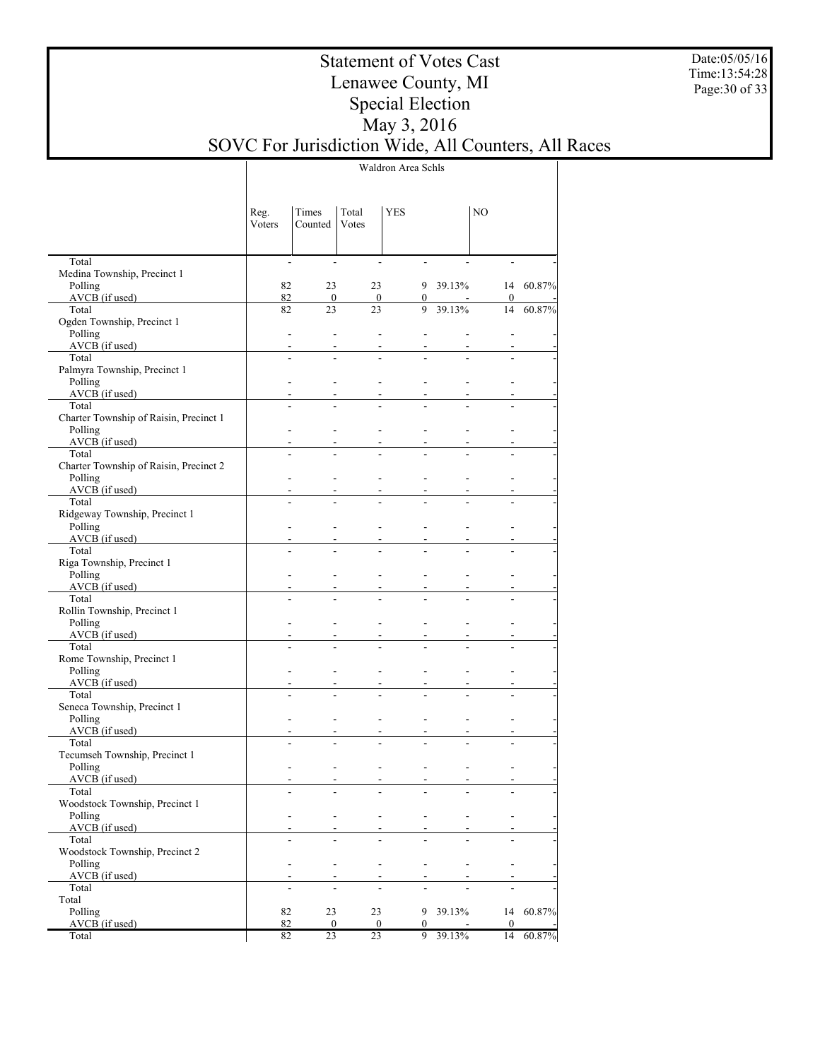# Statement of Votes Cast
# Lenawee County, MI
# Special Election
# May 3, 2016
# SOVC For Jurisdiction Wide, All Counters, All Races

Date:05/05/16
Time:13:54:28

| | Waldron Area Schls | | | | | | |
|---|---|---|---|---|---|---|---|
| | Reg. Voters | Times Counted | Total Votes | YES | | NO | |
| Total | - | - | - | - | - | - | - |
| Medina Township, Precinct 1 | | | | | | | |
| Polling | 82 | 23 | 23 | 9 | 39.13% | 14 | 60.87% |
| AVCB (if used) | 82 | 0 | 0 | 0 | - | 0 | - |
| Total | 82 | 23 | 23 | 9 | 39.13% | 14 | 60.87% |
| Ogden Township, Precinct 1 | | | | | | | |
| Polling | - | - | - | - | - | - | - |
| AVCB (if used) | - | - | - | - | - | - | - |
| Total | - | - | - | - | - | - | - |
| Palmyra Township, Precinct 1 | | | | | | | |
| Polling | - | - | - | - | - | - | - |
| AVCB (if used) | - | - | - | - | - | - | - |
| Total | - | - | - | - | - | - | - |
| Charter Township of Raisin, Precinct 1 | | | | | | | |
| Polling | - | - | - | - | - | - | - |
| AVCB (if used) | - | - | - | - | - | - | - |
| Total | - | - | - | - | - | - | - |
| Charter Township of Raisin, Precinct 2 | | | | | | | |
| Polling | - | - | - | - | - | - | - |
| AVCB (if used) | - | - | - | - | - | - | - |
| Total | - | - | - | - | - | - | - |
| Ridgeway Township, Precinct 1 | | | | | | | |
| Polling | - | - | - | - | - | - | - |
| AVCB (if used) | - | - | - | - | - | - | - |
| Total | - | - | - | - | - | - | - |
| Riga Township, Precinct 1 | | | | | | | |
| Polling | - | - | - | - | - | - | - |
| AVCB (if used) | - | - | - | - | - | - | - |
| Total | - | - | - | - | - | - | - |
| Rollin Township, Precinct 1 | | | | | | | |
| Polling | - | - | - | - | - | - | - |
| AVCB (if used) | - | - | - | - | - | - | - |
| Total | - | - | - | - | - | - | - |
| Rome Township, Precinct 1 | | | | | | | |
| Polling | - | - | - | - | - | - | - |
| AVCB (if used) | - | - | - | - | - | - | - |
| Total | - | - | - | - | - | - | - |
| Seneca Township, Precinct 1 | | | | | | | |
| Polling | - | - | - | - | - | - | - |
| AVCB (if used) | - | - | - | - | - | - | - |
| Total | - | - | - | - | - | - | - |
| Tecumseh Township, Precinct 1 | | | | | | | |
| Polling | - | - | - | - | - | - | - |
| AVCB (if used) | - | - | - | - | - | - | - |
| Total | - | - | - | - | - | - | - |
| Woodstock Township, Precinct 1 | | | | | | | |
| Polling | - | - | - | - | - | - | - |
| AVCB (if used) | - | - | - | - | - | - | - |
| Total | - | - | - | - | - | - | - |
| Woodstock Township, Precinct 2 | | | | | | | |
| Polling | - | - | - | - | - | - | - |
| AVCB (if used) | - | - | - | - | - | - | - |
| Total | - | - | - | - | - | - | - |
| Total | | | | | | | |
| Polling | 82 | 23 | 23 | 9 | 39.13% | 14 | 60.87% |
| AVCB (if used) | 82 | 0 | 0 | 0 | - | 0 | - |
| Total | 82 | 23 | 23 | 9 | 39.13% | 14 | 60.87% |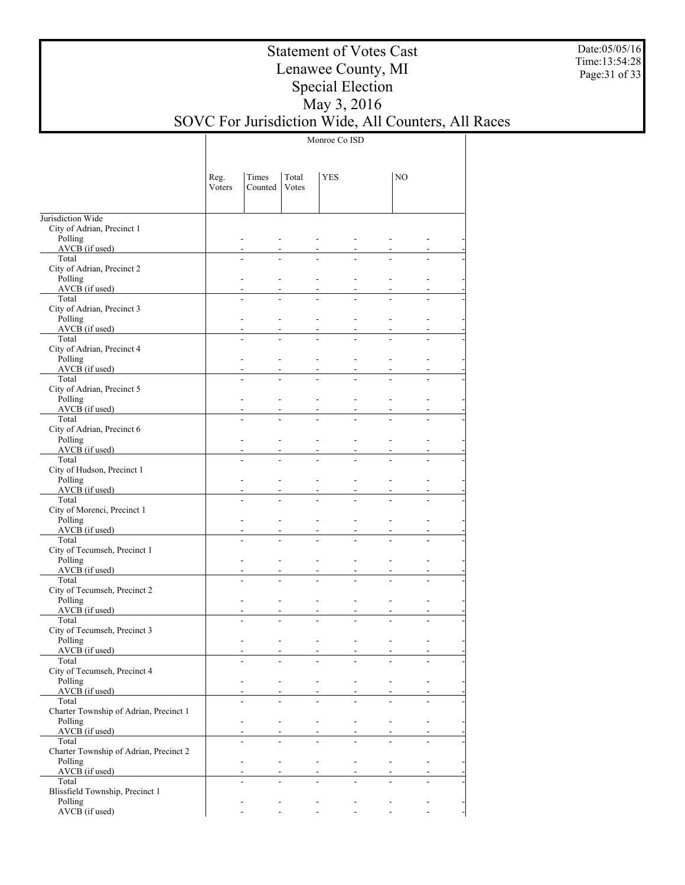# Statement of Votes Cast
## Lenawee County, MI
## Special Election
## May 3, 2016
## SOVC For Jurisdiction Wide, All Counters, All Races

| | Monroe Co ISD | | | | | | |
|---|---|---|---|---|---|---|---|
| | Reg. Voters | Times Counted | Total Votes | YES | | NO | |
| Jurisdiction Wide | | | | | | | |
| City of Adrian, Precinct 1 | | | | | | | |
| Polling | - | - | - | - | - | - | - |
| AVCB (if used) | - | - | - | - | - | - | - |
| Total | - | - | - | - | - | - | - |
| City of Adrian, Precinct 2 | | | | | | | |
| Polling | - | - | - | - | - | - | - |
| AVCB (if used) | - | - | - | - | - | - | - |
| Total | - | - | - | - | - | - | - |
| City of Adrian, Precinct 3 | | | | | | | |
| Polling | - | - | - | - | - | - | - |
| AVCB (if used) | - | - | - | - | - | - | - |
| Total | - | - | - | - | - | - | - |
| City of Adrian, Precinct 4 | | | | | | | |
| Polling | - | - | - | - | - | - | - |
| AVCB (if used) | - | - | - | - | - | - | - |
| Total | - | - | - | - | - | - | - |
| City of Adrian, Precinct 5 | | | | | | | |
| Polling | - | - | - | - | - | - | - |
| AVCB (if used) | - | - | - | - | - | - | - |
| Total | - | - | - | - | - | - | - |
| City of Adrian, Precinct 6 | | | | | | | |
| Polling | - | - | - | - | - | - | - |
| AVCB (if used) | - | - | - | - | - | - | - |
| Total | - | - | - | - | - | - | - |
| City of Hudson, Precinct 1 | | | | | | | |
| Polling | - | - | - | - | - | - | - |
| AVCB (if used) | - | - | - | - | - | - | - |
| Total | - | - | - | - | - | - | - |
| City of Morenci, Precinct 1 | | | | | | | |
| Polling | - | - | - | - | - | - | - |
| AVCB (if used) | - | - | - | - | - | - | - |
| Total | - | - | - | - | - | - | - |
| City of Tecumseh, Precinct 1 | | | | | | | |
| Polling | - | - | - | - | - | - | - |
| AVCB (if used) | - | - | - | - | - | - | - |
| Total | - | - | - | - | - | - | - |
| City of Tecumseh, Precinct 2 | | | | | | | |
| Polling | - | - | - | - | - | - | - |
| AVCB (if used) | - | - | - | - | - | - | - |
| Total | - | - | - | - | - | - | - |
| City of Tecumseh, Precinct 3 | | | | | | | |
| Polling | - | - | - | - | - | - | - |
| AVCB (if used) | - | - | - | - | - | - | - |
| Total | - | - | - | - | - | - | - |
| City of Tecumseh, Precinct 4 | | | | | | | |
| Polling | - | - | - | - | - | - | - |
| AVCB (if used) | - | - | - | - | - | - | - |
| Total | - | - | - | - | - | - | - |
| Charter Township of Adrian, Precinct 1 | | | | | | | |
| Polling | - | - | - | - | - | - | - |
| AVCB (if used) | - | - | - | - | - | - | - |
| Total | - | - | - | - | - | - | - |
| Charter Township of Adrian, Precinct 2 | | | | | | | |
| Polling | - | - | - | - | - | - | - |
| AVCB (if used) | - | - | - | - | - | - | - |
| Total | - | - | - | - | - | - | - |
| Blissfield Township, Precinct 1 | | | | | | | |
| Polling | - | - | - | - | - | - | - |
| AVCB (if used) | - | - | - | - | - | - | - |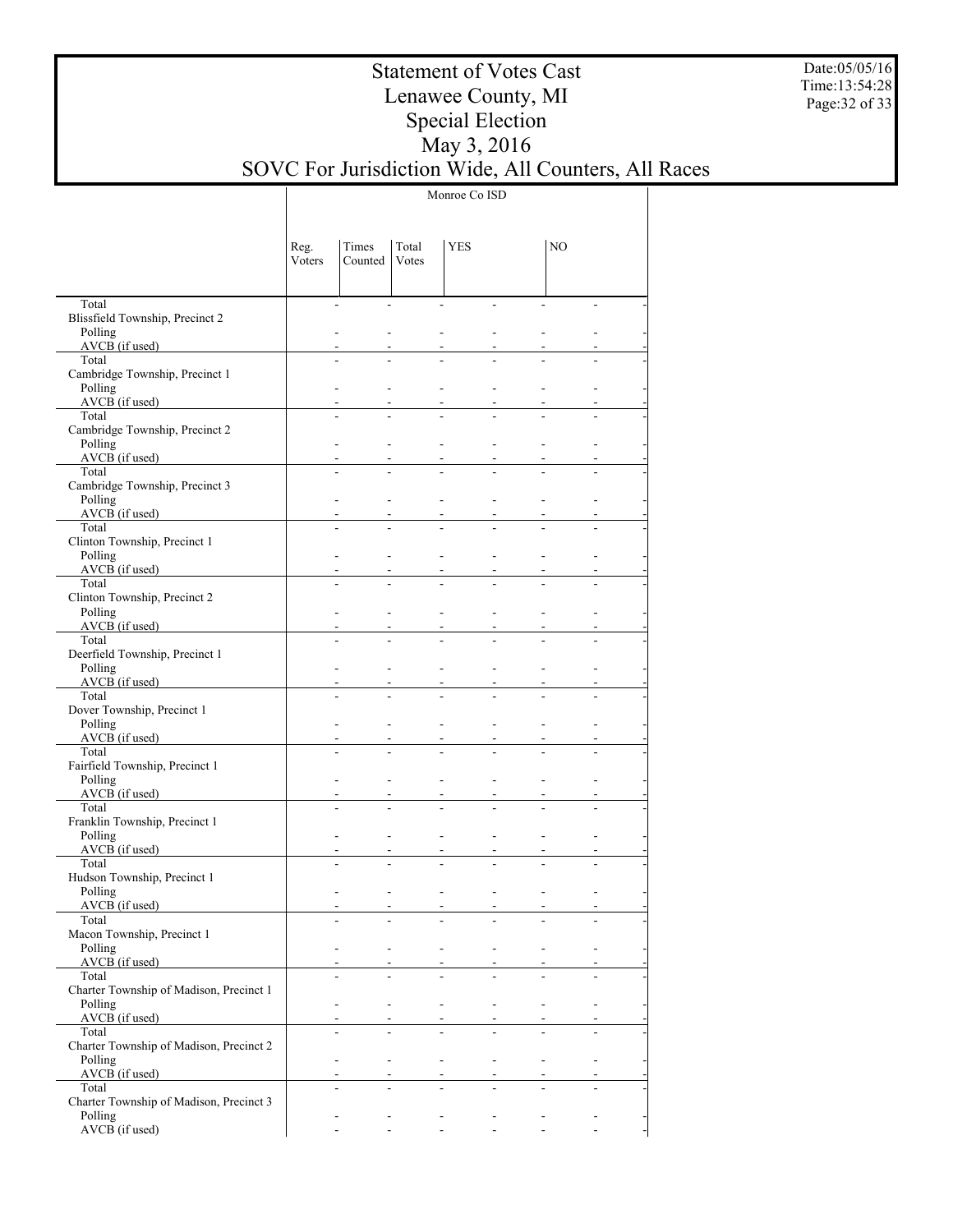# Statement of Votes Cast
# Lenawee County, MI
# Special Election
# May 3, 2016
# SOVC For Jurisdiction Wide, All Counters, All Races

| | Monroe Co ISD | | | | | | |
|---|---|---|---|---|---|---|---|
| | Reg. Voters | Times Counted | Total Votes | YES | | NO | |
| Total | - | - | - | - | - | - | - |
| Blissfield Township, Precinct 2 | | | | | | | |
| Polling | - | - | - | - | - | - | - |
| AVCB (if used) | - | - | - | - | - | - | - |
| Total | - | - | - | - | - | - | - |
| Cambridge Township, Precinct 1 | | | | | | | |
| Polling | - | - | - | - | - | - | - |
| AVCB (if used) | - | - | - | - | - | - | - |
| Total | - | - | - | - | - | - | - |
| Cambridge Township, Precinct 2 | | | | | | | |
| Polling | - | - | - | - | - | - | - |
| AVCB (if used) | - | - | - | - | - | - | - |
| Total | - | - | - | - | - | - | - |
| Cambridge Township, Precinct 3 | | | | | | | |
| Polling | - | - | - | - | - | - | - |
| AVCB (if used) | - | - | - | - | - | - | - |
| Total | - | - | - | - | - | - | - |
| Clinton Township, Precinct 1 | | | | | | | |
| Polling | - | - | - | - | - | - | - |
| AVCB (if used) | - | - | - | - | - | - | - |
| Total | - | - | - | - | - | - | - |
| Clinton Township, Precinct 2 | | | | | | | |
| Polling | - | - | - | - | - | - | - |
| AVCB (if used) | - | - | - | - | - | - | - |
| Total | - | - | - | - | - | - | - |
| Deerfield Township, Precinct 1 | | | | | | | |
| Polling | - | - | - | - | - | - | - |
| AVCB (if used) | - | - | - | - | - | - | - |
| Total | - | - | - | - | - | - | - |
| Dover Township, Precinct 1 | | | | | | | |
| Polling | - | - | - | - | - | - | - |
| AVCB (if used) | - | - | - | - | - | - | - |
| Total | - | - | - | - | - | - | - |
| Fairfield Township, Precinct 1 | | | | | | | |
| Polling | - | - | - | - | - | - | - |
| AVCB (if used) | - | - | - | - | - | - | - |
| Total | - | - | - | - | - | - | - |
| Franklin Township, Precinct 1 | | | | | | | |
| Polling | - | - | - | - | - | - | - |
| AVCB (if used) | - | - | - | - | - | - | - |
| Total | - | - | - | - | - | - | - |
| Hudson Township, Precinct 1 | | | | | | | |
| Polling | - | - | - | - | - | - | - |
| AVCB (if used) | - | - | - | - | - | - | - |
| Total | - | - | - | - | - | - | - |
| Macon Township, Precinct 1 | | | | | | | |
| Polling | - | - | - | - | - | - | - |
| AVCB (if used) | - | - | - | - | - | - | - |
| Total | - | - | - | - | - | - | - |
| Charter Township of Madison, Precinct 1 | | | | | | | |
| Polling | - | - | - | - | - | - | - |
| AVCB (if used) | - | - | - | - | - | - | - |
| Total | - | - | - | - | - | - | - |
| Charter Township of Madison, Precinct 2 | | | | | | | |
| Polling | - | - | - | - | - | - | - |
| AVCB (if used) | - | - | - | - | - | - | - |
| Total | - | - | - | - | - | - | - |
| Charter Township of Madison, Precinct 3 | | | | | | | |
| Polling | - | - | - | - | - | - | - |
| AVCB (if used) | - | - | - | - | - | - | - |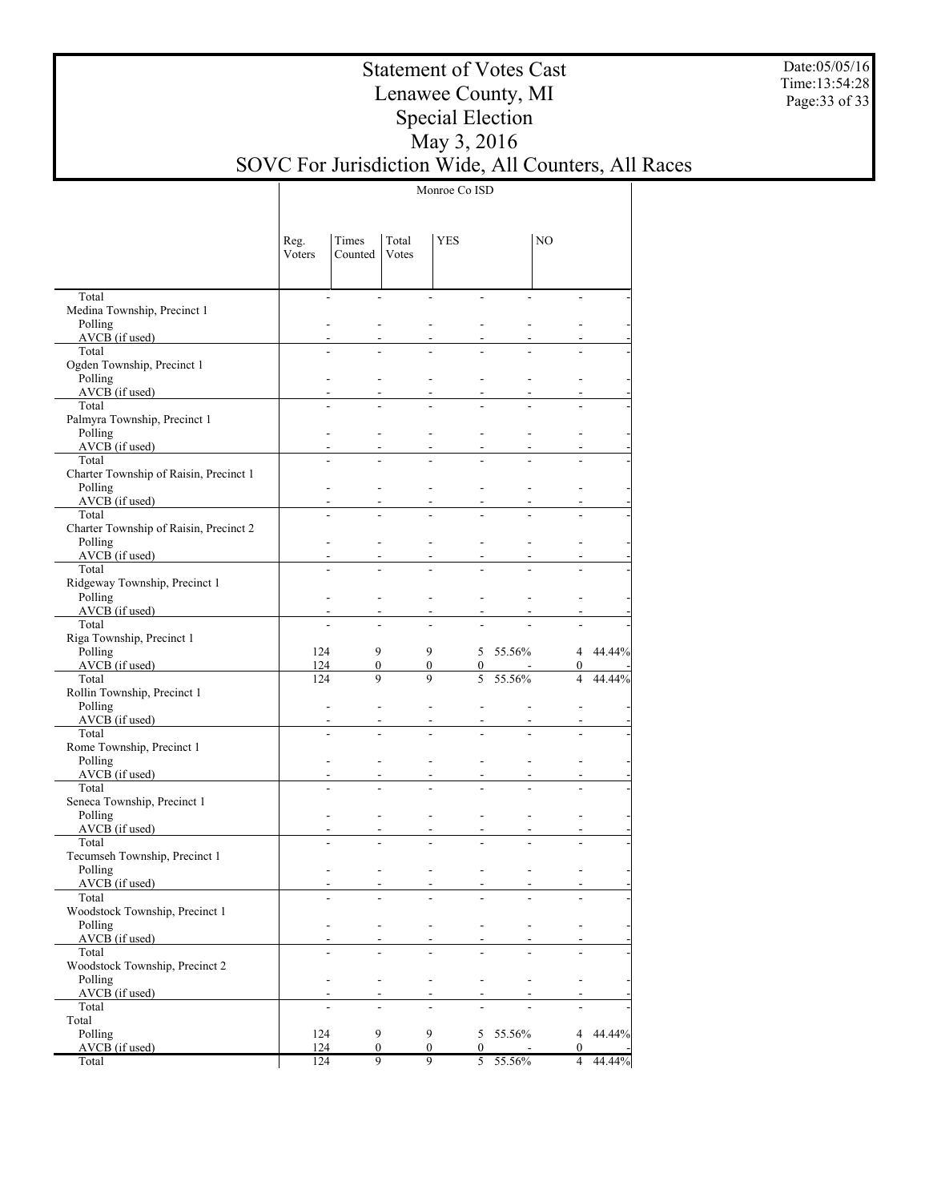# Statement of Votes Cast
# Lenawee County, MI
# Special Election
# May 3, 2016
# SOVC For Jurisdiction Wide, All Counters, All Races

Date:05/05/16
Time:13:54:28

| | Monroe Co ISD | | | | | | |
|---|---|---|---|---|---|---|---|
| | Reg. Voters | Times Counted | Total Votes | YES | | NO | |
| Total | - | - | - | - | - | - | - |
| Medina Township, Precinct 1 | | | | | | | |
| Polling | - | - | - | - | - | - | - |
| AVCB (if used) | - | - | - | - | - | - | - |
| Total | - | - | - | - | - | - | - |
| Ogden Township, Precinct 1 | | | | | | | |
| Polling | - | - | - | - | - | - | - |
| AVCB (if used) | - | - | - | - | - | - | - |
| Total | - | - | - | - | - | - | - |
| Palmyra Township, Precinct 1 | | | | | | | |
| Polling | - | - | - | - | - | - | - |
| AVCB (if used) | - | - | - | - | - | - | - |
| Total | - | - | - | - | - | - | - |
| Charter Township of Raisin, Precinct 1 | | | | | | | |
| Polling | - | - | - | - | - | - | - |
| AVCB (if used) | - | - | - | - | - | - | - |
| Total | - | - | - | - | - | - | - |
| Charter Township of Raisin, Precinct 2 | | | | | | | |
| Polling | - | - | - | - | - | - | - |
| AVCB (if used) | - | - | - | - | - | - | - |
| Total | - | - | - | - | - | - | - |
| Ridgeway Township, Precinct 1 | | | | | | | |
| Polling | - | - | - | - | - | - | - |
| AVCB (if used) | - | - | - | - | - | - | - |
| Total | - | - | - | - | - | - | - |
| Riga Township, Precinct 1 | | | | | | | |
| Polling | 124 | 9 | 9 | 5 | 55.56% | 4 | 44.44% |
| AVCB (if used) | 124 | 0 | 0 | 0 | - | 0 | - |
| Total | 124 | 9 | 9 | 5 | 55.56% | 4 | 44.44% |
| Rollin Township, Precinct 1 | | | | | | | |
| Polling | - | - | - | - | - | - | - |
| AVCB (if used) | - | - | - | - | - | - | - |
| Total | - | - | - | - | - | - | - |
| Rome Township, Precinct 1 | | | | | | | |
| Polling | - | - | - | - | - | - | - |
| AVCB (if used) | - | - | - | - | - | - | - |
| Total | - | - | - | - | - | - | - |
| Seneca Township, Precinct 1 | | | | | | | |
| Polling | - | - | - | - | - | - | - |
| AVCB (if used) | - | - | - | - | - | - | - |
| Total | - | - | - | - | - | - | - |
| Tecumseh Township, Precinct 1 | | | | | | | |
| Polling | - | - | - | - | - | - | - |
| AVCB (if used) | - | - | - | - | - | - | - |
| Total | - | - | - | - | - | - | - |
| Woodstock Township, Precinct 1 | | | | | | | |
| Polling | - | - | - | - | - | - | - |
| AVCB (if used) | - | - | - | - | - | - | - |
| Total | - | - | - | - | - | - | - |
| Woodstock Township, Precinct 2 | | | | | | | |
| Polling | - | - | - | - | - | - | - |
| AVCB (if used) | - | - | - | - | - | - | - |
| Total | - | - | - | - | - | - | - |
| Total | | | | | | | |
| Polling | 124 | 9 | 9 | 5 | 55.56% | 4 | 44.44% |
| AVCB (if used) | 124 | 0 | 0 | 0 | - | 0 | - |
| Total | 124 | 9 | 9 | 5 | 55.56% | 4 | 44.44% |